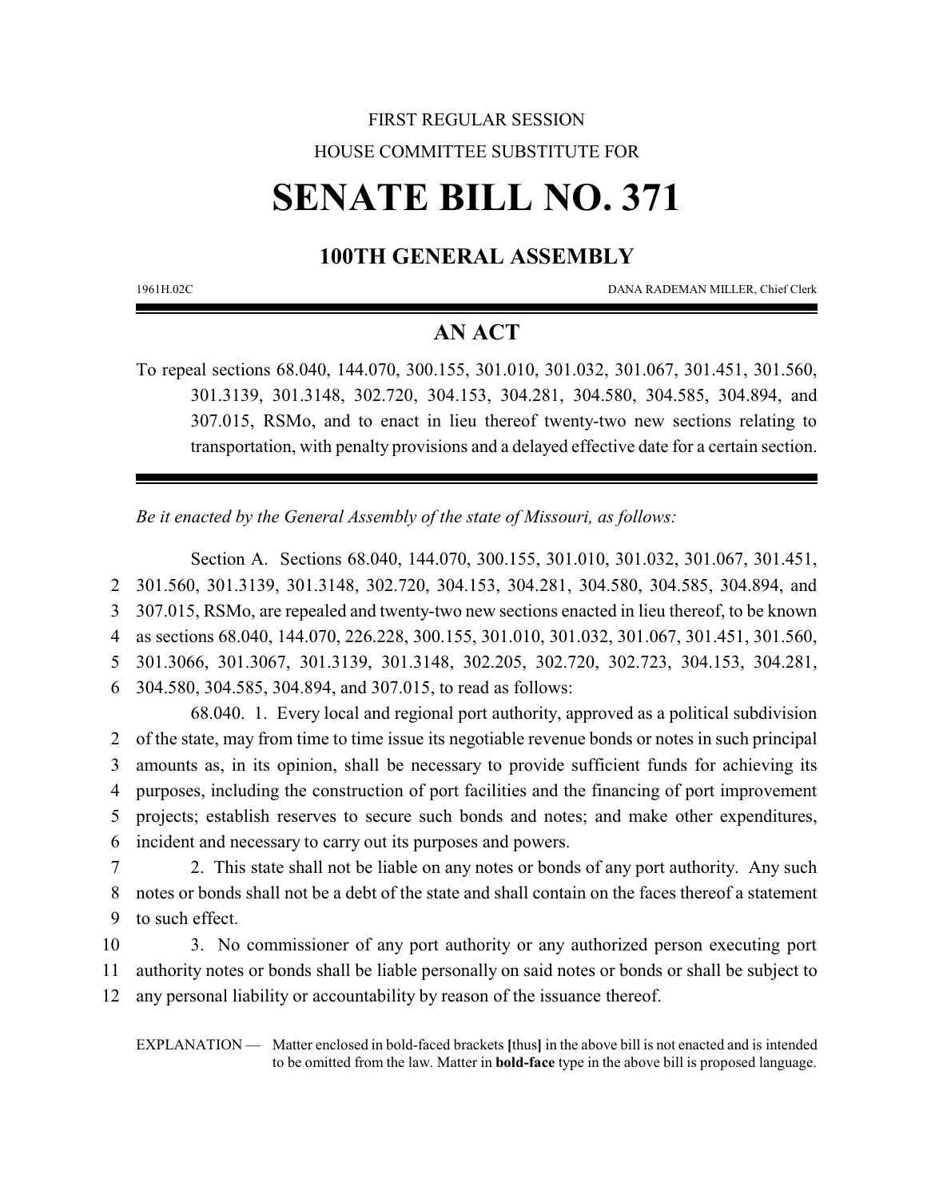FIRST REGULAR SESSION

HOUSE COMMITTEE SUBSTITUTE FOR

# SENATE BILL NO. 371

## 100TH GENERAL ASSEMBLY

1961H.02C DANA RADEMAN MILLER, Chief Clerk

## AN ACT

To repeal sections 68.040, 144.070, 300.155, 301.010, 301.032, 301.067, 301.451, 301.560, 301.3139, 301.3148, 302.720, 304.153, 304.281, 304.580, 304.585, 304.894, and 307.015, RSMo, and to enact in lieu thereof twenty-two new sections relating to transportation, with penalty provisions and a delayed effective date for a certain section.

*Be it enacted by the General Assembly of the state of Missouri, as follows:*

Section A. Sections 68.040, 144.070, 300.155, 301.010, 301.032, 301.067, 301.451,
2 301.560, 301.3139, 301.3148, 302.720, 304.153, 304.281, 304.580, 304.585, 304.894, and
3 307.015, RSMo, are repealed and twenty-two new sections enacted in lieu thereof, to be known
4 as sections 68.040, 144.070, 226.228, 300.155, 301.010, 301.032, 301.067, 301.451, 301.560,
5 301.3066, 301.3067, 301.3139, 301.3148, 302.205, 302.720, 302.723, 304.153, 304.281,
6 304.580, 304.585, 304.894, and 307.015, to read as follows:

68.040. 1. Every local and regional port authority, approved as a political subdivision
2 of the state, may from time to time issue its negotiable revenue bonds or notes in such principal
3 amounts as, in its opinion, shall be necessary to provide sufficient funds for achieving its
4 purposes, including the construction of port facilities and the financing of port improvement
5 projects; establish reserves to secure such bonds and notes; and make other expenditures,
6 incident and necessary to carry out its purposes and powers.

7 2. This state shall not be liable on any notes or bonds of any port authority. Any such
8 notes or bonds shall not be a debt of the state and shall contain on the faces thereof a statement
9 to such effect.

10 3. No commissioner of any port authority or any authorized person executing port
11 authority notes or bonds shall be liable personally on said notes or bonds or shall be subject to
12 any personal liability or accountability by reason of the issuance thereof.

EXPLANATION — Matter enclosed in bold-faced brackets **[**thus**]** in the above bill is not enacted and is intended to be omitted from the law. Matter in **bold-face** type in the above bill is proposed language.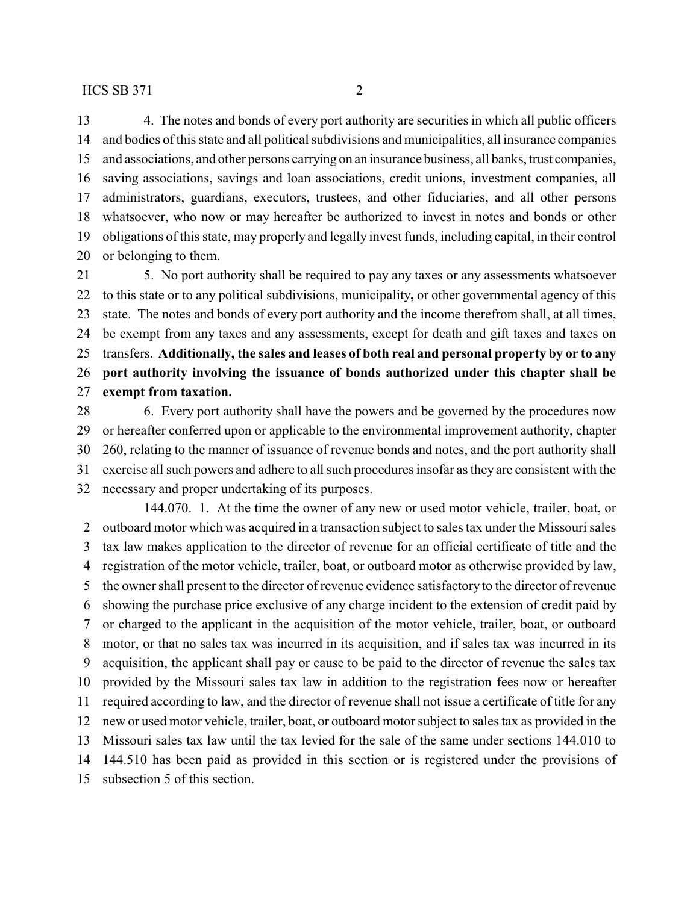4. The notes and bonds of every port authority are securities in which all public officers and bodies of this state and all political subdivisions and municipalities, all insurance companies and associations, and other persons carrying on an insurance business, all banks, trust companies, saving associations, savings and loan associations, credit unions, investment companies, all administrators, guardians, executors, trustees, and other fiduciaries, and all other persons whatsoever, who now or may hereafter be authorized to invest in notes and bonds or other obligations of this state, may properly and legally invest funds, including capital, in their control or belonging to them.

5. No port authority shall be required to pay any taxes or any assessments whatsoever to this state or to any political subdivisions, municipality**,** or other governmental agency of this state. The notes and bonds of every port authority and the income therefrom shall, at all times, be exempt from any taxes and any assessments, except for death and gift taxes and taxes on transfers. **Additionally, the sales and leases of both real and personal property by or to any port authority involving the issuance of bonds authorized under this chapter shall be exempt from taxation.**

6. Every port authority shall have the powers and be governed by the procedures now or hereafter conferred upon or applicable to the environmental improvement authority, chapter 260, relating to the manner of issuance of revenue bonds and notes, and the port authority shall exercise all such powers and adhere to all such procedures insofar as they are consistent with the necessary and proper undertaking of its purposes.

144.070. 1. At the time the owner of any new or used motor vehicle, trailer, boat, or outboard motor which was acquired in a transaction subject to sales tax under the Missouri sales tax law makes application to the director of revenue for an official certificate of title and the registration of the motor vehicle, trailer, boat, or outboard motor as otherwise provided by law, the owner shall present to the director of revenue evidence satisfactory to the director of revenue showing the purchase price exclusive of any charge incident to the extension of credit paid by or charged to the applicant in the acquisition of the motor vehicle, trailer, boat, or outboard motor, or that no sales tax was incurred in its acquisition, and if sales tax was incurred in its acquisition, the applicant shall pay or cause to be paid to the director of revenue the sales tax provided by the Missouri sales tax law in addition to the registration fees now or hereafter required according to law, and the director of revenue shall not issue a certificate of title for any new or used motor vehicle, trailer, boat, or outboard motor subject to sales tax as provided in the Missouri sales tax law until the tax levied for the sale of the same under sections 144.010 to 144.510 has been paid as provided in this section or is registered under the provisions of subsection 5 of this section.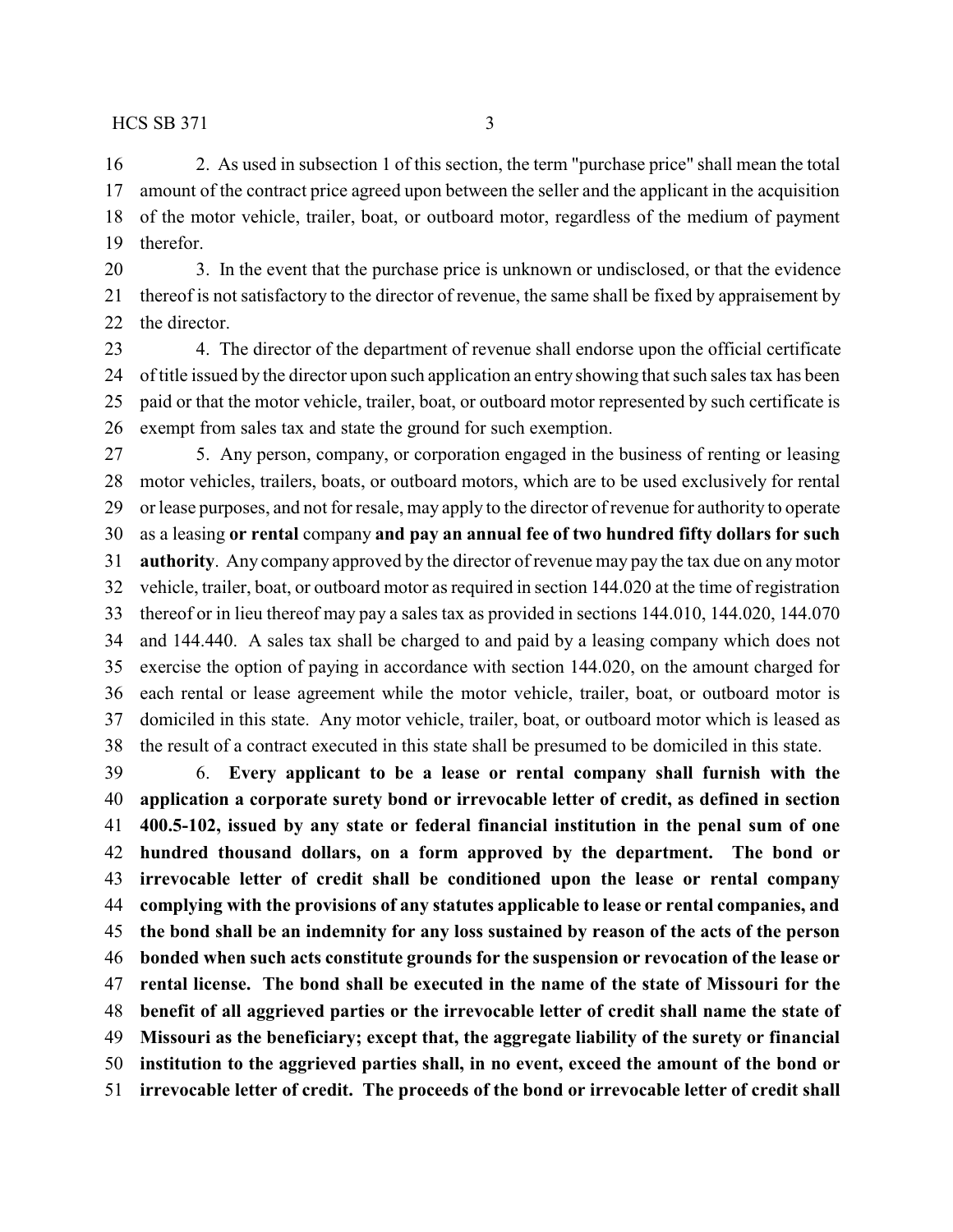2. As used in subsection 1 of this section, the term "purchase price" shall mean the total amount of the contract price agreed upon between the seller and the applicant in the acquisition of the motor vehicle, trailer, boat, or outboard motor, regardless of the medium of payment therefor.

3. In the event that the purchase price is unknown or undisclosed, or that the evidence thereof is not satisfactory to the director of revenue, the same shall be fixed by appraisement by the director.

4. The director of the department of revenue shall endorse upon the official certificate of title issued by the director upon such application an entry showing that such sales tax has been paid or that the motor vehicle, trailer, boat, or outboard motor represented by such certificate is exempt from sales tax and state the ground for such exemption.

5. Any person, company, or corporation engaged in the business of renting or leasing motor vehicles, trailers, boats, or outboard motors, which are to be used exclusively for rental or lease purposes, and not for resale, may apply to the director of revenue for authority to operate as a leasing **or rental** company **and pay an annual fee of two hundred fifty dollars for such authority**. Any company approved by the director of revenue may pay the tax due on any motor vehicle, trailer, boat, or outboard motor as required in section 144.020 at the time of registration thereof or in lieu thereof may pay a sales tax as provided in sections 144.010, 144.020, 144.070 and 144.440. A sales tax shall be charged to and paid by a leasing company which does not exercise the option of paying in accordance with section 144.020, on the amount charged for each rental or lease agreement while the motor vehicle, trailer, boat, or outboard motor is domiciled in this state. Any motor vehicle, trailer, boat, or outboard motor which is leased as the result of a contract executed in this state shall be presumed to be domiciled in this state.

6. **Every applicant to be a lease or rental company shall furnish with the application a corporate surety bond or irrevocable letter of credit, as defined in section 400.5-102, issued by any state or federal financial institution in the penal sum of one hundred thousand dollars, on a form approved by the department. The bond or irrevocable letter of credit shall be conditioned upon the lease or rental company complying with the provisions of any statutes applicable to lease or rental companies, and the bond shall be an indemnity for any loss sustained by reason of the acts of the person bonded when such acts constitute grounds for the suspension or revocation of the lease or rental license. The bond shall be executed in the name of the state of Missouri for the benefit of all aggrieved parties or the irrevocable letter of credit shall name the state of Missouri as the beneficiary; except that, the aggregate liability of the surety or financial institution to the aggrieved parties shall, in no event, exceed the amount of the bond or irrevocable letter of credit. The proceeds of the bond or irrevocable letter of credit shall**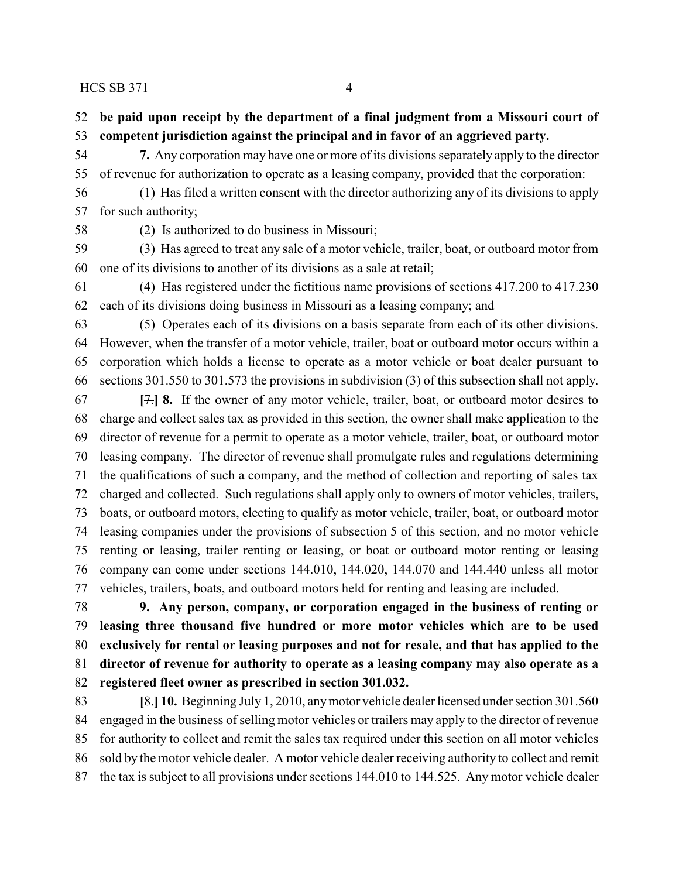**be paid upon receipt by the department of a final judgment from a Missouri court of competent jurisdiction against the principal and in favor of an aggrieved party.**

**7.** Any corporation may have one or more of its divisions separately apply to the director of revenue for authorization to operate as a leasing company, provided that the corporation:

(1) Has filed a written consent with the director authorizing any of its divisions to apply for such authority;

(2) Is authorized to do business in Missouri;

(3) Has agreed to treat any sale of a motor vehicle, trailer, boat, or outboard motor from one of its divisions to another of its divisions as a sale at retail;

(4) Has registered under the fictitious name provisions of sections 417.200 to 417.230 each of its divisions doing business in Missouri as a leasing company; and

(5) Operates each of its divisions on a basis separate from each of its other divisions. However, when the transfer of a motor vehicle, trailer, boat or outboard motor occurs within a corporation which holds a license to operate as a motor vehicle or boat dealer pursuant to sections 301.550 to 301.573 the provisions in subdivision (3) of this subsection shall not apply.

**[**~~7.~~**] 8.** If the owner of any motor vehicle, trailer, boat, or outboard motor desires to charge and collect sales tax as provided in this section, the owner shall make application to the director of revenue for a permit to operate as a motor vehicle, trailer, boat, or outboard motor leasing company. The director of revenue shall promulgate rules and regulations determining the qualifications of such a company, and the method of collection and reporting of sales tax charged and collected. Such regulations shall apply only to owners of motor vehicles, trailers, boats, or outboard motors, electing to qualify as motor vehicle, trailer, boat, or outboard motor leasing companies under the provisions of subsection 5 of this section, and no motor vehicle renting or leasing, trailer renting or leasing, or boat or outboard motor renting or leasing company can come under sections 144.010, 144.020, 144.070 and 144.440 unless all motor vehicles, trailers, boats, and outboard motors held for renting and leasing are included.

**9. Any person, company, or corporation engaged in the business of renting or leasing three thousand five hundred or more motor vehicles which are to be used exclusively for rental or leasing purposes and not for resale, and that has applied to the director of revenue for authority to operate as a leasing company may also operate as a registered fleet owner as prescribed in section 301.032.**

**[**~~8.~~**] 10.** Beginning July 1, 2010, any motor vehicle dealer licensed under section 301.560 engaged in the business of selling motor vehicles or trailers may apply to the director of revenue for authority to collect and remit the sales tax required under this section on all motor vehicles sold by the motor vehicle dealer. A motor vehicle dealer receiving authority to collect and remit the tax is subject to all provisions under sections 144.010 to 144.525. Any motor vehicle dealer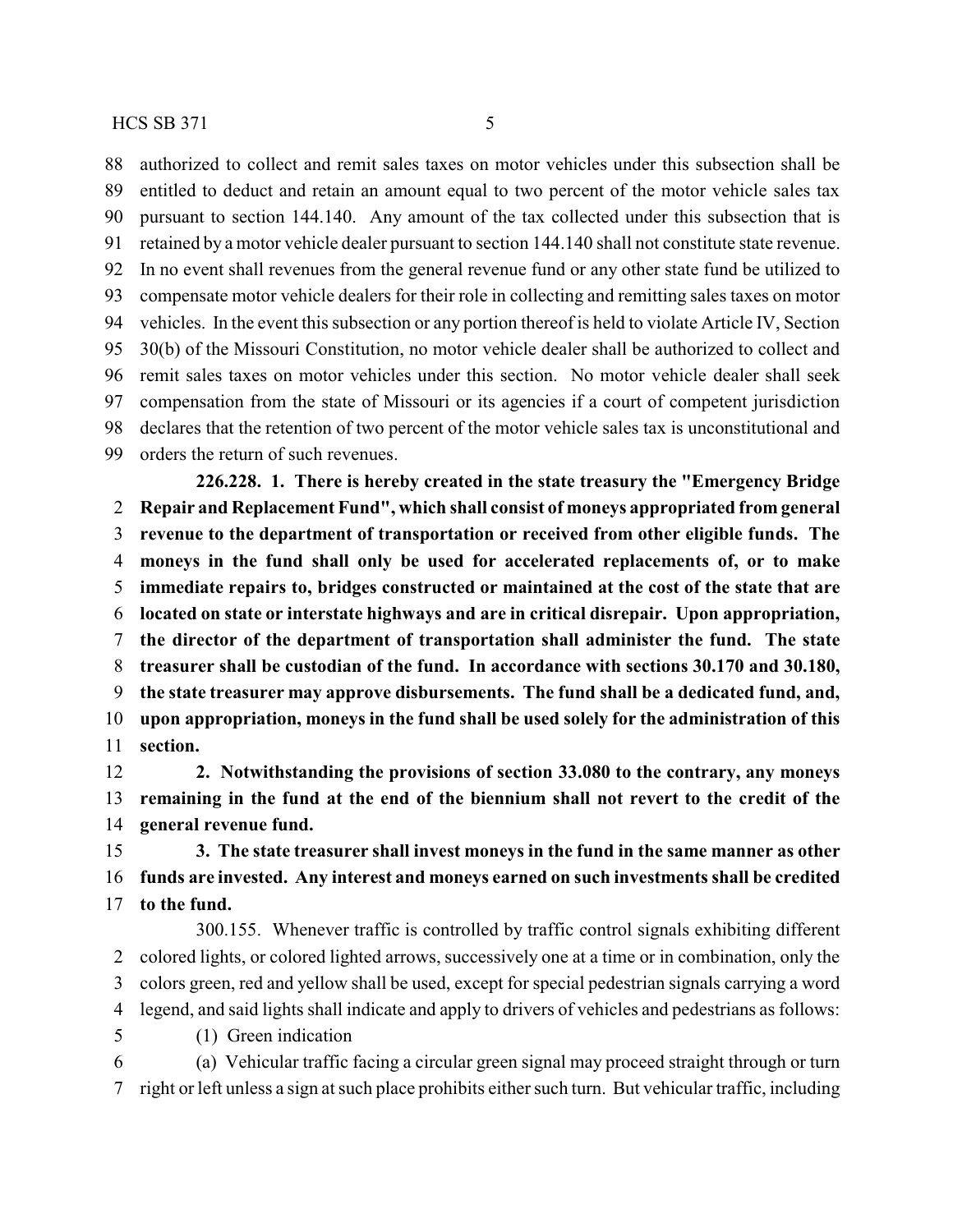authorized to collect and remit sales taxes on motor vehicles under this subsection shall be entitled to deduct and retain an amount equal to two percent of the motor vehicle sales tax pursuant to section 144.140. Any amount of the tax collected under this subsection that is retained by a motor vehicle dealer pursuant to section 144.140 shall not constitute state revenue. In no event shall revenues from the general revenue fund or any other state fund be utilized to compensate motor vehicle dealers for their role in collecting and remitting sales taxes on motor vehicles. In the event this subsection or any portion thereof is held to violate Article IV, Section 30(b) of the Missouri Constitution, no motor vehicle dealer shall be authorized to collect and remit sales taxes on motor vehicles under this section. No motor vehicle dealer shall seek compensation from the state of Missouri or its agencies if a court of competent jurisdiction declares that the retention of two percent of the motor vehicle sales tax is unconstitutional and orders the return of such revenues.

**226.228. 1. There is hereby created in the state treasury the "Emergency Bridge Repair and Replacement Fund", which shall consist of moneys appropriated from general revenue to the department of transportation or received from other eligible funds. The moneys in the fund shall only be used for accelerated replacements of, or to make immediate repairs to, bridges constructed or maintained at the cost of the state that are located on state or interstate highways and are in critical disrepair. Upon appropriation, the director of the department of transportation shall administer the fund. The state treasurer shall be custodian of the fund. In accordance with sections 30.170 and 30.180, the state treasurer may approve disbursements. The fund shall be a dedicated fund, and, upon appropriation, moneys in the fund shall be used solely for the administration of this section.**

**2. Notwithstanding the provisions of section 33.080 to the contrary, any moneys remaining in the fund at the end of the biennium shall not revert to the credit of the general revenue fund.**

**3. The state treasurer shall invest moneys in the fund in the same manner as other funds are invested. Any interest and moneys earned on such investments shall be credited to the fund.**

300.155. Whenever traffic is controlled by traffic control signals exhibiting different colored lights, or colored lighted arrows, successively one at a time or in combination, only the colors green, red and yellow shall be used, except for special pedestrian signals carrying a word legend, and said lights shall indicate and apply to drivers of vehicles and pedestrians as follows:

(1) Green indication

(a) Vehicular traffic facing a circular green signal may proceed straight through or turn right or left unless a sign at such place prohibits either such turn. But vehicular traffic, including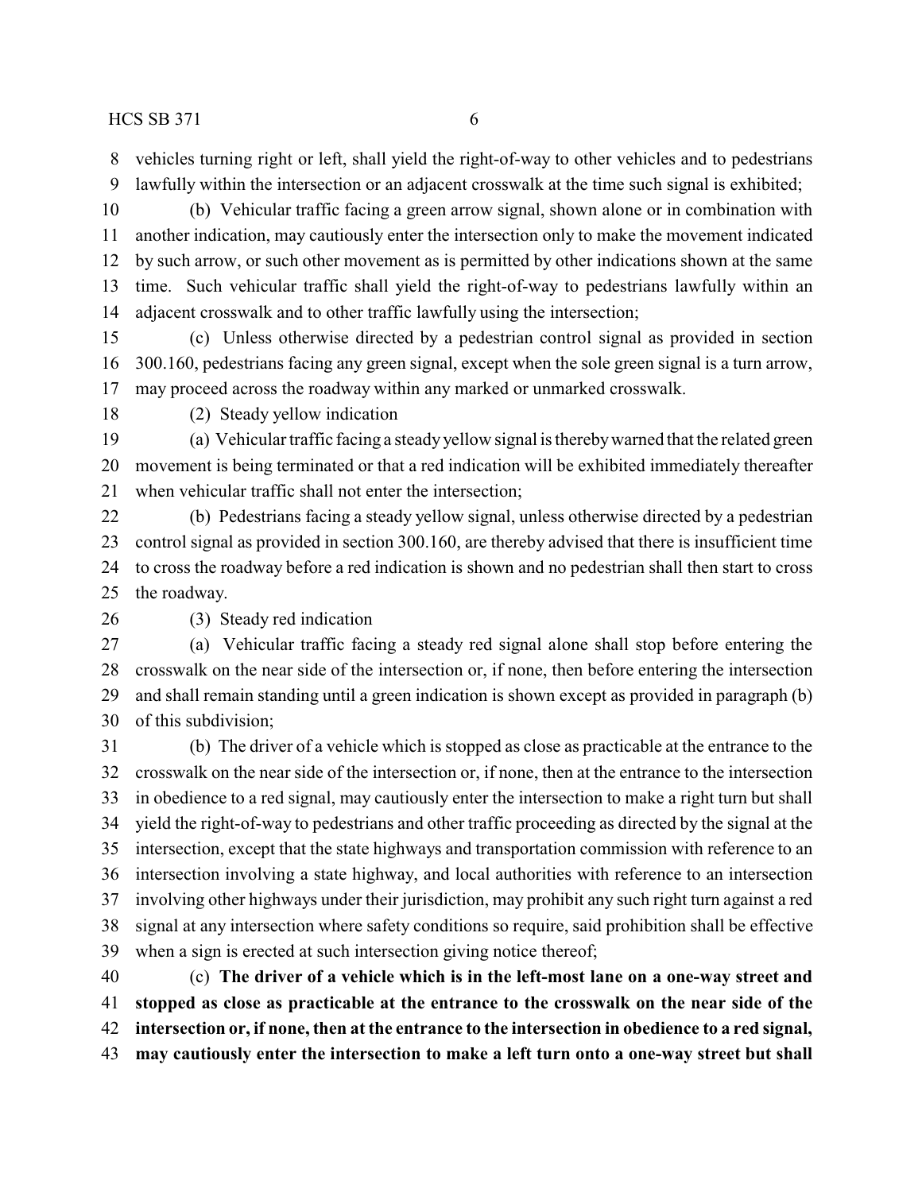vehicles turning right or left, shall yield the right-of-way to other vehicles and to pedestrians lawfully within the intersection or an adjacent crosswalk at the time such signal is exhibited;

(b) Vehicular traffic facing a green arrow signal, shown alone or in combination with another indication, may cautiously enter the intersection only to make the movement indicated by such arrow, or such other movement as is permitted by other indications shown at the same time. Such vehicular traffic shall yield the right-of-way to pedestrians lawfully within an adjacent crosswalk and to other traffic lawfully using the intersection;

(c) Unless otherwise directed by a pedestrian control signal as provided in section 300.160, pedestrians facing any green signal, except when the sole green signal is a turn arrow, may proceed across the roadway within any marked or unmarked crosswalk.

(2) Steady yellow indication

(a) Vehicular traffic facing a steady yellow signal is thereby warned that the related green movement is being terminated or that a red indication will be exhibited immediately thereafter when vehicular traffic shall not enter the intersection;

(b) Pedestrians facing a steady yellow signal, unless otherwise directed by a pedestrian control signal as provided in section 300.160, are thereby advised that there is insufficient time to cross the roadway before a red indication is shown and no pedestrian shall then start to cross the roadway.

(3) Steady red indication

(a) Vehicular traffic facing a steady red signal alone shall stop before entering the crosswalk on the near side of the intersection or, if none, then before entering the intersection and shall remain standing until a green indication is shown except as provided in paragraph (b) of this subdivision;

(b) The driver of a vehicle which is stopped as close as practicable at the entrance to the crosswalk on the near side of the intersection or, if none, then at the entrance to the intersection in obedience to a red signal, may cautiously enter the intersection to make a right turn but shall yield the right-of-way to pedestrians and other traffic proceeding as directed by the signal at the intersection, except that the state highways and transportation commission with reference to an intersection involving a state highway, and local authorities with reference to an intersection involving other highways under their jurisdiction, may prohibit any such right turn against a red signal at any intersection where safety conditions so require, said prohibition shall be effective when a sign is erected at such intersection giving notice thereof;

(c) **The driver of a vehicle which is in the left-most lane on a one-way street and stopped as close as practicable at the entrance to the crosswalk on the near side of the intersection or, if none, then at the entrance to the intersection in obedience to a red signal, may cautiously enter the intersection to make a left turn onto a one-way street but shall**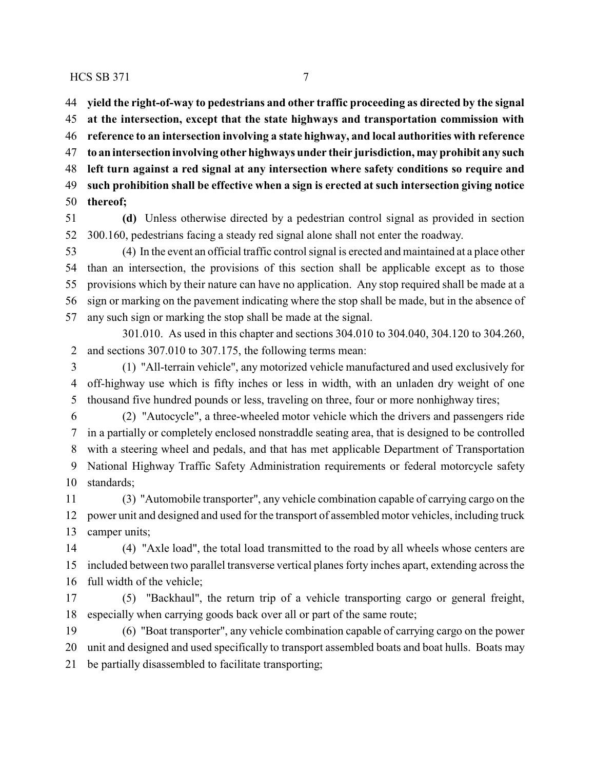**yield the right-of-way to pedestrians and other traffic proceeding as directed by the signal at the intersection, except that the state highways and transportation commission with reference to an intersection involving a state highway, and local authorities with reference to an intersection involving other highways under their jurisdiction, may prohibit any such left turn against a red signal at any intersection where safety conditions so require and such prohibition shall be effective when a sign is erected at such intersection giving notice thereof;**

**(d)** Unless otherwise directed by a pedestrian control signal as provided in section 300.160, pedestrians facing a steady red signal alone shall not enter the roadway.

(4) In the event an official traffic control signal is erected and maintained at a place other than an intersection, the provisions of this section shall be applicable except as to those provisions which by their nature can have no application. Any stop required shall be made at a sign or marking on the pavement indicating where the stop shall be made, but in the absence of any such sign or marking the stop shall be made at the signal.

301.010. As used in this chapter and sections 304.010 to 304.040, 304.120 to 304.260, and sections 307.010 to 307.175, the following terms mean:

(1) "All-terrain vehicle", any motorized vehicle manufactured and used exclusively for off-highway use which is fifty inches or less in width, with an unladen dry weight of one thousand five hundred pounds or less, traveling on three, four or more nonhighway tires;

(2) "Autocycle", a three-wheeled motor vehicle which the drivers and passengers ride in a partially or completely enclosed nonstraddle seating area, that is designed to be controlled with a steering wheel and pedals, and that has met applicable Department of Transportation National Highway Traffic Safety Administration requirements or federal motorcycle safety standards;

(3) "Automobile transporter", any vehicle combination capable of carrying cargo on the power unit and designed and used for the transport of assembled motor vehicles, including truck camper units;

(4) "Axle load", the total load transmitted to the road by all wheels whose centers are included between two parallel transverse vertical planes forty inches apart, extending across the full width of the vehicle;

(5) "Backhaul", the return trip of a vehicle transporting cargo or general freight, especially when carrying goods back over all or part of the same route;

(6) "Boat transporter", any vehicle combination capable of carrying cargo on the power unit and designed and used specifically to transport assembled boats and boat hulls. Boats may be partially disassembled to facilitate transporting;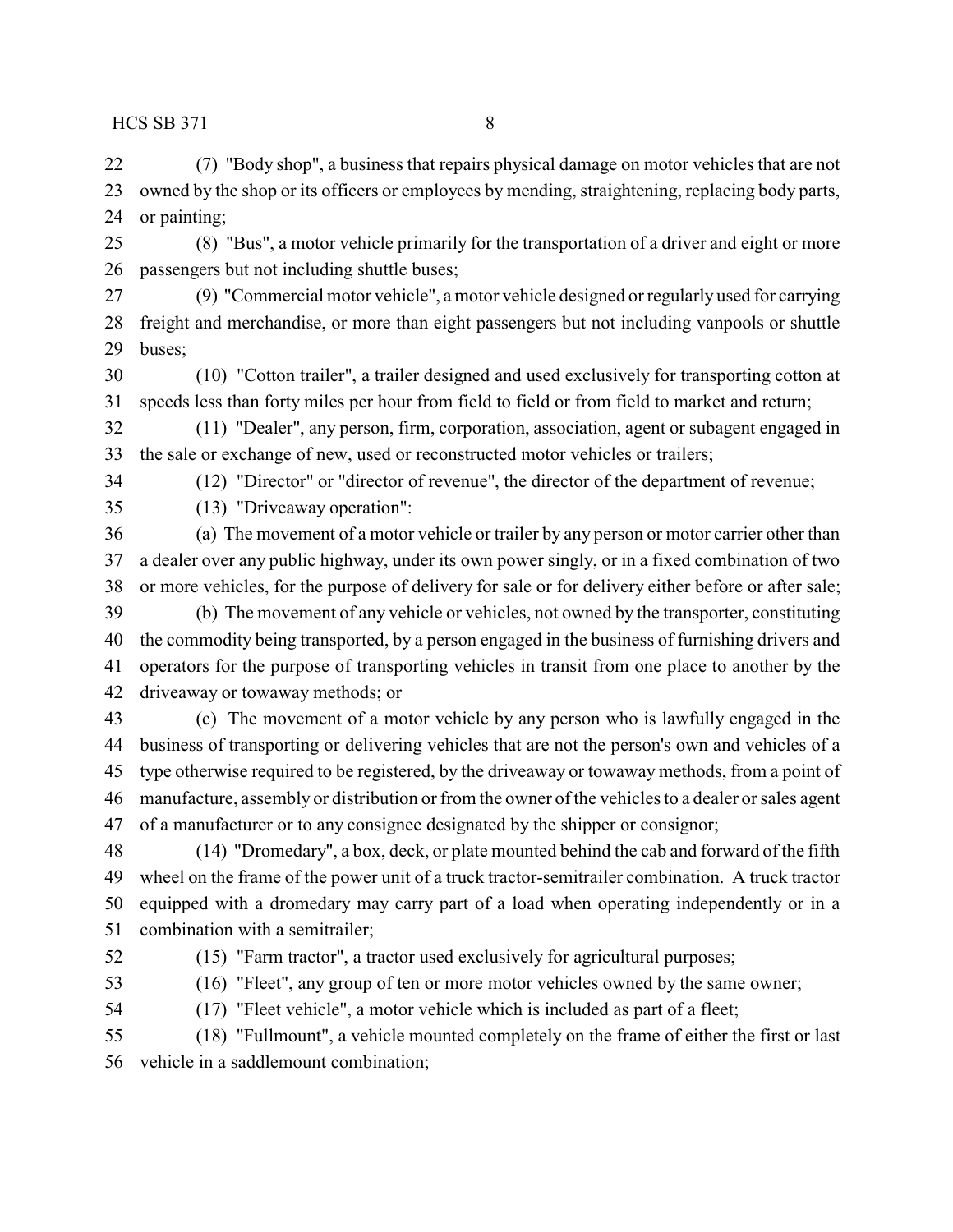(7) "Body shop", a business that repairs physical damage on motor vehicles that are not owned by the shop or its officers or employees by mending, straightening, replacing body parts, or painting;

(8) "Bus", a motor vehicle primarily for the transportation of a driver and eight or more passengers but not including shuttle buses;

(9) "Commercial motor vehicle", a motor vehicle designed or regularly used for carrying freight and merchandise, or more than eight passengers but not including vanpools or shuttle buses;

(10) "Cotton trailer", a trailer designed and used exclusively for transporting cotton at speeds less than forty miles per hour from field to field or from field to market and return;

(11) "Dealer", any person, firm, corporation, association, agent or subagent engaged in the sale or exchange of new, used or reconstructed motor vehicles or trailers;

(12) "Director" or "director of revenue", the director of the department of revenue;

(13) "Driveaway operation":

(a) The movement of a motor vehicle or trailer by any person or motor carrier other than a dealer over any public highway, under its own power singly, or in a fixed combination of two or more vehicles, for the purpose of delivery for sale or for delivery either before or after sale;

(b) The movement of any vehicle or vehicles, not owned by the transporter, constituting the commodity being transported, by a person engaged in the business of furnishing drivers and operators for the purpose of transporting vehicles in transit from one place to another by the driveaway or towaway methods; or

(c) The movement of a motor vehicle by any person who is lawfully engaged in the business of transporting or delivering vehicles that are not the person's own and vehicles of a type otherwise required to be registered, by the driveaway or towaway methods, from a point of manufacture, assembly or distribution or from the owner of the vehicles to a dealer or sales agent of a manufacturer or to any consignee designated by the shipper or consignor;

(14) "Dromedary", a box, deck, or plate mounted behind the cab and forward of the fifth wheel on the frame of the power unit of a truck tractor-semitrailer combination. A truck tractor equipped with a dromedary may carry part of a load when operating independently or in a combination with a semitrailer;

(15) "Farm tractor", a tractor used exclusively for agricultural purposes;

(16) "Fleet", any group of ten or more motor vehicles owned by the same owner;

(17) "Fleet vehicle", a motor vehicle which is included as part of a fleet;

(18) "Fullmount", a vehicle mounted completely on the frame of either the first or last vehicle in a saddlemount combination;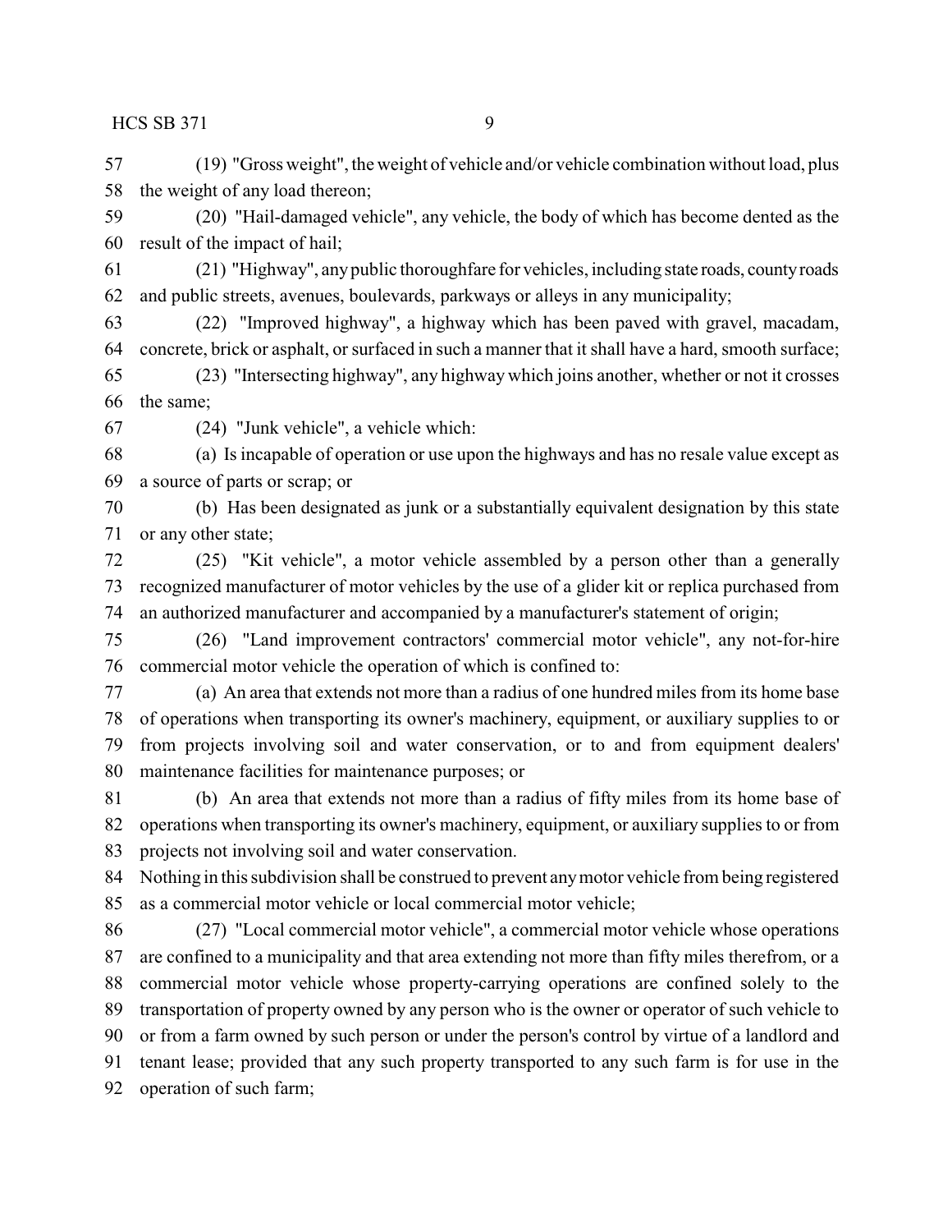(19) "Gross weight", the weight of vehicle and/or vehicle combination without load, plus the weight of any load thereon;

(20) "Hail-damaged vehicle", any vehicle, the body of which has become dented as the result of the impact of hail;

(21) "Highway", any public thoroughfare for vehicles, including state roads, county roads and public streets, avenues, boulevards, parkways or alleys in any municipality;

(22) "Improved highway", a highway which has been paved with gravel, macadam, concrete, brick or asphalt, or surfaced in such a manner that it shall have a hard, smooth surface;

(23) "Intersecting highway", any highway which joins another, whether or not it crosses the same;

(24) "Junk vehicle", a vehicle which:

(a) Is incapable of operation or use upon the highways and has no resale value except as a source of parts or scrap; or

(b) Has been designated as junk or a substantially equivalent designation by this state or any other state;

(25) "Kit vehicle", a motor vehicle assembled by a person other than a generally recognized manufacturer of motor vehicles by the use of a glider kit or replica purchased from an authorized manufacturer and accompanied by a manufacturer's statement of origin;

(26) "Land improvement contractors' commercial motor vehicle", any not-for-hire commercial motor vehicle the operation of which is confined to:

(a) An area that extends not more than a radius of one hundred miles from its home base of operations when transporting its owner's machinery, equipment, or auxiliary supplies to or from projects involving soil and water conservation, or to and from equipment dealers' maintenance facilities for maintenance purposes; or

(b) An area that extends not more than a radius of fifty miles from its home base of operations when transporting its owner's machinery, equipment, or auxiliary supplies to or from projects not involving soil and water conservation.

Nothing in this subdivision shall be construed to prevent any motor vehicle from being registered as a commercial motor vehicle or local commercial motor vehicle;

(27) "Local commercial motor vehicle", a commercial motor vehicle whose operations are confined to a municipality and that area extending not more than fifty miles therefrom, or a commercial motor vehicle whose property-carrying operations are confined solely to the transportation of property owned by any person who is the owner or operator of such vehicle to or from a farm owned by such person or under the person's control by virtue of a landlord and tenant lease; provided that any such property transported to any such farm is for use in the operation of such farm;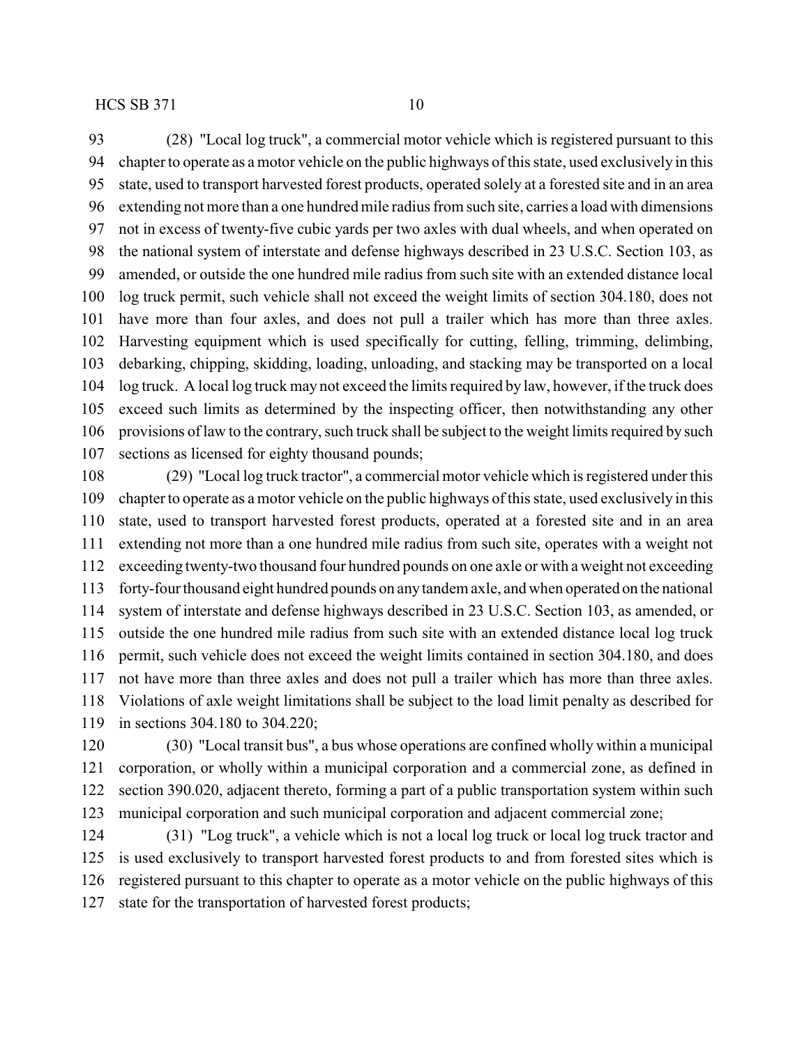(28) "Local log truck", a commercial motor vehicle which is registered pursuant to this chapter to operate as a motor vehicle on the public highways of this state, used exclusively in this state, used to transport harvested forest products, operated solely at a forested site and in an area extending not more than a one hundred mile radius from such site, carries a load with dimensions not in excess of twenty-five cubic yards per two axles with dual wheels, and when operated on the national system of interstate and defense highways described in 23 U.S.C. Section 103, as amended, or outside the one hundred mile radius from such site with an extended distance local log truck permit, such vehicle shall not exceed the weight limits of section 304.180, does not have more than four axles, and does not pull a trailer which has more than three axles. Harvesting equipment which is used specifically for cutting, felling, trimming, delimbing, debarking, chipping, skidding, loading, unloading, and stacking may be transported on a local log truck. A local log truck may not exceed the limits required by law, however, if the truck does exceed such limits as determined by the inspecting officer, then notwithstanding any other provisions of law to the contrary, such truck shall be subject to the weight limits required by such sections as licensed for eighty thousand pounds;

(29) "Local log truck tractor", a commercial motor vehicle which is registered under this chapter to operate as a motor vehicle on the public highways of this state, used exclusively in this state, used to transport harvested forest products, operated at a forested site and in an area extending not more than a one hundred mile radius from such site, operates with a weight not exceeding twenty-two thousand four hundred pounds on one axle or with a weight not exceeding forty-four thousand eight hundred pounds on any tandem axle, and when operated on the national system of interstate and defense highways described in 23 U.S.C. Section 103, as amended, or outside the one hundred mile radius from such site with an extended distance local log truck permit, such vehicle does not exceed the weight limits contained in section 304.180, and does not have more than three axles and does not pull a trailer which has more than three axles. Violations of axle weight limitations shall be subject to the load limit penalty as described for in sections 304.180 to 304.220;

(30) "Local transit bus", a bus whose operations are confined wholly within a municipal corporation, or wholly within a municipal corporation and a commercial zone, as defined in section 390.020, adjacent thereto, forming a part of a public transportation system within such municipal corporation and such municipal corporation and adjacent commercial zone;

(31) "Log truck", a vehicle which is not a local log truck or local log truck tractor and is used exclusively to transport harvested forest products to and from forested sites which is registered pursuant to this chapter to operate as a motor vehicle on the public highways of this state for the transportation of harvested forest products;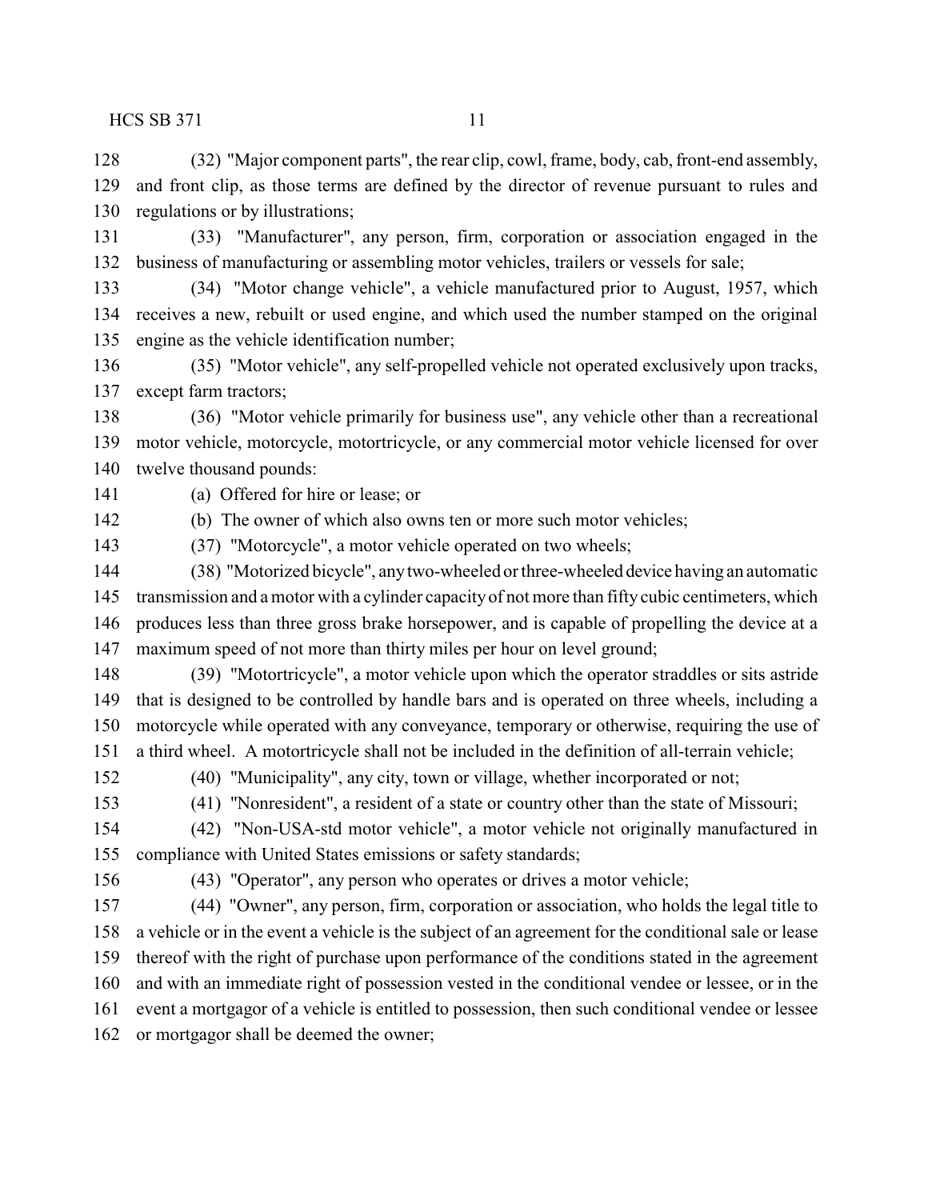(32) "Major component parts", the rear clip, cowl, frame, body, cab, front-end assembly, and front clip, as those terms are defined by the director of revenue pursuant to rules and regulations or by illustrations;

(33) "Manufacturer", any person, firm, corporation or association engaged in the business of manufacturing or assembling motor vehicles, trailers or vessels for sale;

(34) "Motor change vehicle", a vehicle manufactured prior to August, 1957, which receives a new, rebuilt or used engine, and which used the number stamped on the original engine as the vehicle identification number;

(35) "Motor vehicle", any self-propelled vehicle not operated exclusively upon tracks, except farm tractors;

(36) "Motor vehicle primarily for business use", any vehicle other than a recreational motor vehicle, motorcycle, motortricycle, or any commercial motor vehicle licensed for over twelve thousand pounds:

(a) Offered for hire or lease; or

(b) The owner of which also owns ten or more such motor vehicles;

(37) "Motorcycle", a motor vehicle operated on two wheels;

(38) "Motorized bicycle", any two-wheeled or three-wheeled device having an automatic transmission and a motor with a cylinder capacity of not more than fifty cubic centimeters, which produces less than three gross brake horsepower, and is capable of propelling the device at a maximum speed of not more than thirty miles per hour on level ground;

(39) "Motortricycle", a motor vehicle upon which the operator straddles or sits astride that is designed to be controlled by handle bars and is operated on three wheels, including a motorcycle while operated with any conveyance, temporary or otherwise, requiring the use of a third wheel. A motortricycle shall not be included in the definition of all-terrain vehicle;

(40) "Municipality", any city, town or village, whether incorporated or not;

(41) "Nonresident", a resident of a state or country other than the state of Missouri;

(42) "Non-USA-std motor vehicle", a motor vehicle not originally manufactured in compliance with United States emissions or safety standards;

(43) "Operator", any person who operates or drives a motor vehicle;

(44) "Owner", any person, firm, corporation or association, who holds the legal title to a vehicle or in the event a vehicle is the subject of an agreement for the conditional sale or lease thereof with the right of purchase upon performance of the conditions stated in the agreement and with an immediate right of possession vested in the conditional vendee or lessee, or in the event a mortgagor of a vehicle is entitled to possession, then such conditional vendee or lessee or mortgagor shall be deemed the owner;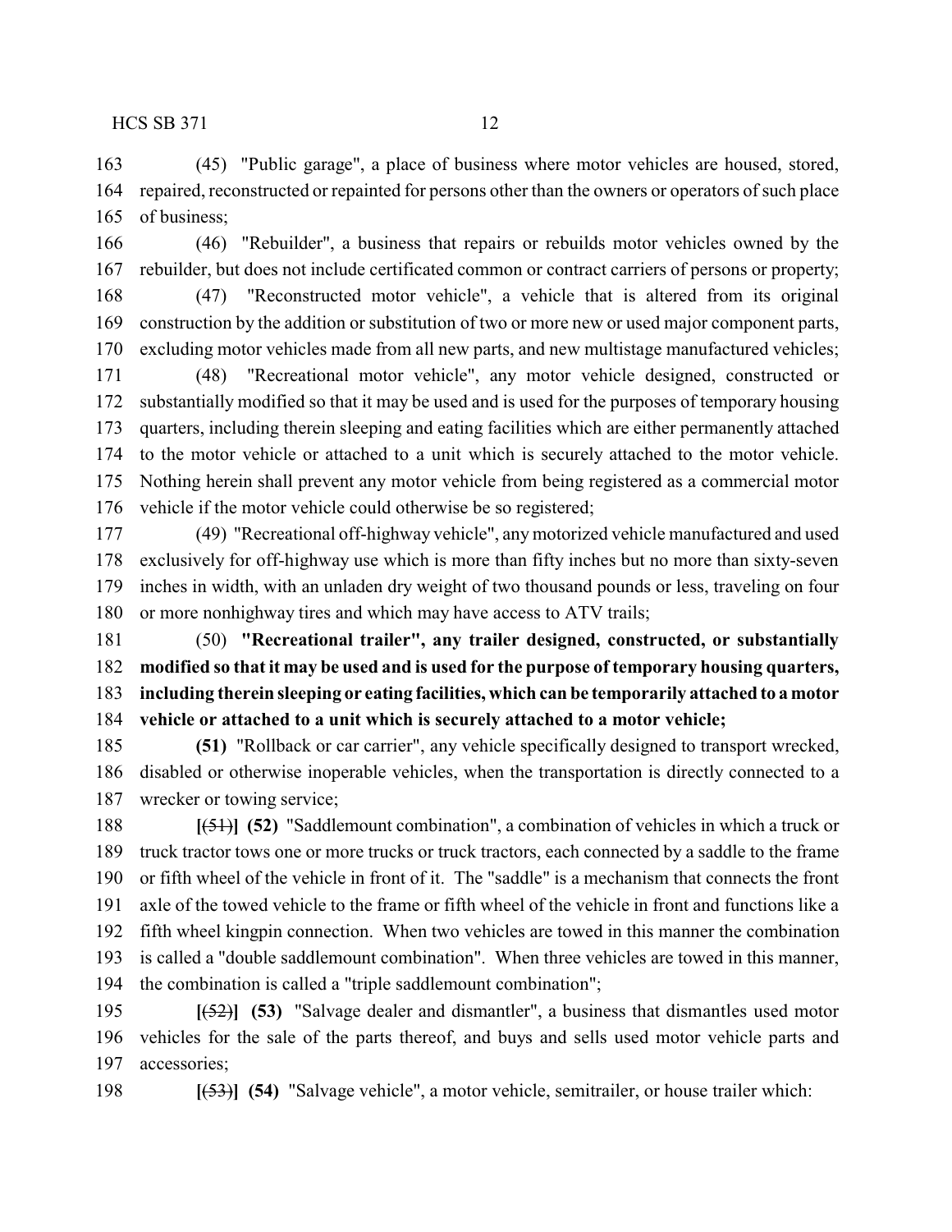(45) "Public garage", a place of business where motor vehicles are housed, stored, repaired, reconstructed or repainted for persons other than the owners or operators of such place of business;

(46) "Rebuilder", a business that repairs or rebuilds motor vehicles owned by the rebuilder, but does not include certificated common or contract carriers of persons or property;

(47) "Reconstructed motor vehicle", a vehicle that is altered from its original construction by the addition or substitution of two or more new or used major component parts, excluding motor vehicles made from all new parts, and new multistage manufactured vehicles;

(48) "Recreational motor vehicle", any motor vehicle designed, constructed or substantially modified so that it may be used and is used for the purposes of temporary housing quarters, including therein sleeping and eating facilities which are either permanently attached to the motor vehicle or attached to a unit which is securely attached to the motor vehicle. Nothing herein shall prevent any motor vehicle from being registered as a commercial motor vehicle if the motor vehicle could otherwise be so registered;

(49) "Recreational off-highway vehicle", any motorized vehicle manufactured and used exclusively for off-highway use which is more than fifty inches but no more than sixty-seven inches in width, with an unladen dry weight of two thousand pounds or less, traveling on four or more nonhighway tires and which may have access to ATV trails;

(50) **"Recreational trailer", any trailer designed, constructed, or substantially modified so that it may be used and is used for the purpose of temporary housing quarters, including therein sleeping or eating facilities, which can be temporarily attached to a motor vehicle or attached to a unit which is securely attached to a motor vehicle;**

**(51)** "Rollback or car carrier", any vehicle specifically designed to transport wrecked, disabled or otherwise inoperable vehicles, when the transportation is directly connected to a wrecker or towing service;

**[**~~(51)~~**] (52)** "Saddlemount combination", a combination of vehicles in which a truck or truck tractor tows one or more trucks or truck tractors, each connected by a saddle to the frame or fifth wheel of the vehicle in front of it. The "saddle" is a mechanism that connects the front axle of the towed vehicle to the frame or fifth wheel of the vehicle in front and functions like a fifth wheel kingpin connection. When two vehicles are towed in this manner the combination is called a "double saddlemount combination". When three vehicles are towed in this manner, the combination is called a "triple saddlemount combination";

**[**~~(52)~~**] (53)** "Salvage dealer and dismantler", a business that dismantles used motor vehicles for the sale of the parts thereof, and buys and sells used motor vehicle parts and accessories;

**[**~~(53)~~**] (54)** "Salvage vehicle", a motor vehicle, semitrailer, or house trailer which: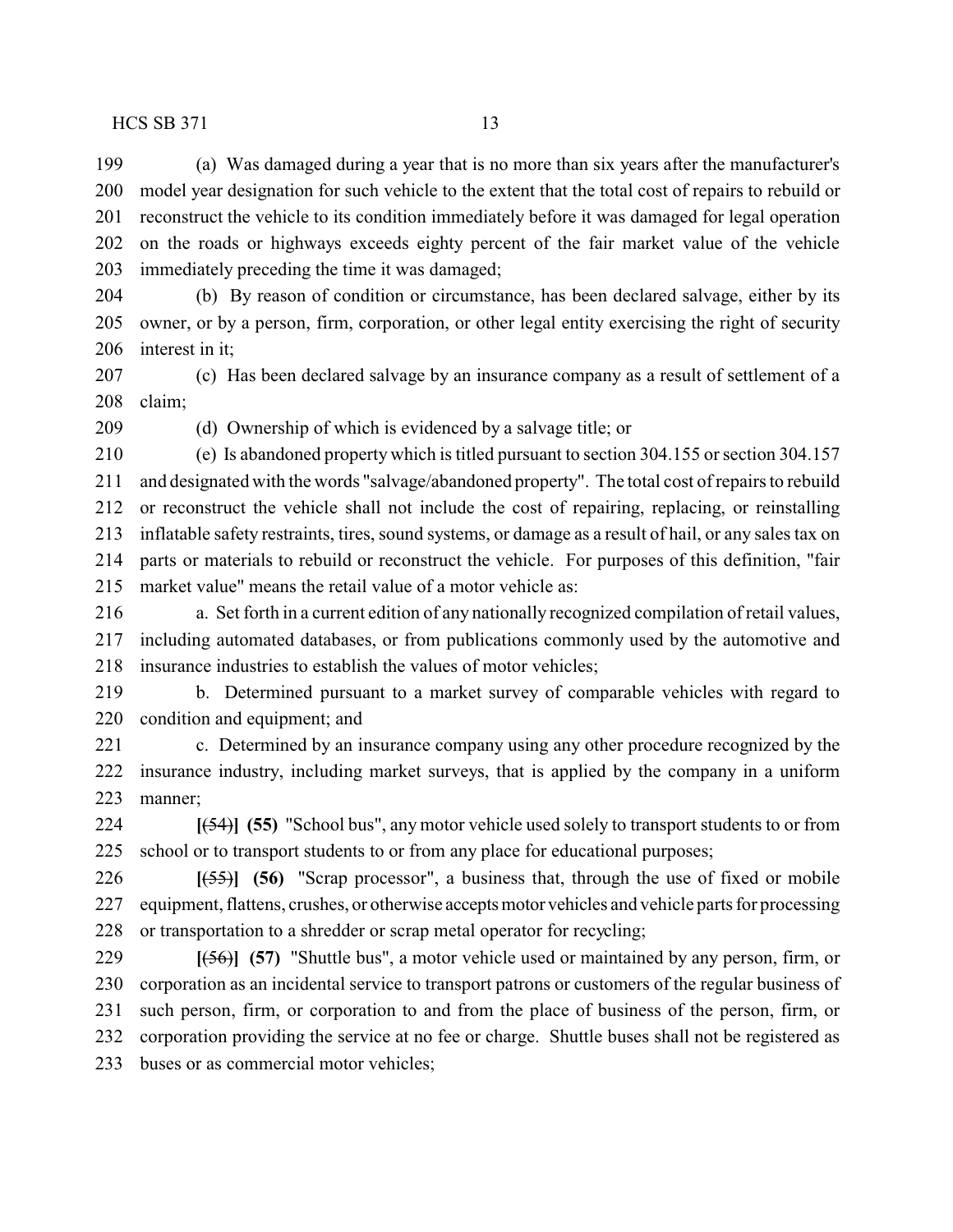(a) Was damaged during a year that is no more than six years after the manufacturer's model year designation for such vehicle to the extent that the total cost of repairs to rebuild or reconstruct the vehicle to its condition immediately before it was damaged for legal operation on the roads or highways exceeds eighty percent of the fair market value of the vehicle immediately preceding the time it was damaged;

(b) By reason of condition or circumstance, has been declared salvage, either by its owner, or by a person, firm, corporation, or other legal entity exercising the right of security interest in it;

(c) Has been declared salvage by an insurance company as a result of settlement of a claim;

(d) Ownership of which is evidenced by a salvage title; or

(e) Is abandoned property which is titled pursuant to section 304.155 or section 304.157 and designated with the words "salvage/abandoned property". The total cost of repairs to rebuild or reconstruct the vehicle shall not include the cost of repairing, replacing, or reinstalling inflatable safety restraints, tires, sound systems, or damage as a result of hail, or any sales tax on parts or materials to rebuild or reconstruct the vehicle. For purposes of this definition, "fair market value" means the retail value of a motor vehicle as:

a. Set forth in a current edition of any nationally recognized compilation of retail values, including automated databases, or from publications commonly used by the automotive and insurance industries to establish the values of motor vehicles;

b. Determined pursuant to a market survey of comparable vehicles with regard to condition and equipment; and

c. Determined by an insurance company using any other procedure recognized by the insurance industry, including market surveys, that is applied by the company in a uniform manner;

**[**~~(54)~~**] (55)** "School bus", any motor vehicle used solely to transport students to or from school or to transport students to or from any place for educational purposes;

**[**~~(55)~~**] (56)** "Scrap processor", a business that, through the use of fixed or mobile equipment, flattens, crushes, or otherwise accepts motor vehicles and vehicle parts for processing or transportation to a shredder or scrap metal operator for recycling;

**[**~~(56)~~**] (57)** "Shuttle bus", a motor vehicle used or maintained by any person, firm, or corporation as an incidental service to transport patrons or customers of the regular business of such person, firm, or corporation to and from the place of business of the person, firm, or corporation providing the service at no fee or charge. Shuttle buses shall not be registered as buses or as commercial motor vehicles;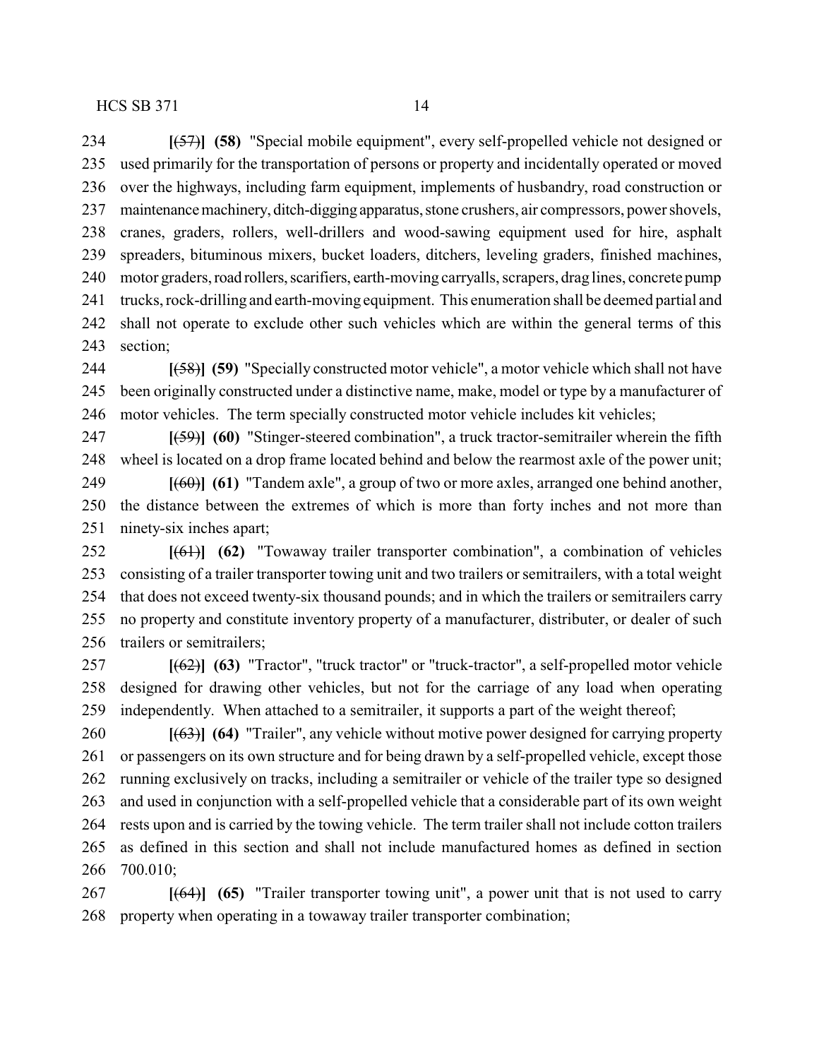**[**~~(57)~~**] (58)** "Special mobile equipment", every self-propelled vehicle not designed or used primarily for the transportation of persons or property and incidentally operated or moved over the highways, including farm equipment, implements of husbandry, road construction or maintenance machinery, ditch-digging apparatus, stone crushers, air compressors, power shovels, cranes, graders, rollers, well-drillers and wood-sawing equipment used for hire, asphalt spreaders, bituminous mixers, bucket loaders, ditchers, leveling graders, finished machines, motor graders, road rollers, scarifiers, earth-moving carryalls, scrapers, drag lines, concrete pump trucks, rock-drilling and earth-moving equipment. This enumeration shall be deemed partial and shall not operate to exclude other such vehicles which are within the general terms of this section;

**[**~~(58)~~**] (59)** "Specially constructed motor vehicle", a motor vehicle which shall not have been originally constructed under a distinctive name, make, model or type by a manufacturer of motor vehicles. The term specially constructed motor vehicle includes kit vehicles;

**[**~~(59)~~**] (60)** "Stinger-steered combination", a truck tractor-semitrailer wherein the fifth wheel is located on a drop frame located behind and below the rearmost axle of the power unit;

**[**~~(60)~~**] (61)** "Tandem axle", a group of two or more axles, arranged one behind another, the distance between the extremes of which is more than forty inches and not more than ninety-six inches apart;

**[**~~(61)~~**] (62)** "Towaway trailer transporter combination", a combination of vehicles consisting of a trailer transporter towing unit and two trailers or semitrailers, with a total weight that does not exceed twenty-six thousand pounds; and in which the trailers or semitrailers carry no property and constitute inventory property of a manufacturer, distributer, or dealer of such trailers or semitrailers;

**[**~~(62)~~**] (63)** "Tractor", "truck tractor" or "truck-tractor", a self-propelled motor vehicle designed for drawing other vehicles, but not for the carriage of any load when operating independently. When attached to a semitrailer, it supports a part of the weight thereof;

**[**~~(63)~~**] (64)** "Trailer", any vehicle without motive power designed for carrying property or passengers on its own structure and for being drawn by a self-propelled vehicle, except those running exclusively on tracks, including a semitrailer or vehicle of the trailer type so designed and used in conjunction with a self-propelled vehicle that a considerable part of its own weight rests upon and is carried by the towing vehicle. The term trailer shall not include cotton trailers as defined in this section and shall not include manufactured homes as defined in section 700.010;

**[**~~(64)~~**] (65)** "Trailer transporter towing unit", a power unit that is not used to carry property when operating in a towaway trailer transporter combination;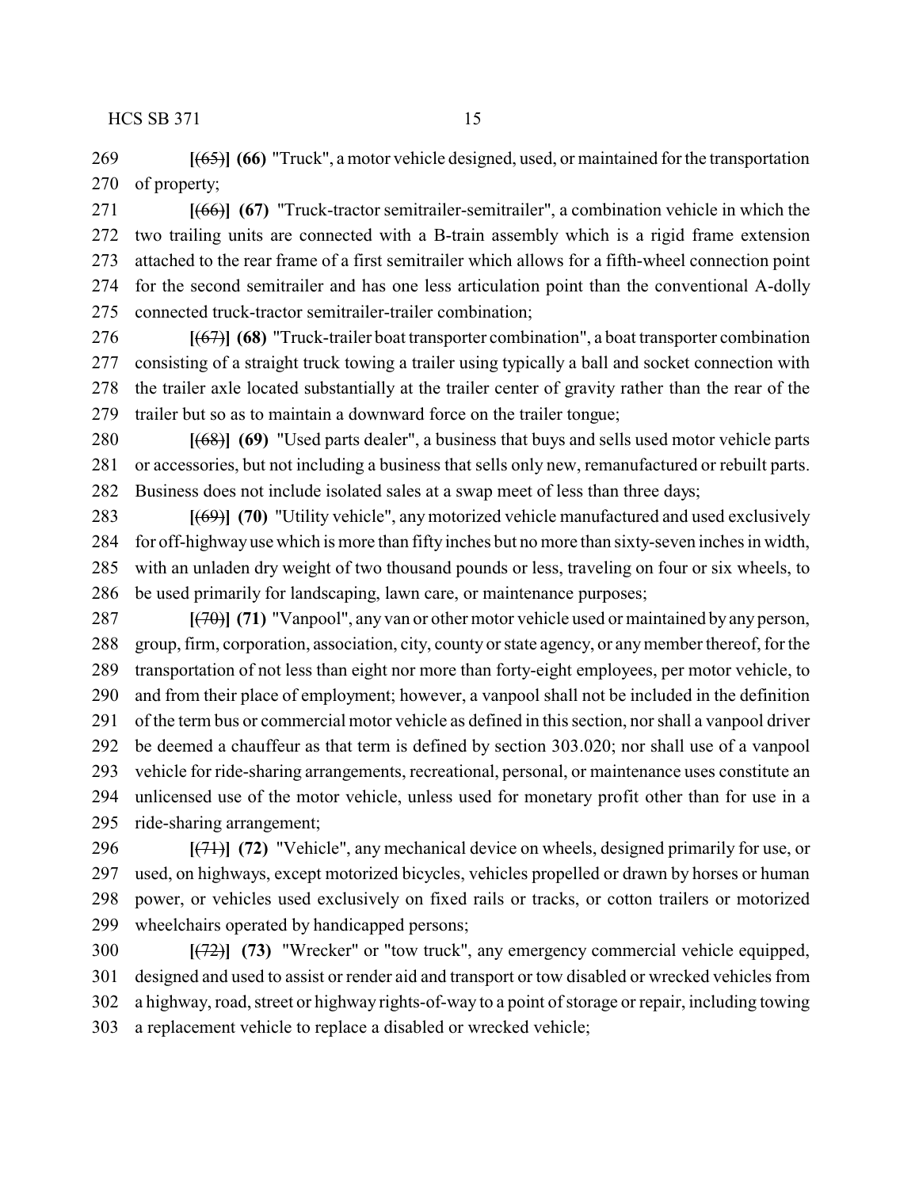[~~(65)~~] **(66)** "Truck", a motor vehicle designed, used, or maintained for the transportation of property;

[~~(66)~~] **(67)** "Truck-tractor semitrailer-semitrailer", a combination vehicle in which the two trailing units are connected with a B-train assembly which is a rigid frame extension attached to the rear frame of a first semitrailer which allows for a fifth-wheel connection point for the second semitrailer and has one less articulation point than the conventional A-dolly connected truck-tractor semitrailer-trailer combination;

[~~(67)~~] **(68)** "Truck-trailer boat transporter combination", a boat transporter combination consisting of a straight truck towing a trailer using typically a ball and socket connection with the trailer axle located substantially at the trailer center of gravity rather than the rear of the trailer but so as to maintain a downward force on the trailer tongue;

[~~(68)~~] **(69)** "Used parts dealer", a business that buys and sells used motor vehicle parts or accessories, but not including a business that sells only new, remanufactured or rebuilt parts. Business does not include isolated sales at a swap meet of less than three days;

[~~(69)~~] **(70)** "Utility vehicle", any motorized vehicle manufactured and used exclusively for off-highway use which is more than fifty inches but no more than sixty-seven inches in width, with an unladen dry weight of two thousand pounds or less, traveling on four or six wheels, to be used primarily for landscaping, lawn care, or maintenance purposes;

[~~(70)~~] **(71)** "Vanpool", any van or other motor vehicle used or maintained by any person, group, firm, corporation, association, city, county or state agency, or any member thereof, for the transportation of not less than eight nor more than forty-eight employees, per motor vehicle, to and from their place of employment; however, a vanpool shall not be included in the definition of the term bus or commercial motor vehicle as defined in this section, nor shall a vanpool driver be deemed a chauffeur as that term is defined by section 303.020; nor shall use of a vanpool vehicle for ride-sharing arrangements, recreational, personal, or maintenance uses constitute an unlicensed use of the motor vehicle, unless used for monetary profit other than for use in a ride-sharing arrangement;

[~~(71)~~] **(72)** "Vehicle", any mechanical device on wheels, designed primarily for use, or used, on highways, except motorized bicycles, vehicles propelled or drawn by horses or human power, or vehicles used exclusively on fixed rails or tracks, or cotton trailers or motorized wheelchairs operated by handicapped persons;

[~~(72)~~] **(73)** "Wrecker" or "tow truck", any emergency commercial vehicle equipped, designed and used to assist or render aid and transport or tow disabled or wrecked vehicles from a highway, road, street or highway rights-of-way to a point of storage or repair, including towing a replacement vehicle to replace a disabled or wrecked vehicle;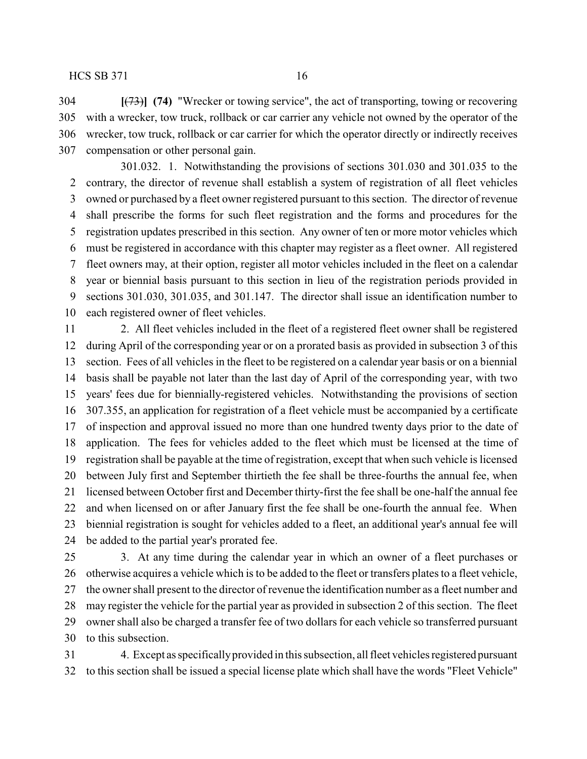**[**~~(73)~~**] (74)** "Wrecker or towing service", the act of transporting, towing or recovering with a wrecker, tow truck, rollback or car carrier any vehicle not owned by the operator of the wrecker, tow truck, rollback or car carrier for which the operator directly or indirectly receives compensation or other personal gain.

301.032. 1. Notwithstanding the provisions of sections 301.030 and 301.035 to the contrary, the director of revenue shall establish a system of registration of all fleet vehicles owned or purchased by a fleet owner registered pursuant to this section. The director of revenue shall prescribe the forms for such fleet registration and the forms and procedures for the registration updates prescribed in this section. Any owner of ten or more motor vehicles which must be registered in accordance with this chapter may register as a fleet owner. All registered fleet owners may, at their option, register all motor vehicles included in the fleet on a calendar year or biennial basis pursuant to this section in lieu of the registration periods provided in sections 301.030, 301.035, and 301.147. The director shall issue an identification number to each registered owner of fleet vehicles.

2. All fleet vehicles included in the fleet of a registered fleet owner shall be registered during April of the corresponding year or on a prorated basis as provided in subsection 3 of this section. Fees of all vehicles in the fleet to be registered on a calendar year basis or on a biennial basis shall be payable not later than the last day of April of the corresponding year, with two years' fees due for biennially-registered vehicles. Notwithstanding the provisions of section 307.355, an application for registration of a fleet vehicle must be accompanied by a certificate of inspection and approval issued no more than one hundred twenty days prior to the date of application. The fees for vehicles added to the fleet which must be licensed at the time of registration shall be payable at the time of registration, except that when such vehicle is licensed between July first and September thirtieth the fee shall be three-fourths the annual fee, when licensed between October first and December thirty-first the fee shall be one-half the annual fee and when licensed on or after January first the fee shall be one-fourth the annual fee. When biennial registration is sought for vehicles added to a fleet, an additional year's annual fee will be added to the partial year's prorated fee.

3. At any time during the calendar year in which an owner of a fleet purchases or otherwise acquires a vehicle which is to be added to the fleet or transfers plates to a fleet vehicle, the owner shall present to the director of revenue the identification number as a fleet number and may register the vehicle for the partial year as provided in subsection 2 of this section. The fleet owner shall also be charged a transfer fee of two dollars for each vehicle so transferred pursuant to this subsection.

4. Except as specifically provided in this subsection, all fleet vehicles registered pursuant to this section shall be issued a special license plate which shall have the words "Fleet Vehicle"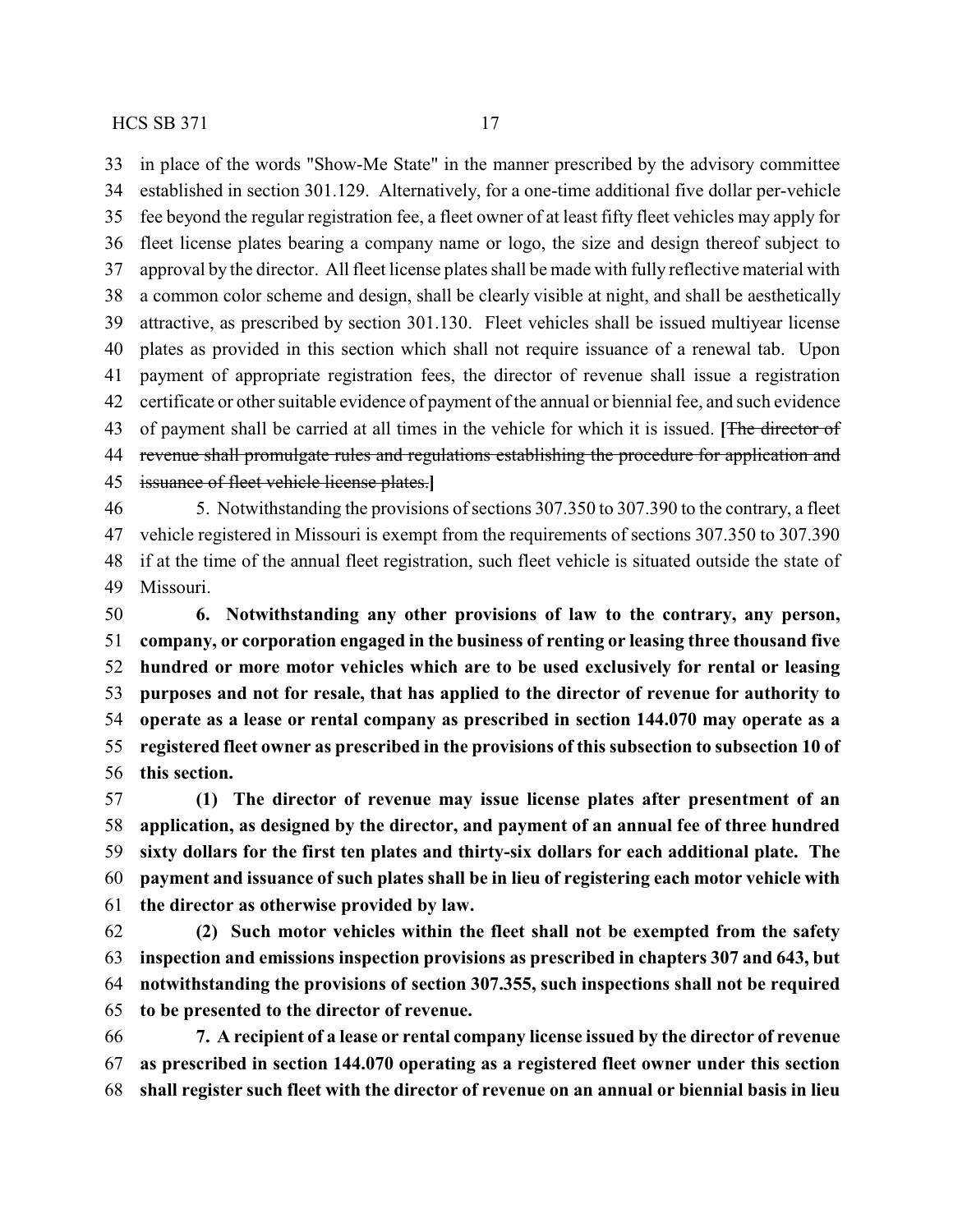in place of the words "Show-Me State" in the manner prescribed by the advisory committee established in section 301.129. Alternatively, for a one-time additional five dollar per-vehicle fee beyond the regular registration fee, a fleet owner of at least fifty fleet vehicles may apply for fleet license plates bearing a company name or logo, the size and design thereof subject to approval by the director. All fleet license plates shall be made with fully reflective material with a common color scheme and design, shall be clearly visible at night, and shall be aesthetically attractive, as prescribed by section 301.130. Fleet vehicles shall be issued multiyear license plates as provided in this section which shall not require issuance of a renewal tab. Upon payment of appropriate registration fees, the director of revenue shall issue a registration certificate or other suitable evidence of payment of the annual or biennial fee, and such evidence of payment shall be carried at all times in the vehicle for which it is issued. **[**~~The director of revenue shall promulgate rules and regulations establishing the procedure for application and issuance of fleet vehicle license plates.~~**]**

5. Notwithstanding the provisions of sections 307.350 to 307.390 to the contrary, a fleet vehicle registered in Missouri is exempt from the requirements of sections 307.350 to 307.390 if at the time of the annual fleet registration, such fleet vehicle is situated outside the state of Missouri.

**6. Notwithstanding any other provisions of law to the contrary, any person, company, or corporation engaged in the business of renting or leasing three thousand five hundred or more motor vehicles which are to be used exclusively for rental or leasing purposes and not for resale, that has applied to the director of revenue for authority to operate as a lease or rental company as prescribed in section 144.070 may operate as a registered fleet owner as prescribed in the provisions of this subsection to subsection 10 of this section.**

**(1) The director of revenue may issue license plates after presentment of an application, as designed by the director, and payment of an annual fee of three hundred sixty dollars for the first ten plates and thirty-six dollars for each additional plate. The payment and issuance of such plates shall be in lieu of registering each motor vehicle with the director as otherwise provided by law.**

**(2) Such motor vehicles within the fleet shall not be exempted from the safety inspection and emissions inspection provisions as prescribed in chapters 307 and 643, but notwithstanding the provisions of section 307.355, such inspections shall not be required to be presented to the director of revenue.**

**7. A recipient of a lease or rental company license issued by the director of revenue as prescribed in section 144.070 operating as a registered fleet owner under this section shall register such fleet with the director of revenue on an annual or biennial basis in lieu**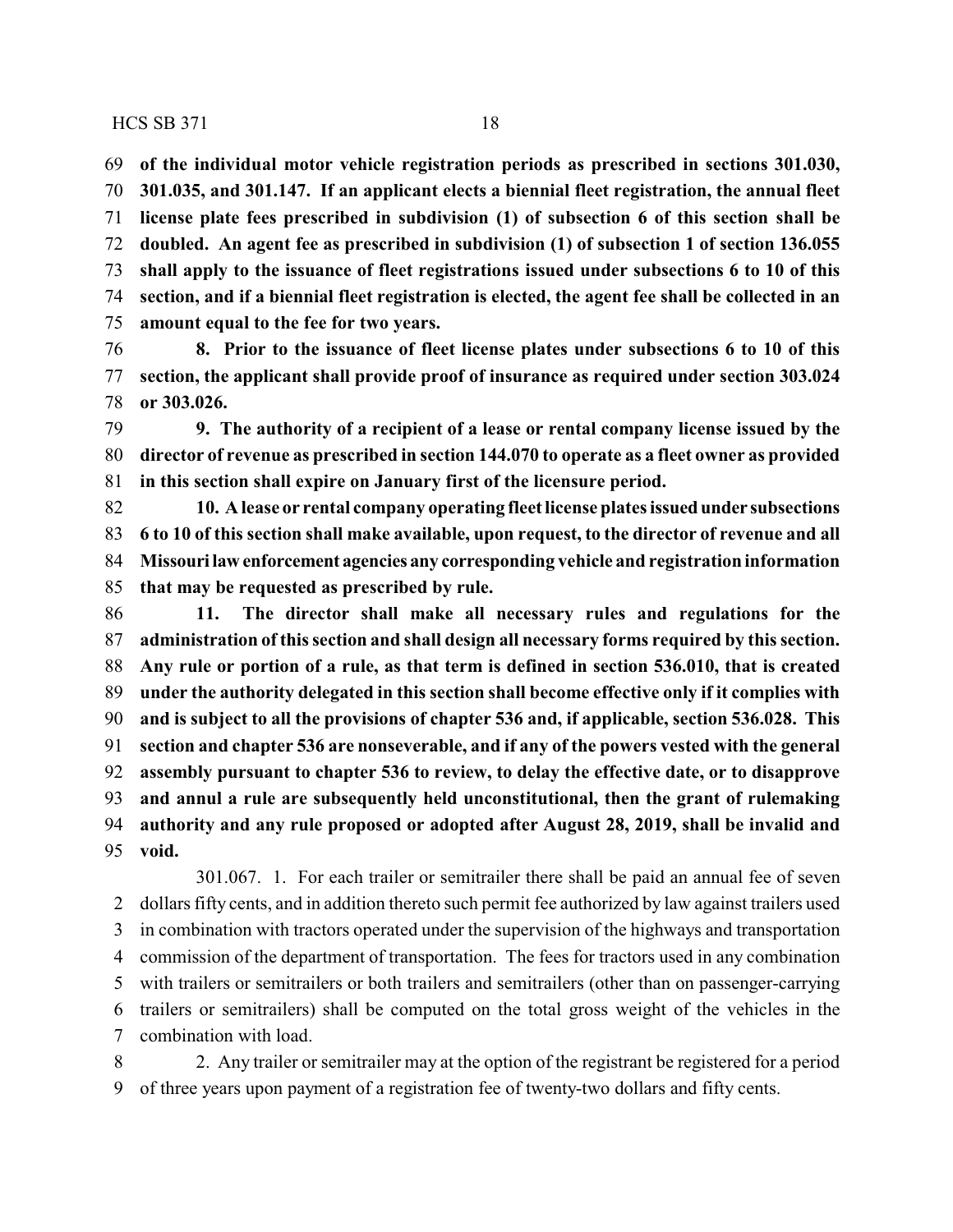**of the individual motor vehicle registration periods as prescribed in sections 301.030, 301.035, and 301.147. If an applicant elects a biennial fleet registration, the annual fleet license plate fees prescribed in subdivision (1) of subsection 6 of this section shall be doubled. An agent fee as prescribed in subdivision (1) of subsection 1 of section 136.055 shall apply to the issuance of fleet registrations issued under subsections 6 to 10 of this section, and if a biennial fleet registration is elected, the agent fee shall be collected in an amount equal to the fee for two years.**

**8. Prior to the issuance of fleet license plates under subsections 6 to 10 of this section, the applicant shall provide proof of insurance as required under section 303.024 or 303.026.**

**9. The authority of a recipient of a lease or rental company license issued by the director of revenue as prescribed in section 144.070 to operate as a fleet owner as provided in this section shall expire on January first of the licensure period.**

**10. A lease or rental company operating fleet license plates issued under subsections 6 to 10 of this section shall make available, upon request, to the director of revenue and all Missouri law enforcement agencies any corresponding vehicle and registration information that may be requested as prescribed by rule.**

**11. The director shall make all necessary rules and regulations for the administration of this section and shall design all necessary forms required by this section. Any rule or portion of a rule, as that term is defined in section 536.010, that is created under the authority delegated in this section shall become effective only if it complies with and is subject to all the provisions of chapter 536 and, if applicable, section 536.028. This section and chapter 536 are nonseverable, and if any of the powers vested with the general assembly pursuant to chapter 536 to review, to delay the effective date, or to disapprove and annul a rule are subsequently held unconstitutional, then the grant of rulemaking authority and any rule proposed or adopted after August 28, 2019, shall be invalid and void.**

301.067. 1. For each trailer or semitrailer there shall be paid an annual fee of seven dollars fifty cents, and in addition thereto such permit fee authorized by law against trailers used in combination with tractors operated under the supervision of the highways and transportation commission of the department of transportation. The fees for tractors used in any combination with trailers or semitrailers or both trailers and semitrailers (other than on passenger-carrying trailers or semitrailers) shall be computed on the total gross weight of the vehicles in the combination with load.

2. Any trailer or semitrailer may at the option of the registrant be registered for a period of three years upon payment of a registration fee of twenty-two dollars and fifty cents.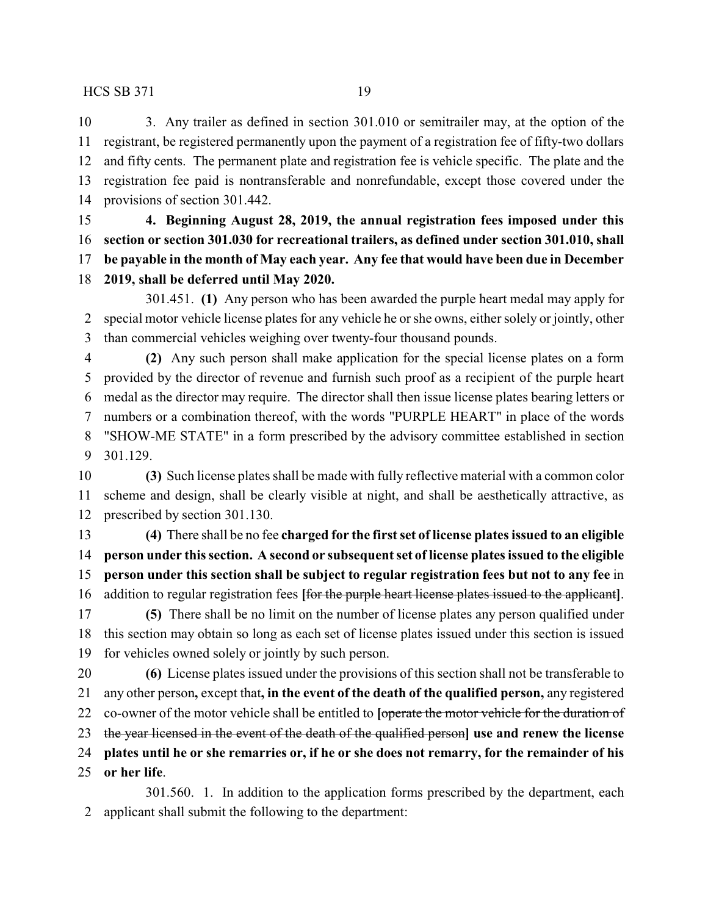3. Any trailer as defined in section 301.010 or semitrailer may, at the option of the registrant, be registered permanently upon the payment of a registration fee of fifty-two dollars and fifty cents. The permanent plate and registration fee is vehicle specific. The plate and the registration fee paid is nontransferable and nonrefundable, except those covered under the provisions of section 301.442.

**4. Beginning August 28, 2019, the annual registration fees imposed under this section or section 301.030 for recreational trailers, as defined under section 301.010, shall be payable in the month of May each year. Any fee that would have been due in December 2019, shall be deferred until May 2020.**

301.451. **(1)** Any person who has been awarded the purple heart medal may apply for special motor vehicle license plates for any vehicle he or she owns, either solely or jointly, other than commercial vehicles weighing over twenty-four thousand pounds.

**(2)** Any such person shall make application for the special license plates on a form provided by the director of revenue and furnish such proof as a recipient of the purple heart medal as the director may require. The director shall then issue license plates bearing letters or numbers or a combination thereof, with the words "PURPLE HEART" in place of the words "SHOW-ME STATE" in a form prescribed by the advisory committee established in section 301.129.

**(3)** Such license plates shall be made with fully reflective material with a common color scheme and design, shall be clearly visible at night, and shall be aesthetically attractive, as prescribed by section 301.130.

**(4)** There shall be no fee **charged for the first set of license plates issued to an eligible person under this section. A second or subsequent set of license plates issued to the eligible person under this section shall be subject to regular registration fees but not to any fee** in addition to regular registration fees **[**~~for the purple heart license plates issued to the applicant~~**]**.

**(5)** There shall be no limit on the number of license plates any person qualified under this section may obtain so long as each set of license plates issued under this section is issued for vehicles owned solely or jointly by such person.

**(6)** License plates issued under the provisions of this section shall not be transferable to any other person**,** except that**, in the event of the death of the qualified person,** any registered co-owner of the motor vehicle shall be entitled to **[**~~operate the motor vehicle for the duration of the year licensed in the event of the death of the qualified person~~**] use and renew the license plates until he or she remarries or, if he or she does not remarry, for the remainder of his or her life**.

301.560. 1. In addition to the application forms prescribed by the department, each applicant shall submit the following to the department: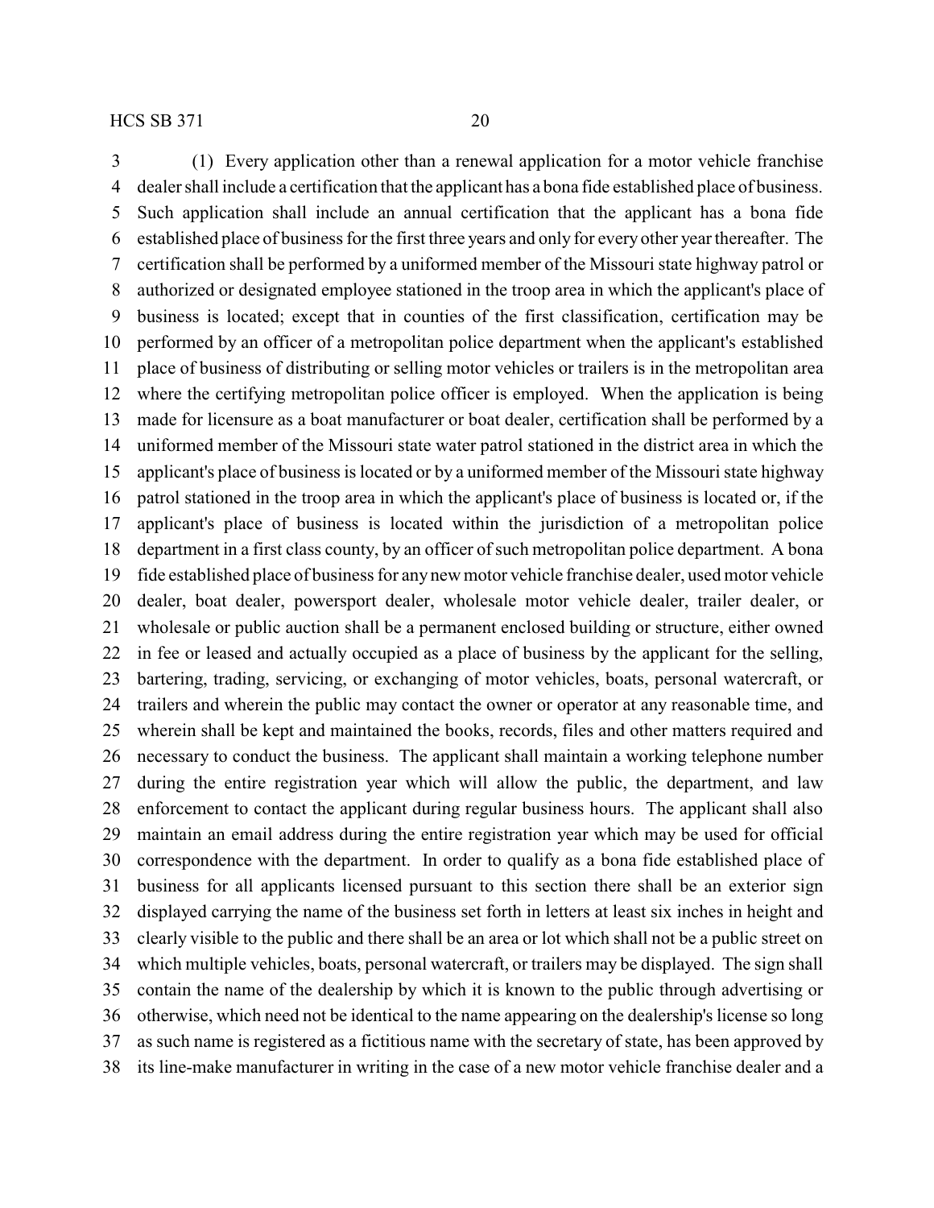(1) Every application other than a renewal application for a motor vehicle franchise dealer shall include a certification that the applicant has a bona fide established place of business. Such application shall include an annual certification that the applicant has a bona fide established place of business for the first three years and only for every other year thereafter. The certification shall be performed by a uniformed member of the Missouri state highway patrol or authorized or designated employee stationed in the troop area in which the applicant's place of business is located; except that in counties of the first classification, certification may be performed by an officer of a metropolitan police department when the applicant's established place of business of distributing or selling motor vehicles or trailers is in the metropolitan area where the certifying metropolitan police officer is employed. When the application is being made for licensure as a boat manufacturer or boat dealer, certification shall be performed by a uniformed member of the Missouri state water patrol stationed in the district area in which the applicant's place of business is located or by a uniformed member of the Missouri state highway patrol stationed in the troop area in which the applicant's place of business is located or, if the applicant's place of business is located within the jurisdiction of a metropolitan police department in a first class county, by an officer of such metropolitan police department. A bona fide established place of business for any new motor vehicle franchise dealer, used motor vehicle dealer, boat dealer, powersport dealer, wholesale motor vehicle dealer, trailer dealer, or wholesale or public auction shall be a permanent enclosed building or structure, either owned in fee or leased and actually occupied as a place of business by the applicant for the selling, bartering, trading, servicing, or exchanging of motor vehicles, boats, personal watercraft, or trailers and wherein the public may contact the owner or operator at any reasonable time, and wherein shall be kept and maintained the books, records, files and other matters required and necessary to conduct the business. The applicant shall maintain a working telephone number during the entire registration year which will allow the public, the department, and law enforcement to contact the applicant during regular business hours. The applicant shall also maintain an email address during the entire registration year which may be used for official correspondence with the department. In order to qualify as a bona fide established place of business for all applicants licensed pursuant to this section there shall be an exterior sign displayed carrying the name of the business set forth in letters at least six inches in height and clearly visible to the public and there shall be an area or lot which shall not be a public street on which multiple vehicles, boats, personal watercraft, or trailers may be displayed. The sign shall contain the name of the dealership by which it is known to the public through advertising or otherwise, which need not be identical to the name appearing on the dealership's license so long as such name is registered as a fictitious name with the secretary of state, has been approved by its line-make manufacturer in writing in the case of a new motor vehicle franchise dealer and a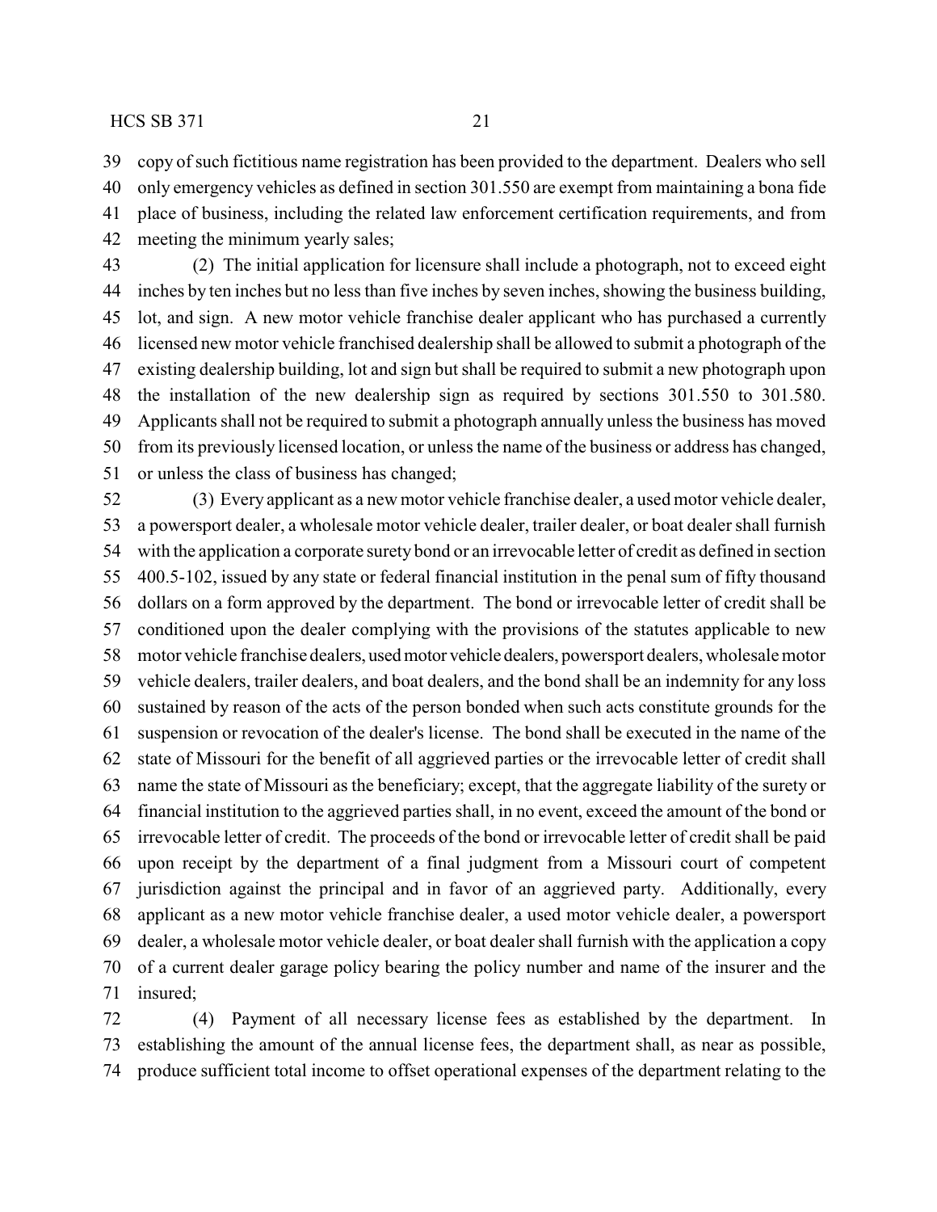copy of such fictitious name registration has been provided to the department. Dealers who sell only emergency vehicles as defined in section 301.550 are exempt from maintaining a bona fide place of business, including the related law enforcement certification requirements, and from meeting the minimum yearly sales;

(2) The initial application for licensure shall include a photograph, not to exceed eight inches by ten inches but no less than five inches by seven inches, showing the business building, lot, and sign. A new motor vehicle franchise dealer applicant who has purchased a currently licensed new motor vehicle franchised dealership shall be allowed to submit a photograph of the existing dealership building, lot and sign but shall be required to submit a new photograph upon the installation of the new dealership sign as required by sections 301.550 to 301.580. Applicants shall not be required to submit a photograph annually unless the business has moved from its previously licensed location, or unless the name of the business or address has changed, or unless the class of business has changed;

(3) Every applicant as a new motor vehicle franchise dealer, a used motor vehicle dealer, a powersport dealer, a wholesale motor vehicle dealer, trailer dealer, or boat dealer shall furnish with the application a corporate surety bond or an irrevocable letter of credit as defined in section 400.5-102, issued by any state or federal financial institution in the penal sum of fifty thousand dollars on a form approved by the department. The bond or irrevocable letter of credit shall be conditioned upon the dealer complying with the provisions of the statutes applicable to new motor vehicle franchise dealers, used motor vehicle dealers, powersport dealers, wholesale motor vehicle dealers, trailer dealers, and boat dealers, and the bond shall be an indemnity for any loss sustained by reason of the acts of the person bonded when such acts constitute grounds for the suspension or revocation of the dealer's license. The bond shall be executed in the name of the state of Missouri for the benefit of all aggrieved parties or the irrevocable letter of credit shall name the state of Missouri as the beneficiary; except, that the aggregate liability of the surety or financial institution to the aggrieved parties shall, in no event, exceed the amount of the bond or irrevocable letter of credit. The proceeds of the bond or irrevocable letter of credit shall be paid upon receipt by the department of a final judgment from a Missouri court of competent jurisdiction against the principal and in favor of an aggrieved party. Additionally, every applicant as a new motor vehicle franchise dealer, a used motor vehicle dealer, a powersport dealer, a wholesale motor vehicle dealer, or boat dealer shall furnish with the application a copy of a current dealer garage policy bearing the policy number and name of the insurer and the insured;

(4) Payment of all necessary license fees as established by the department. In establishing the amount of the annual license fees, the department shall, as near as possible, produce sufficient total income to offset operational expenses of the department relating to the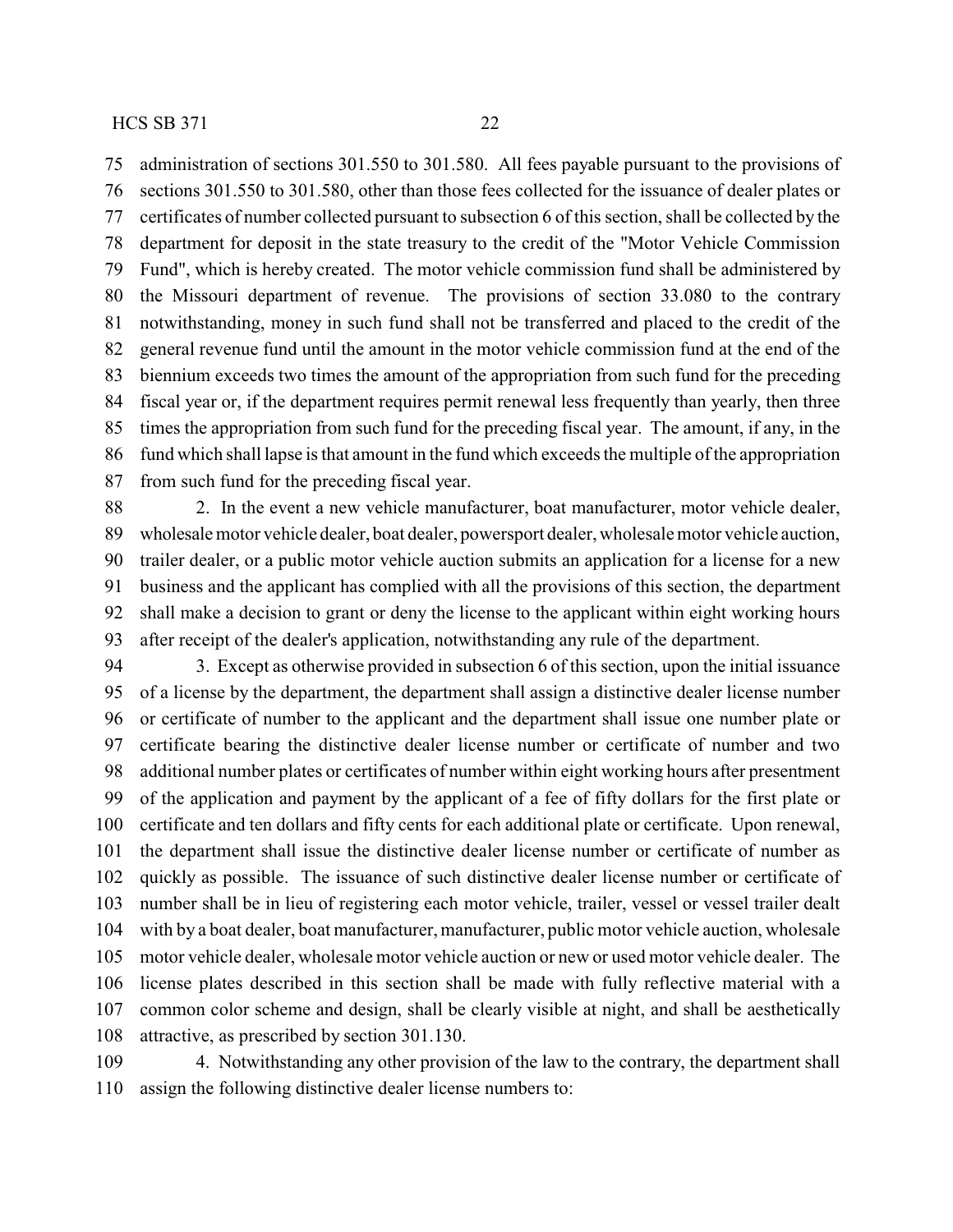administration of sections 301.550 to 301.580. All fees payable pursuant to the provisions of sections 301.550 to 301.580, other than those fees collected for the issuance of dealer plates or certificates of number collected pursuant to subsection 6 of this section, shall be collected by the department for deposit in the state treasury to the credit of the "Motor Vehicle Commission Fund", which is hereby created. The motor vehicle commission fund shall be administered by the Missouri department of revenue. The provisions of section 33.080 to the contrary notwithstanding, money in such fund shall not be transferred and placed to the credit of the general revenue fund until the amount in the motor vehicle commission fund at the end of the biennium exceeds two times the amount of the appropriation from such fund for the preceding fiscal year or, if the department requires permit renewal less frequently than yearly, then three times the appropriation from such fund for the preceding fiscal year. The amount, if any, in the fund which shall lapse is that amount in the fund which exceeds the multiple of the appropriation from such fund for the preceding fiscal year.

2. In the event a new vehicle manufacturer, boat manufacturer, motor vehicle dealer, wholesale motor vehicle dealer, boat dealer, powersport dealer, wholesale motor vehicle auction, trailer dealer, or a public motor vehicle auction submits an application for a license for a new business and the applicant has complied with all the provisions of this section, the department shall make a decision to grant or deny the license to the applicant within eight working hours after receipt of the dealer's application, notwithstanding any rule of the department.

3. Except as otherwise provided in subsection 6 of this section, upon the initial issuance of a license by the department, the department shall assign a distinctive dealer license number or certificate of number to the applicant and the department shall issue one number plate or certificate bearing the distinctive dealer license number or certificate of number and two additional number plates or certificates of number within eight working hours after presentment of the application and payment by the applicant of a fee of fifty dollars for the first plate or certificate and ten dollars and fifty cents for each additional plate or certificate. Upon renewal, the department shall issue the distinctive dealer license number or certificate of number as quickly as possible. The issuance of such distinctive dealer license number or certificate of number shall be in lieu of registering each motor vehicle, trailer, vessel or vessel trailer dealt with by a boat dealer, boat manufacturer, manufacturer, public motor vehicle auction, wholesale motor vehicle dealer, wholesale motor vehicle auction or new or used motor vehicle dealer. The license plates described in this section shall be made with fully reflective material with a common color scheme and design, shall be clearly visible at night, and shall be aesthetically attractive, as prescribed by section 301.130.

4. Notwithstanding any other provision of the law to the contrary, the department shall assign the following distinctive dealer license numbers to: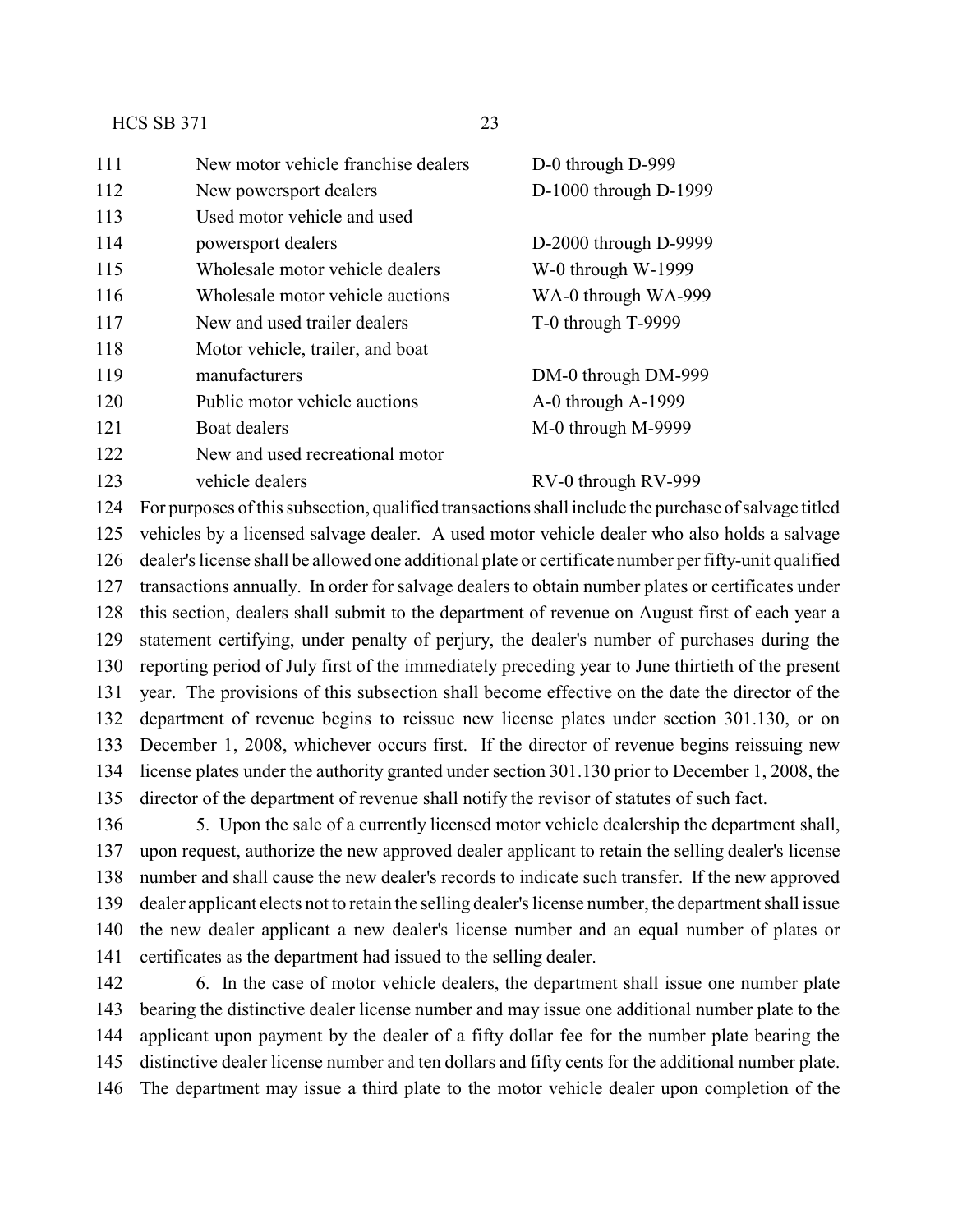| | |
|---|---|
| New motor vehicle franchise dealers | D-0 through D-999 |
| New powersport dealers | D-1000 through D-1999 |
| Used motor vehicle and used powersport dealers | D-2000 through D-9999 |
| Wholesale motor vehicle dealers | W-0 through W-1999 |
| Wholesale motor vehicle auctions | WA-0 through WA-999 |
| New and used trailer dealers | T-0 through T-9999 |
| Motor vehicle, trailer, and boat manufacturers | DM-0 through DM-999 |
| Public motor vehicle auctions | A-0 through A-1999 |
| Boat dealers | M-0 through M-9999 |
| New and used recreational motor vehicle dealers | RV-0 through RV-999 |

For purposes of this subsection, qualified transactions shall include the purchase of salvage titled vehicles by a licensed salvage dealer. A used motor vehicle dealer who also holds a salvage dealer's license shall be allowed one additional plate or certificate number per fifty-unit qualified transactions annually. In order for salvage dealers to obtain number plates or certificates under this section, dealers shall submit to the department of revenue on August first of each year a statement certifying, under penalty of perjury, the dealer's number of purchases during the reporting period of July first of the immediately preceding year to June thirtieth of the present year. The provisions of this subsection shall become effective on the date the director of the department of revenue begins to reissue new license plates under section 301.130, or on December 1, 2008, whichever occurs first. If the director of revenue begins reissuing new license plates under the authority granted under section 301.130 prior to December 1, 2008, the director of the department of revenue shall notify the revisor of statutes of such fact.

5. Upon the sale of a currently licensed motor vehicle dealership the department shall, upon request, authorize the new approved dealer applicant to retain the selling dealer's license number and shall cause the new dealer's records to indicate such transfer. If the new approved dealer applicant elects not to retain the selling dealer's license number, the department shall issue the new dealer applicant a new dealer's license number and an equal number of plates or certificates as the department had issued to the selling dealer.

6. In the case of motor vehicle dealers, the department shall issue one number plate bearing the distinctive dealer license number and may issue one additional number plate to the applicant upon payment by the dealer of a fifty dollar fee for the number plate bearing the distinctive dealer license number and ten dollars and fifty cents for the additional number plate. The department may issue a third plate to the motor vehicle dealer upon completion of the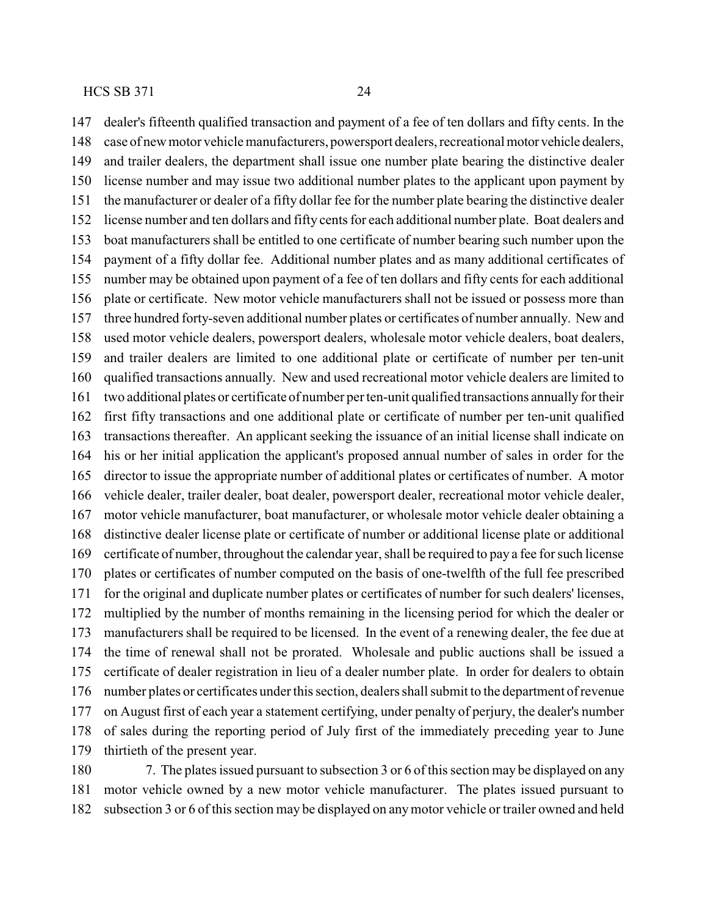dealer's fifteenth qualified transaction and payment of a fee of ten dollars and fifty cents. In the case of new motor vehicle manufacturers, powersport dealers, recreational motor vehicle dealers, and trailer dealers, the department shall issue one number plate bearing the distinctive dealer license number and may issue two additional number plates to the applicant upon payment by the manufacturer or dealer of a fifty dollar fee for the number plate bearing the distinctive dealer license number and ten dollars and fifty cents for each additional number plate. Boat dealers and boat manufacturers shall be entitled to one certificate of number bearing such number upon the payment of a fifty dollar fee. Additional number plates and as many additional certificates of number may be obtained upon payment of a fee of ten dollars and fifty cents for each additional plate or certificate. New motor vehicle manufacturers shall not be issued or possess more than three hundred forty-seven additional number plates or certificates of number annually. New and used motor vehicle dealers, powersport dealers, wholesale motor vehicle dealers, boat dealers, and trailer dealers are limited to one additional plate or certificate of number per ten-unit qualified transactions annually. New and used recreational motor vehicle dealers are limited to two additional plates or certificate of number per ten-unit qualified transactions annually for their first fifty transactions and one additional plate or certificate of number per ten-unit qualified transactions thereafter. An applicant seeking the issuance of an initial license shall indicate on his or her initial application the applicant's proposed annual number of sales in order for the director to issue the appropriate number of additional plates or certificates of number. A motor vehicle dealer, trailer dealer, boat dealer, powersport dealer, recreational motor vehicle dealer, motor vehicle manufacturer, boat manufacturer, or wholesale motor vehicle dealer obtaining a distinctive dealer license plate or certificate of number or additional license plate or additional certificate of number, throughout the calendar year, shall be required to pay a fee for such license plates or certificates of number computed on the basis of one-twelfth of the full fee prescribed for the original and duplicate number plates or certificates of number for such dealers' licenses, multiplied by the number of months remaining in the licensing period for which the dealer or manufacturers shall be required to be licensed. In the event of a renewing dealer, the fee due at the time of renewal shall not be prorated. Wholesale and public auctions shall be issued a certificate of dealer registration in lieu of a dealer number plate. In order for dealers to obtain number plates or certificates under this section, dealers shall submit to the department of revenue on August first of each year a statement certifying, under penalty of perjury, the dealer's number of sales during the reporting period of July first of the immediately preceding year to June thirtieth of the present year.

7. The plates issued pursuant to subsection 3 or 6 of this section may be displayed on any motor vehicle owned by a new motor vehicle manufacturer. The plates issued pursuant to subsection 3 or 6 of this section may be displayed on any motor vehicle or trailer owned and held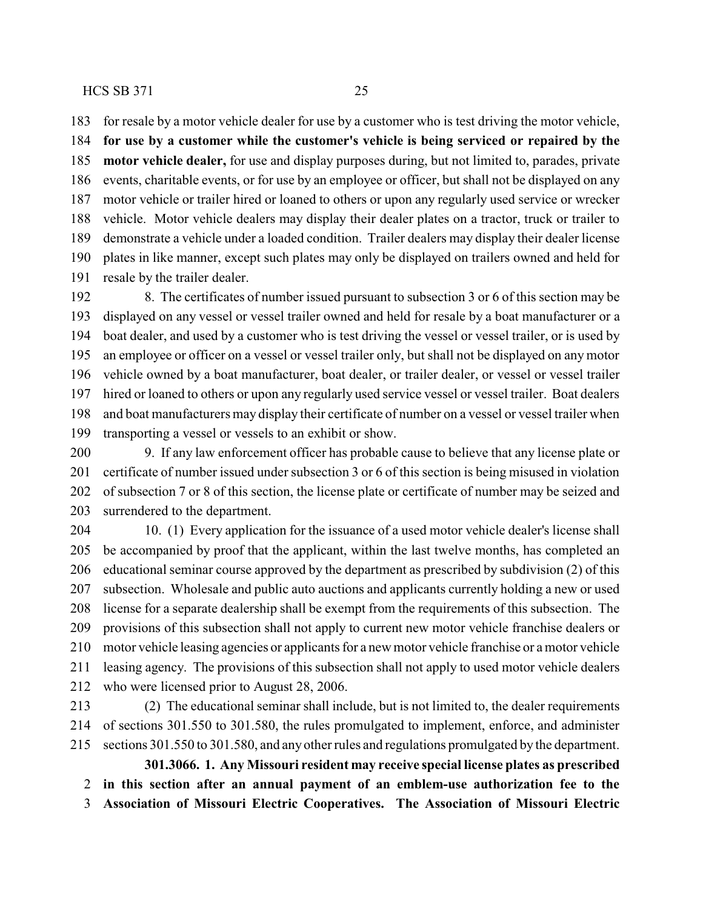for resale by a motor vehicle dealer for use by a customer who is test driving the motor vehicle, **for use by a customer while the customer's vehicle is being serviced or repaired by the motor vehicle dealer,** for use and display purposes during, but not limited to, parades, private events, charitable events, or for use by an employee or officer, but shall not be displayed on any motor vehicle or trailer hired or loaned to others or upon any regularly used service or wrecker vehicle. Motor vehicle dealers may display their dealer plates on a tractor, truck or trailer to demonstrate a vehicle under a loaded condition. Trailer dealers may display their dealer license plates in like manner, except such plates may only be displayed on trailers owned and held for resale by the trailer dealer.

8. The certificates of number issued pursuant to subsection 3 or 6 of this section may be displayed on any vessel or vessel trailer owned and held for resale by a boat manufacturer or a boat dealer, and used by a customer who is test driving the vessel or vessel trailer, or is used by an employee or officer on a vessel or vessel trailer only, but shall not be displayed on any motor vehicle owned by a boat manufacturer, boat dealer, or trailer dealer, or vessel or vessel trailer hired or loaned to others or upon any regularly used service vessel or vessel trailer. Boat dealers and boat manufacturers may display their certificate of number on a vessel or vessel trailer when transporting a vessel or vessels to an exhibit or show.

9. If any law enforcement officer has probable cause to believe that any license plate or certificate of number issued under subsection 3 or 6 of this section is being misused in violation of subsection 7 or 8 of this section, the license plate or certificate of number may be seized and surrendered to the department.

10. (1) Every application for the issuance of a used motor vehicle dealer's license shall be accompanied by proof that the applicant, within the last twelve months, has completed an educational seminar course approved by the department as prescribed by subdivision (2) of this subsection. Wholesale and public auto auctions and applicants currently holding a new or used license for a separate dealership shall be exempt from the requirements of this subsection. The provisions of this subsection shall not apply to current new motor vehicle franchise dealers or motor vehicle leasing agencies or applicants for a new motor vehicle franchise or a motor vehicle leasing agency. The provisions of this subsection shall not apply to used motor vehicle dealers who were licensed prior to August 28, 2006.

(2) The educational seminar shall include, but is not limited to, the dealer requirements of sections 301.550 to 301.580, the rules promulgated to implement, enforce, and administer sections 301.550 to 301.580, and any other rules and regulations promulgated by the department.

**301.3066. 1. Any Missouri resident may receive special license plates as prescribed in this section after an annual payment of an emblem-use authorization fee to the Association of Missouri Electric Cooperatives. The Association of Missouri Electric**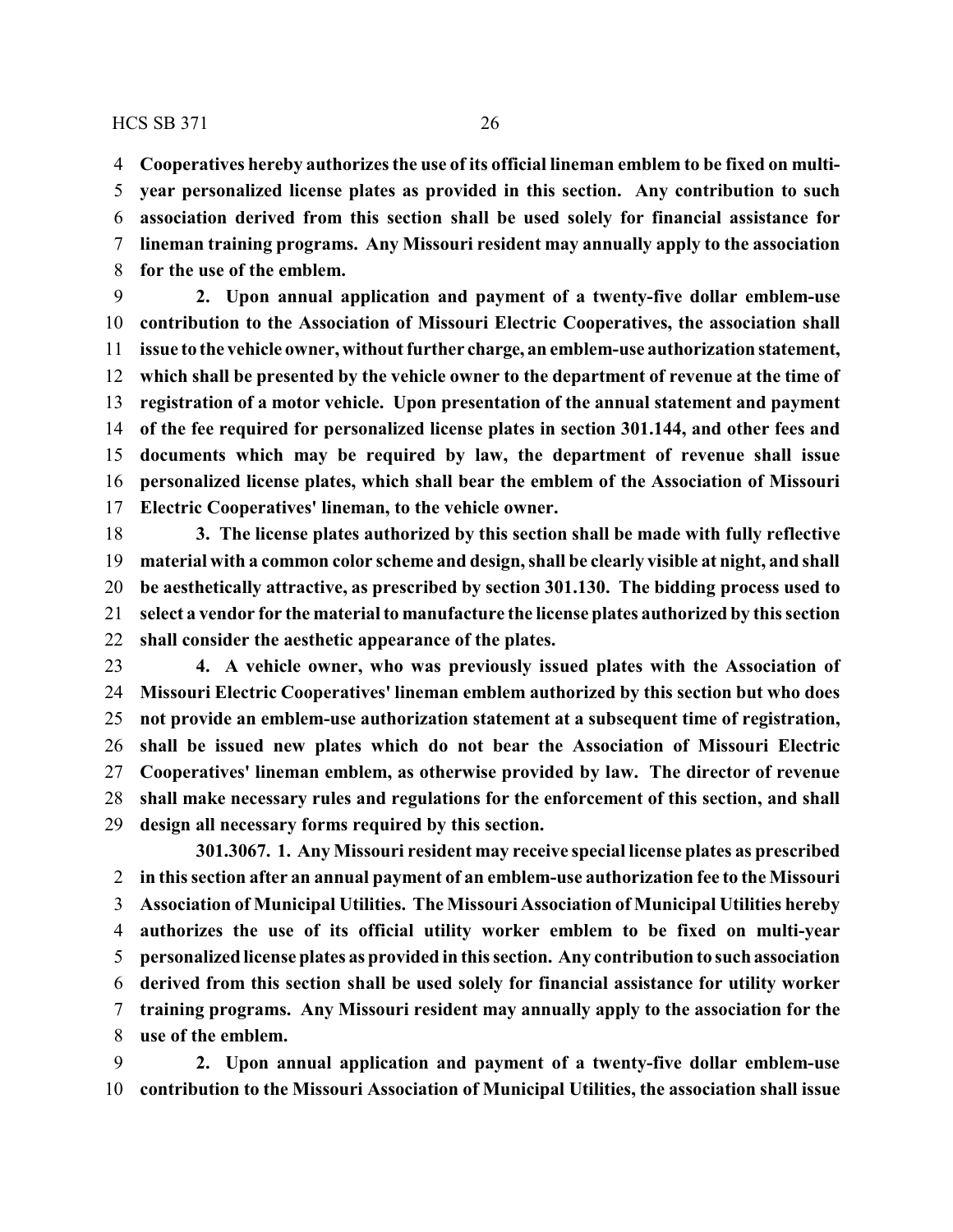**Cooperatives hereby authorizes the use of its official lineman emblem to be fixed on multi-year personalized license plates as provided in this section. Any contribution to such association derived from this section shall be used solely for financial assistance for lineman training programs. Any Missouri resident may annually apply to the association for the use of the emblem.**

**2. Upon annual application and payment of a twenty-five dollar emblem-use contribution to the Association of Missouri Electric Cooperatives, the association shall issue to the vehicle owner, without further charge, an emblem-use authorization statement, which shall be presented by the vehicle owner to the department of revenue at the time of registration of a motor vehicle. Upon presentation of the annual statement and payment of the fee required for personalized license plates in section 301.144, and other fees and documents which may be required by law, the department of revenue shall issue personalized license plates, which shall bear the emblem of the Association of Missouri Electric Cooperatives' lineman, to the vehicle owner.**

**3. The license plates authorized by this section shall be made with fully reflective material with a common color scheme and design, shall be clearly visible at night, and shall be aesthetically attractive, as prescribed by section 301.130. The bidding process used to select a vendor for the material to manufacture the license plates authorized by this section shall consider the aesthetic appearance of the plates.**

**4. A vehicle owner, who was previously issued plates with the Association of Missouri Electric Cooperatives' lineman emblem authorized by this section but who does not provide an emblem-use authorization statement at a subsequent time of registration, shall be issued new plates which do not bear the Association of Missouri Electric Cooperatives' lineman emblem, as otherwise provided by law. The director of revenue shall make necessary rules and regulations for the enforcement of this section, and shall design all necessary forms required by this section.**

**301.3067. 1. Any Missouri resident may receive special license plates as prescribed in this section after an annual payment of an emblem-use authorization fee to the Missouri Association of Municipal Utilities. The Missouri Association of Municipal Utilities hereby authorizes the use of its official utility worker emblem to be fixed on multi-year personalized license plates as provided in this section. Any contribution to such association derived from this section shall be used solely for financial assistance for utility worker training programs. Any Missouri resident may annually apply to the association for the use of the emblem.**

**2. Upon annual application and payment of a twenty-five dollar emblem-use contribution to the Missouri Association of Municipal Utilities, the association shall issue**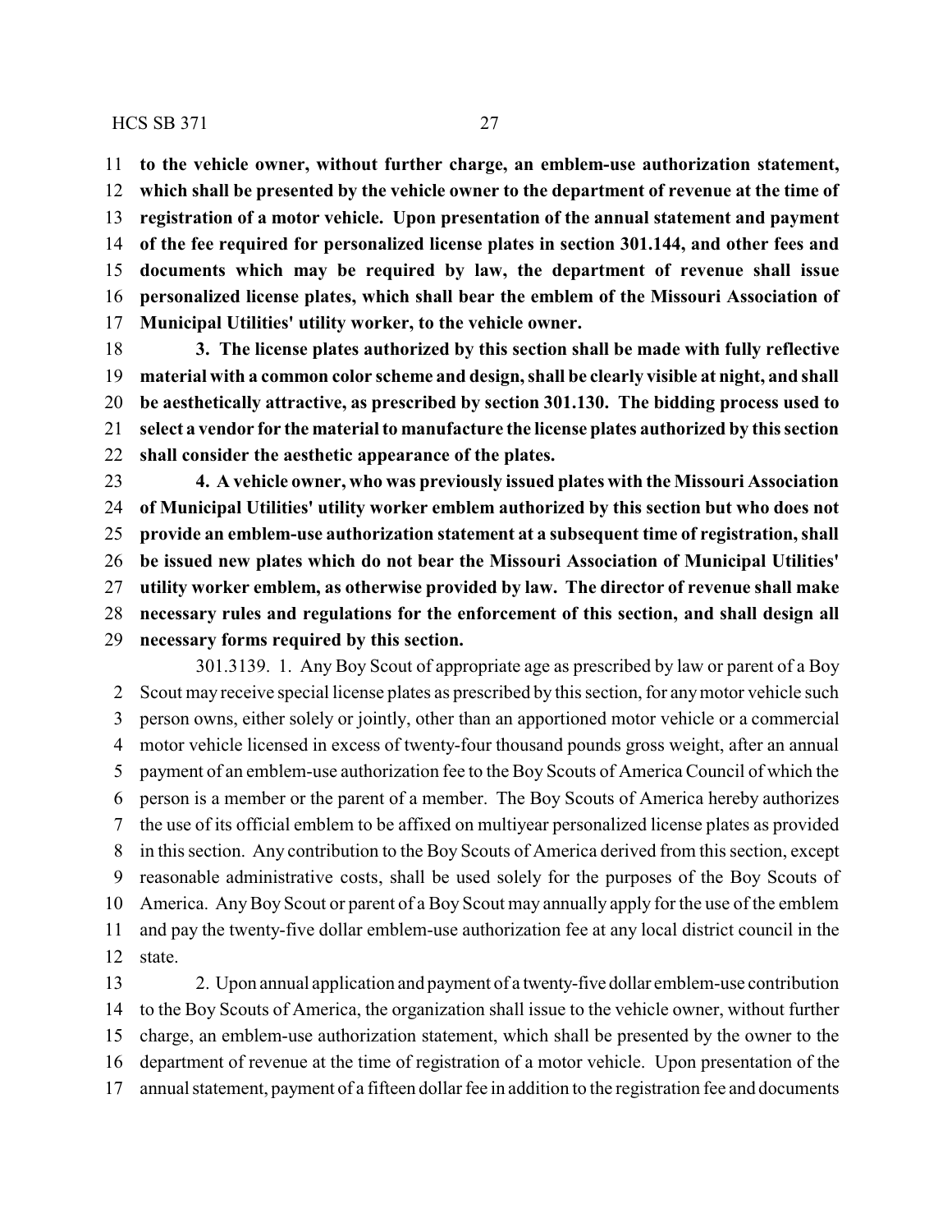**to the vehicle owner, without further charge, an emblem-use authorization statement, which shall be presented by the vehicle owner to the department of revenue at the time of registration of a motor vehicle. Upon presentation of the annual statement and payment of the fee required for personalized license plates in section 301.144, and other fees and documents which may be required by law, the department of revenue shall issue personalized license plates, which shall bear the emblem of the Missouri Association of Municipal Utilities' utility worker, to the vehicle owner.**

**3. The license plates authorized by this section shall be made with fully reflective material with a common color scheme and design, shall be clearly visible at night, and shall be aesthetically attractive, as prescribed by section 301.130. The bidding process used to select a vendor for the material to manufacture the license plates authorized by this section shall consider the aesthetic appearance of the plates.**

**4. A vehicle owner, who was previously issued plates with the Missouri Association of Municipal Utilities' utility worker emblem authorized by this section but who does not provide an emblem-use authorization statement at a subsequent time of registration, shall be issued new plates which do not bear the Missouri Association of Municipal Utilities' utility worker emblem, as otherwise provided by law. The director of revenue shall make necessary rules and regulations for the enforcement of this section, and shall design all necessary forms required by this section.**

301.3139. 1. Any Boy Scout of appropriate age as prescribed by law or parent of a Boy Scout may receive special license plates as prescribed by this section, for any motor vehicle such person owns, either solely or jointly, other than an apportioned motor vehicle or a commercial motor vehicle licensed in excess of twenty-four thousand pounds gross weight, after an annual payment of an emblem-use authorization fee to the Boy Scouts of America Council of which the person is a member or the parent of a member. The Boy Scouts of America hereby authorizes the use of its official emblem to be affixed on multiyear personalized license plates as provided in this section. Any contribution to the Boy Scouts of America derived from this section, except reasonable administrative costs, shall be used solely for the purposes of the Boy Scouts of America. Any Boy Scout or parent of a Boy Scout may annually apply for the use of the emblem and pay the twenty-five dollar emblem-use authorization fee at any local district council in the state.

2. Upon annual application and payment of a twenty-five dollar emblem-use contribution to the Boy Scouts of America, the organization shall issue to the vehicle owner, without further charge, an emblem-use authorization statement, which shall be presented by the owner to the department of revenue at the time of registration of a motor vehicle. Upon presentation of the annual statement, payment of a fifteen dollar fee in addition to the registration fee and documents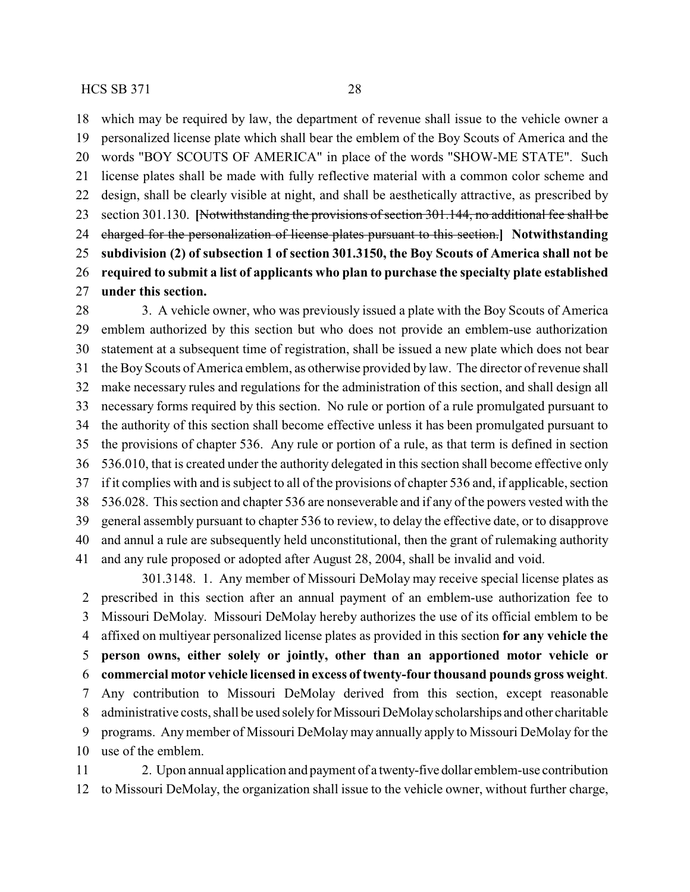which may be required by law, the department of revenue shall issue to the vehicle owner a personalized license plate which shall bear the emblem of the Boy Scouts of America and the words "BOY SCOUTS OF AMERICA" in place of the words "SHOW-ME STATE". Such license plates shall be made with fully reflective material with a common color scheme and design, shall be clearly visible at night, and shall be aesthetically attractive, as prescribed by section 301.130. **[**~~Notwithstanding the provisions of section 301.144, no additional fee shall be charged for the personalization of license plates pursuant to this section.~~**]** **Notwithstanding subdivision (2) of subsection 1 of section 301.3150, the Boy Scouts of America shall not be required to submit a list of applicants who plan to purchase the specialty plate established under this section.**

3. A vehicle owner, who was previously issued a plate with the Boy Scouts of America emblem authorized by this section but who does not provide an emblem-use authorization statement at a subsequent time of registration, shall be issued a new plate which does not bear the Boy Scouts of America emblem, as otherwise provided by law. The director of revenue shall make necessary rules and regulations for the administration of this section, and shall design all necessary forms required by this section. No rule or portion of a rule promulgated pursuant to the authority of this section shall become effective unless it has been promulgated pursuant to the provisions of chapter 536. Any rule or portion of a rule, as that term is defined in section 536.010, that is created under the authority delegated in this section shall become effective only if it complies with and is subject to all of the provisions of chapter 536 and, if applicable, section 536.028. This section and chapter 536 are nonseverable and if any of the powers vested with the general assembly pursuant to chapter 536 to review, to delay the effective date, or to disapprove and annul a rule are subsequently held unconstitutional, then the grant of rulemaking authority and any rule proposed or adopted after August 28, 2004, shall be invalid and void.

301.3148. 1. Any member of Missouri DeMolay may receive special license plates as prescribed in this section after an annual payment of an emblem-use authorization fee to Missouri DeMolay. Missouri DeMolay hereby authorizes the use of its official emblem to be affixed on multiyear personalized license plates as provided in this section **for any vehicle the person owns, either solely or jointly, other than an apportioned motor vehicle or commercial motor vehicle licensed in excess of twenty-four thousand pounds gross weight**. Any contribution to Missouri DeMolay derived from this section, except reasonable administrative costs, shall be used solely for Missouri DeMolay scholarships and other charitable programs. Any member of Missouri DeMolay may annually apply to Missouri DeMolay for the use of the emblem.

2. Upon annual application and payment of a twenty-five dollar emblem-use contribution to Missouri DeMolay, the organization shall issue to the vehicle owner, without further charge,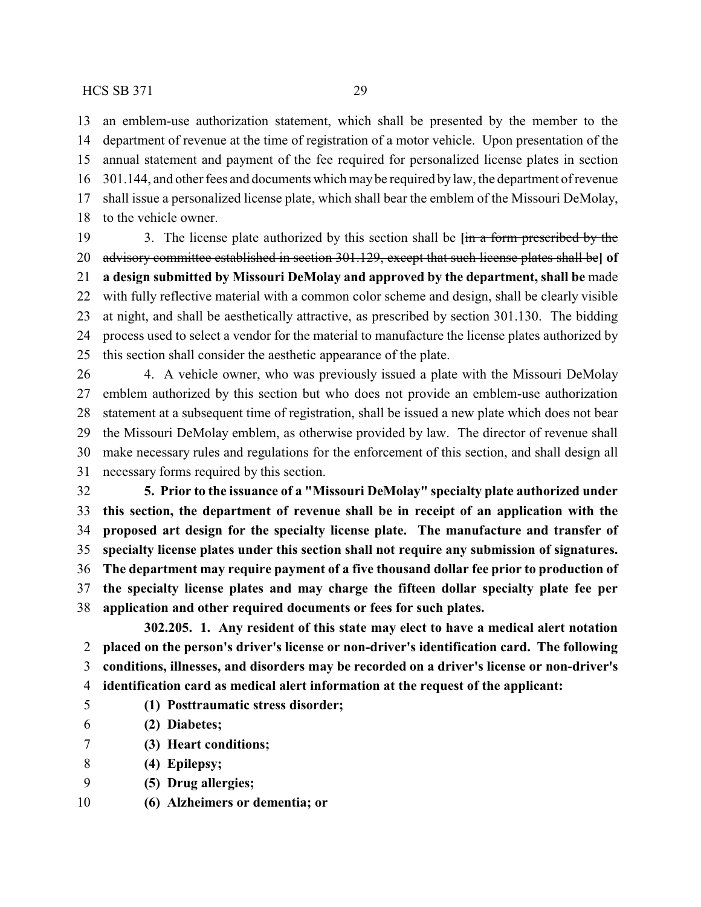an emblem-use authorization statement, which shall be presented by the member to the department of revenue at the time of registration of a motor vehicle. Upon presentation of the annual statement and payment of the fee required for personalized license plates in section 301.144, and other fees and documents which may be required by law, the department of revenue shall issue a personalized license plate, which shall bear the emblem of the Missouri DeMolay, to the vehicle owner.

3. The license plate authorized by this section shall be [~~in a form prescribed by the advisory committee established in section 301.129, except that such license plates shall be~~] **of a design submitted by Missouri DeMolay and approved by the department, shall be** made with fully reflective material with a common color scheme and design, shall be clearly visible at night, and shall be aesthetically attractive, as prescribed by section 301.130. The bidding process used to select a vendor for the material to manufacture the license plates authorized by this section shall consider the aesthetic appearance of the plate.

4. A vehicle owner, who was previously issued a plate with the Missouri DeMolay emblem authorized by this section but who does not provide an emblem-use authorization statement at a subsequent time of registration, shall be issued a new plate which does not bear the Missouri DeMolay emblem, as otherwise provided by law. The director of revenue shall make necessary rules and regulations for the enforcement of this section, and shall design all necessary forms required by this section.

**5. Prior to the issuance of a "Missouri DeMolay" specialty plate authorized under this section, the department of revenue shall be in receipt of an application with the proposed art design for the specialty license plate. The manufacture and transfer of specialty license plates under this section shall not require any submission of signatures. The department may require payment of a five thousand dollar fee prior to production of the specialty license plates and may charge the fifteen dollar specialty plate fee per application and other required documents or fees for such plates.**

**302.205. 1. Any resident of this state may elect to have a medical alert notation placed on the person's driver's license or non-driver's identification card. The following conditions, illnesses, and disorders may be recorded on a driver's license or non-driver's identification card as medical alert information at the request of the applicant:**

**(1) Posttraumatic stress disorder;**

**(2) Diabetes;**

**(3) Heart conditions;**

**(4) Epilepsy;**

**(5) Drug allergies;**

**(6) Alzheimers or dementia; or**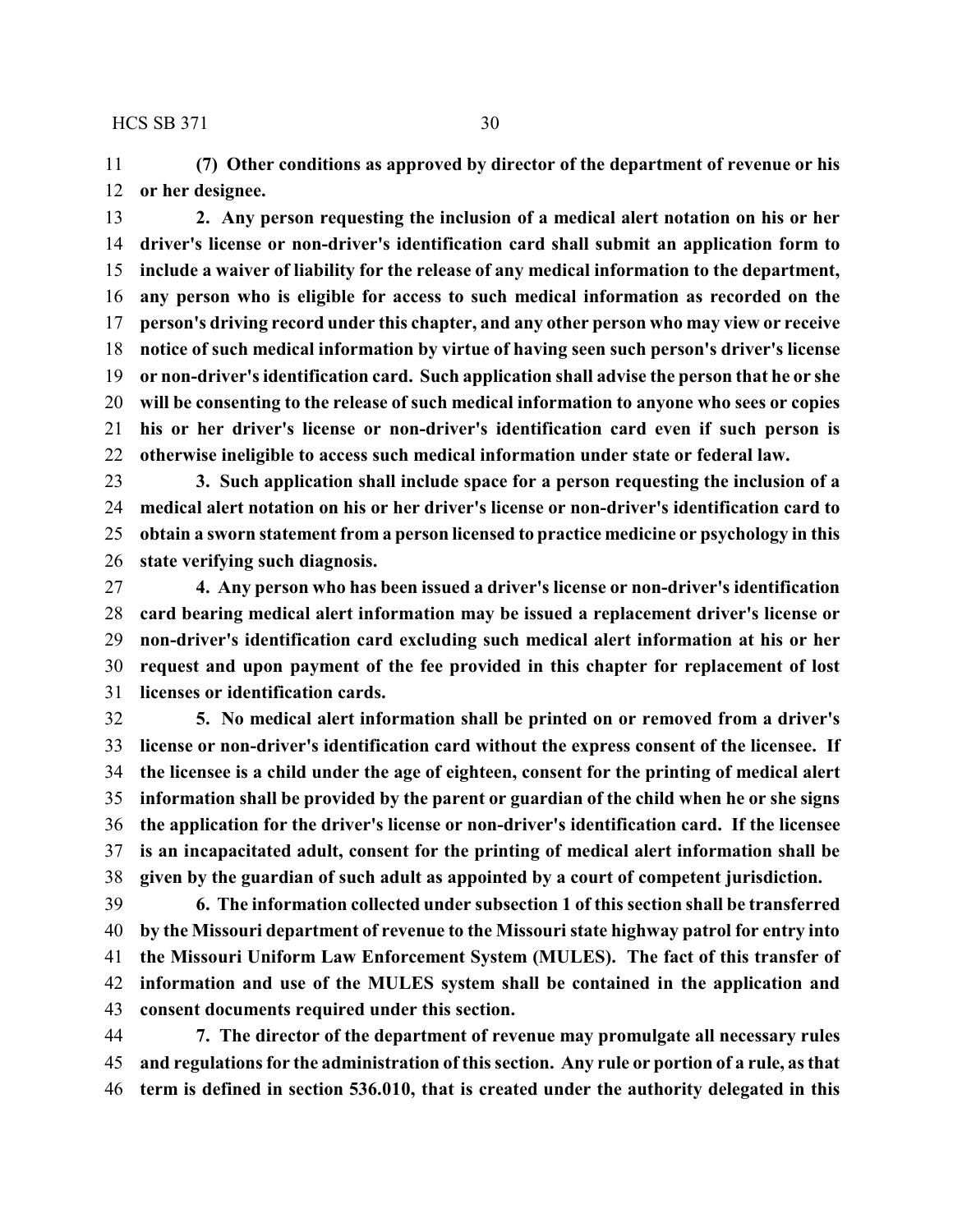**(7) Other conditions as approved by director of the department of revenue or his or her designee.**

**2. Any person requesting the inclusion of a medical alert notation on his or her driver's license or non-driver's identification card shall submit an application form to include a waiver of liability for the release of any medical information to the department, any person who is eligible for access to such medical information as recorded on the person's driving record under this chapter, and any other person who may view or receive notice of such medical information by virtue of having seen such person's driver's license or non-driver's identification card. Such application shall advise the person that he or she will be consenting to the release of such medical information to anyone who sees or copies his or her driver's license or non-driver's identification card even if such person is otherwise ineligible to access such medical information under state or federal law.**

**3. Such application shall include space for a person requesting the inclusion of a medical alert notation on his or her driver's license or non-driver's identification card to obtain a sworn statement from a person licensed to practice medicine or psychology in this state verifying such diagnosis.**

**4. Any person who has been issued a driver's license or non-driver's identification card bearing medical alert information may be issued a replacement driver's license or non-driver's identification card excluding such medical alert information at his or her request and upon payment of the fee provided in this chapter for replacement of lost licenses or identification cards.**

**5. No medical alert information shall be printed on or removed from a driver's license or non-driver's identification card without the express consent of the licensee. If the licensee is a child under the age of eighteen, consent for the printing of medical alert information shall be provided by the parent or guardian of the child when he or she signs the application for the driver's license or non-driver's identification card. If the licensee is an incapacitated adult, consent for the printing of medical alert information shall be given by the guardian of such adult as appointed by a court of competent jurisdiction.**

**6. The information collected under subsection 1 of this section shall be transferred by the Missouri department of revenue to the Missouri state highway patrol for entry into the Missouri Uniform Law Enforcement System (MULES). The fact of this transfer of information and use of the MULES system shall be contained in the application and consent documents required under this section.**

**7. The director of the department of revenue may promulgate all necessary rules and regulations for the administration of this section. Any rule or portion of a rule, as that term is defined in section 536.010, that is created under the authority delegated in this**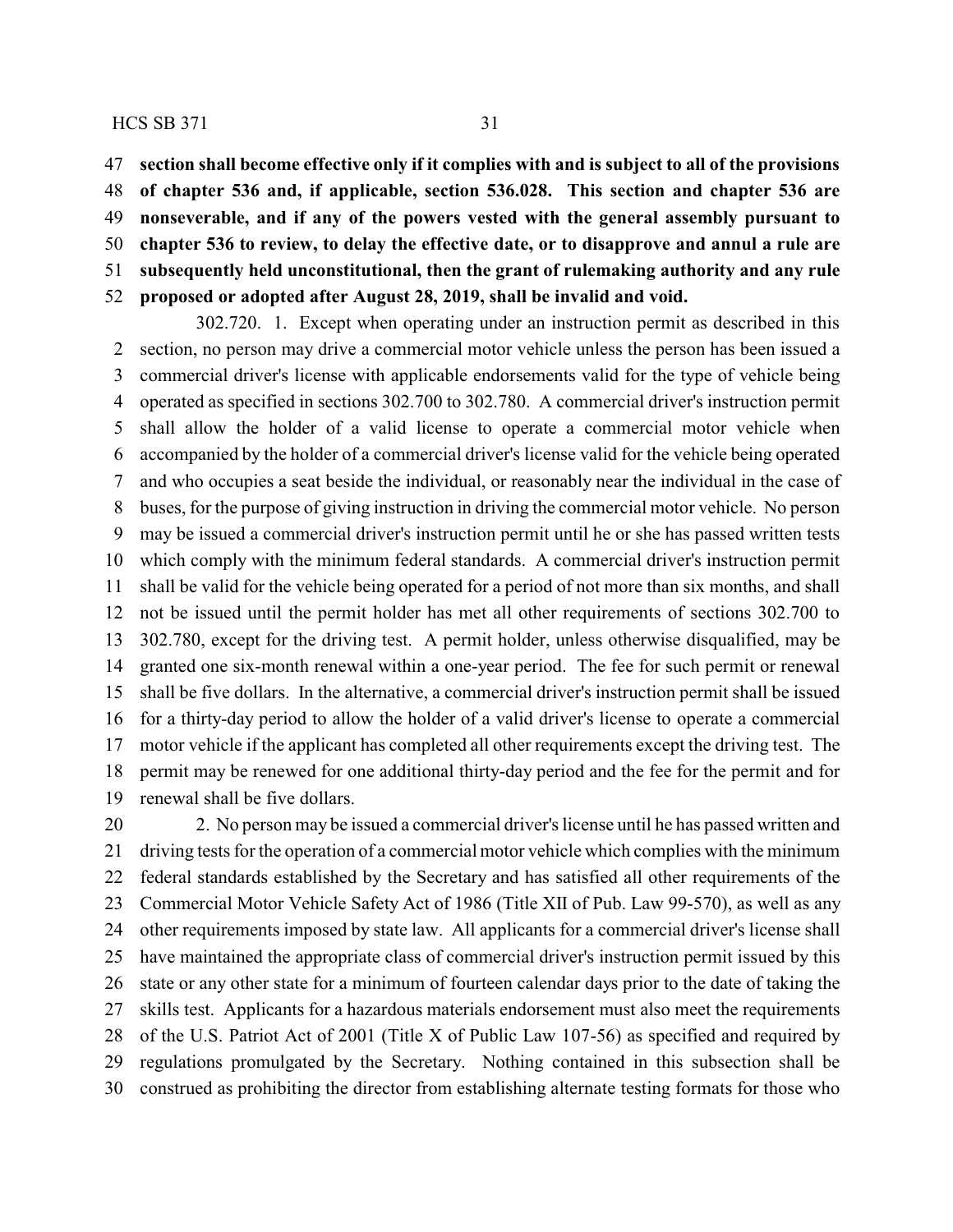**section shall become effective only if it complies with and is subject to all of the provisions of chapter 536 and, if applicable, section 536.028. This section and chapter 536 are nonseverable, and if any of the powers vested with the general assembly pursuant to chapter 536 to review, to delay the effective date, or to disapprove and annul a rule are subsequently held unconstitutional, then the grant of rulemaking authority and any rule proposed or adopted after August 28, 2019, shall be invalid and void.**

302.720. 1. Except when operating under an instruction permit as described in this section, no person may drive a commercial motor vehicle unless the person has been issued a commercial driver's license with applicable endorsements valid for the type of vehicle being operated as specified in sections 302.700 to 302.780. A commercial driver's instruction permit shall allow the holder of a valid license to operate a commercial motor vehicle when accompanied by the holder of a commercial driver's license valid for the vehicle being operated and who occupies a seat beside the individual, or reasonably near the individual in the case of buses, for the purpose of giving instruction in driving the commercial motor vehicle. No person may be issued a commercial driver's instruction permit until he or she has passed written tests which comply with the minimum federal standards. A commercial driver's instruction permit shall be valid for the vehicle being operated for a period of not more than six months, and shall not be issued until the permit holder has met all other requirements of sections 302.700 to 302.780, except for the driving test. A permit holder, unless otherwise disqualified, may be granted one six-month renewal within a one-year period. The fee for such permit or renewal shall be five dollars. In the alternative, a commercial driver's instruction permit shall be issued for a thirty-day period to allow the holder of a valid driver's license to operate a commercial motor vehicle if the applicant has completed all other requirements except the driving test. The permit may be renewed for one additional thirty-day period and the fee for the permit and for renewal shall be five dollars.

2. No person may be issued a commercial driver's license until he has passed written and driving tests for the operation of a commercial motor vehicle which complies with the minimum federal standards established by the Secretary and has satisfied all other requirements of the Commercial Motor Vehicle Safety Act of 1986 (Title XII of Pub. Law 99-570), as well as any other requirements imposed by state law. All applicants for a commercial driver's license shall have maintained the appropriate class of commercial driver's instruction permit issued by this state or any other state for a minimum of fourteen calendar days prior to the date of taking the skills test. Applicants for a hazardous materials endorsement must also meet the requirements of the U.S. Patriot Act of 2001 (Title X of Public Law 107-56) as specified and required by regulations promulgated by the Secretary. Nothing contained in this subsection shall be construed as prohibiting the director from establishing alternate testing formats for those who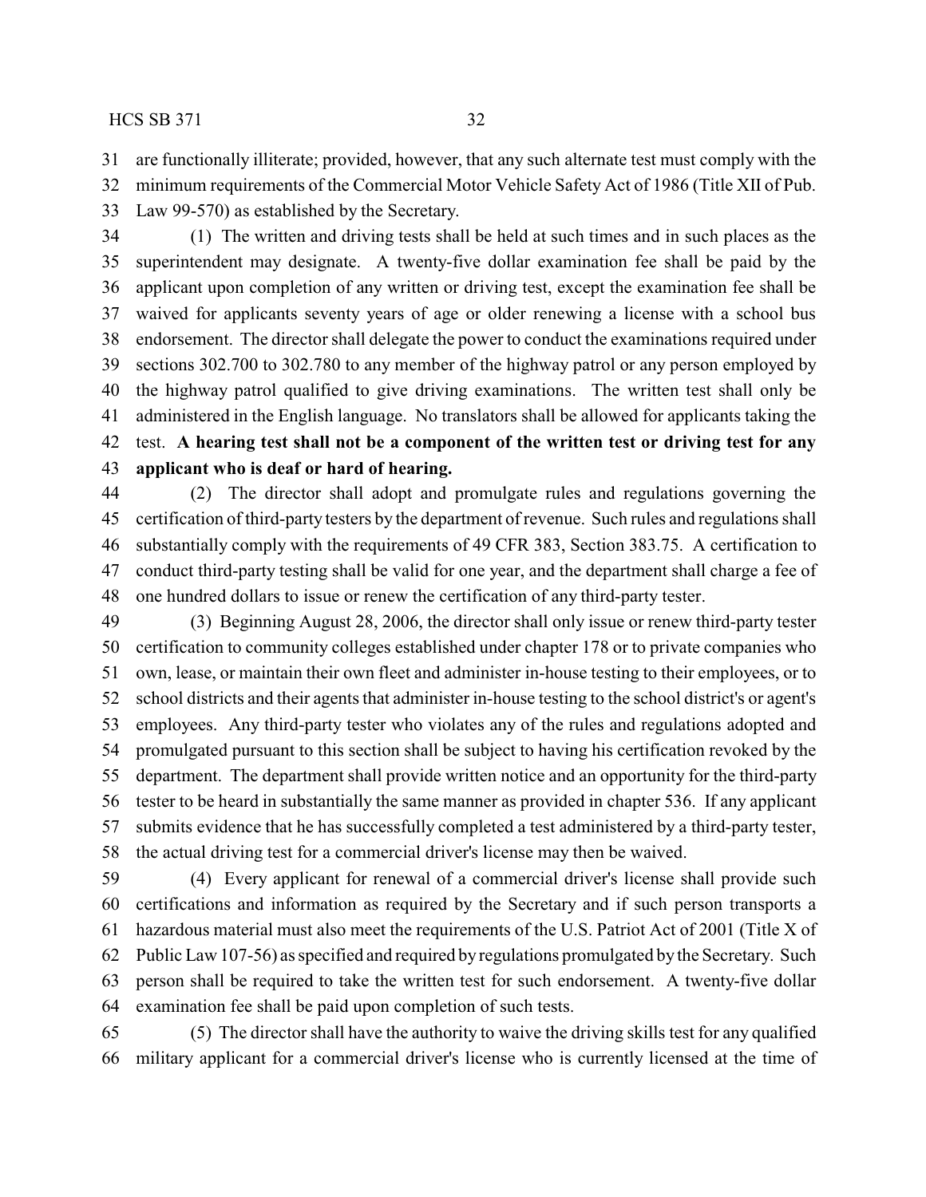are functionally illiterate; provided, however, that any such alternate test must comply with the minimum requirements of the Commercial Motor Vehicle Safety Act of 1986 (Title XII of Pub. Law 99-570) as established by the Secretary.

(1) The written and driving tests shall be held at such times and in such places as the superintendent may designate. A twenty-five dollar examination fee shall be paid by the applicant upon completion of any written or driving test, except the examination fee shall be waived for applicants seventy years of age or older renewing a license with a school bus endorsement. The director shall delegate the power to conduct the examinations required under sections 302.700 to 302.780 to any member of the highway patrol or any person employed by the highway patrol qualified to give driving examinations. The written test shall only be administered in the English language. No translators shall be allowed for applicants taking the test. **A hearing test shall not be a component of the written test or driving test for any applicant who is deaf or hard of hearing.**

(2) The director shall adopt and promulgate rules and regulations governing the certification of third-party testers by the department of revenue. Such rules and regulations shall substantially comply with the requirements of 49 CFR 383, Section 383.75. A certification to conduct third-party testing shall be valid for one year, and the department shall charge a fee of one hundred dollars to issue or renew the certification of any third-party tester.

(3) Beginning August 28, 2006, the director shall only issue or renew third-party tester certification to community colleges established under chapter 178 or to private companies who own, lease, or maintain their own fleet and administer in-house testing to their employees, or to school districts and their agents that administer in-house testing to the school district's or agent's employees. Any third-party tester who violates any of the rules and regulations adopted and promulgated pursuant to this section shall be subject to having his certification revoked by the department. The department shall provide written notice and an opportunity for the third-party tester to be heard in substantially the same manner as provided in chapter 536. If any applicant submits evidence that he has successfully completed a test administered by a third-party tester, the actual driving test for a commercial driver's license may then be waived.

(4) Every applicant for renewal of a commercial driver's license shall provide such certifications and information as required by the Secretary and if such person transports a hazardous material must also meet the requirements of the U.S. Patriot Act of 2001 (Title X of Public Law 107-56) as specified and required by regulations promulgated by the Secretary. Such person shall be required to take the written test for such endorsement. A twenty-five dollar examination fee shall be paid upon completion of such tests.

(5) The director shall have the authority to waive the driving skills test for any qualified military applicant for a commercial driver's license who is currently licensed at the time of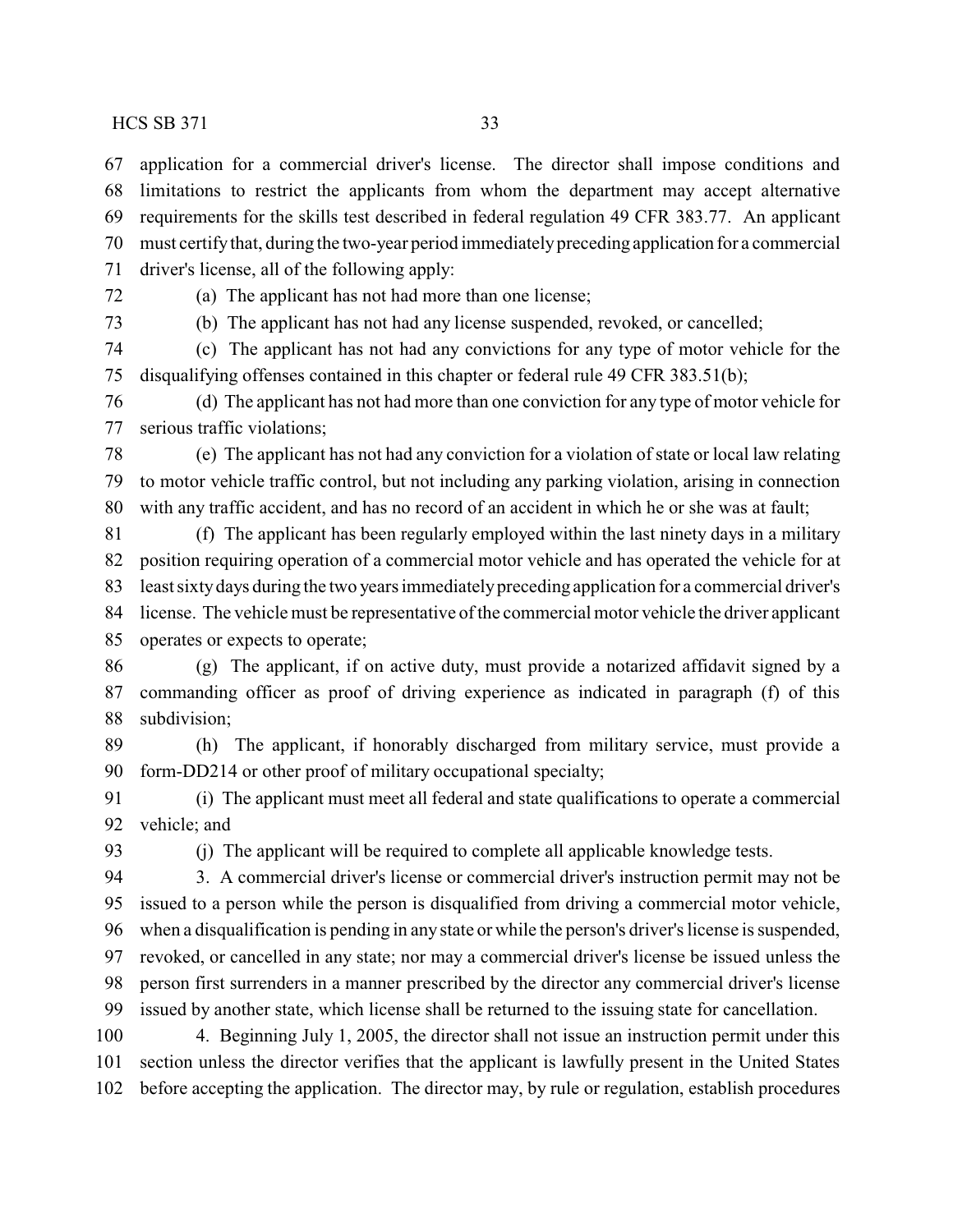application for a commercial driver's license. The director shall impose conditions and limitations to restrict the applicants from whom the department may accept alternative requirements for the skills test described in federal regulation 49 CFR 383.77. An applicant must certify that, during the two-year period immediately preceding application for a commercial driver's license, all of the following apply:

(a) The applicant has not had more than one license;

(b) The applicant has not had any license suspended, revoked, or cancelled;

(c) The applicant has not had any convictions for any type of motor vehicle for the disqualifying offenses contained in this chapter or federal rule 49 CFR 383.51(b);

(d) The applicant has not had more than one conviction for any type of motor vehicle for serious traffic violations;

(e) The applicant has not had any conviction for a violation of state or local law relating to motor vehicle traffic control, but not including any parking violation, arising in connection with any traffic accident, and has no record of an accident in which he or she was at fault;

(f) The applicant has been regularly employed within the last ninety days in a military position requiring operation of a commercial motor vehicle and has operated the vehicle for at least sixty days during the two years immediately preceding application for a commercial driver's license. The vehicle must be representative of the commercial motor vehicle the driver applicant operates or expects to operate;

(g) The applicant, if on active duty, must provide a notarized affidavit signed by a commanding officer as proof of driving experience as indicated in paragraph (f) of this subdivision;

(h) The applicant, if honorably discharged from military service, must provide a form-DD214 or other proof of military occupational specialty;

(i) The applicant must meet all federal and state qualifications to operate a commercial vehicle; and

(j) The applicant will be required to complete all applicable knowledge tests.

3. A commercial driver's license or commercial driver's instruction permit may not be issued to a person while the person is disqualified from driving a commercial motor vehicle, when a disqualification is pending in any state or while the person's driver's license is suspended, revoked, or cancelled in any state; nor may a commercial driver's license be issued unless the person first surrenders in a manner prescribed by the director any commercial driver's license issued by another state, which license shall be returned to the issuing state for cancellation.

4. Beginning July 1, 2005, the director shall not issue an instruction permit under this section unless the director verifies that the applicant is lawfully present in the United States before accepting the application. The director may, by rule or regulation, establish procedures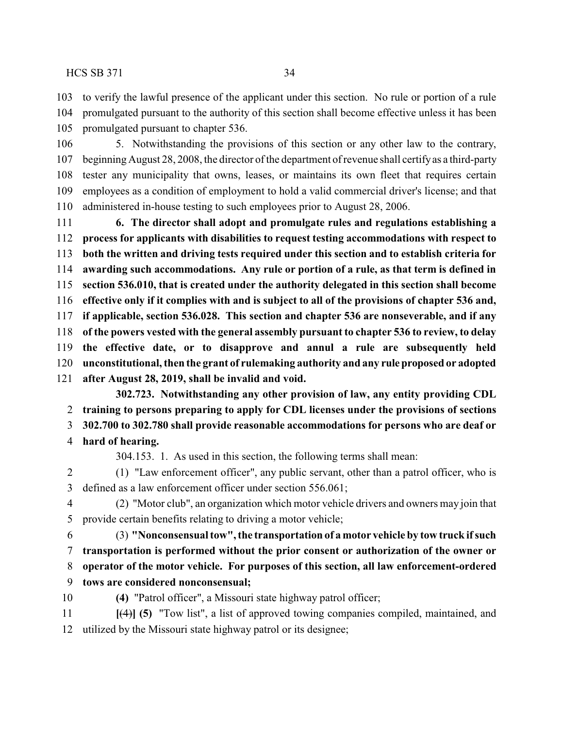to verify the lawful presence of the applicant under this section. No rule or portion of a rule promulgated pursuant to the authority of this section shall become effective unless it has been promulgated pursuant to chapter 536.

5. Notwithstanding the provisions of this section or any other law to the contrary, beginning August 28, 2008, the director of the department of revenue shall certify as a third-party tester any municipality that owns, leases, or maintains its own fleet that requires certain employees as a condition of employment to hold a valid commercial driver's license; and that administered in-house testing to such employees prior to August 28, 2006.

**6. The director shall adopt and promulgate rules and regulations establishing a process for applicants with disabilities to request testing accommodations with respect to both the written and driving tests required under this section and to establish criteria for awarding such accommodations. Any rule or portion of a rule, as that term is defined in section 536.010, that is created under the authority delegated in this section shall become effective only if it complies with and is subject to all of the provisions of chapter 536 and, if applicable, section 536.028. This section and chapter 536 are nonseverable, and if any of the powers vested with the general assembly pursuant to chapter 536 to review, to delay the effective date, or to disapprove and annul a rule are subsequently held unconstitutional, then the grant of rulemaking authority and any rule proposed or adopted after August 28, 2019, shall be invalid and void.**

**302.723. Notwithstanding any other provision of law, any entity providing CDL training to persons preparing to apply for CDL licenses under the provisions of sections 302.700 to 302.780 shall provide reasonable accommodations for persons who are deaf or hard of hearing.**

304.153. 1. As used in this section, the following terms shall mean:

(1) "Law enforcement officer", any public servant, other than a patrol officer, who is defined as a law enforcement officer under section 556.061;

(2) "Motor club", an organization which motor vehicle drivers and owners may join that provide certain benefits relating to driving a motor vehicle;

(3) **"Nonconsensual tow", the transportation of a motor vehicle by tow truck if such transportation is performed without the prior consent or authorization of the owner or operator of the motor vehicle. For purposes of this section, all law enforcement-ordered tows are considered nonconsensual;**

**(4)** "Patrol officer", a Missouri state highway patrol officer;

**[**~~(4)~~**] (5)** "Tow list", a list of approved towing companies compiled, maintained, and utilized by the Missouri state highway patrol or its designee;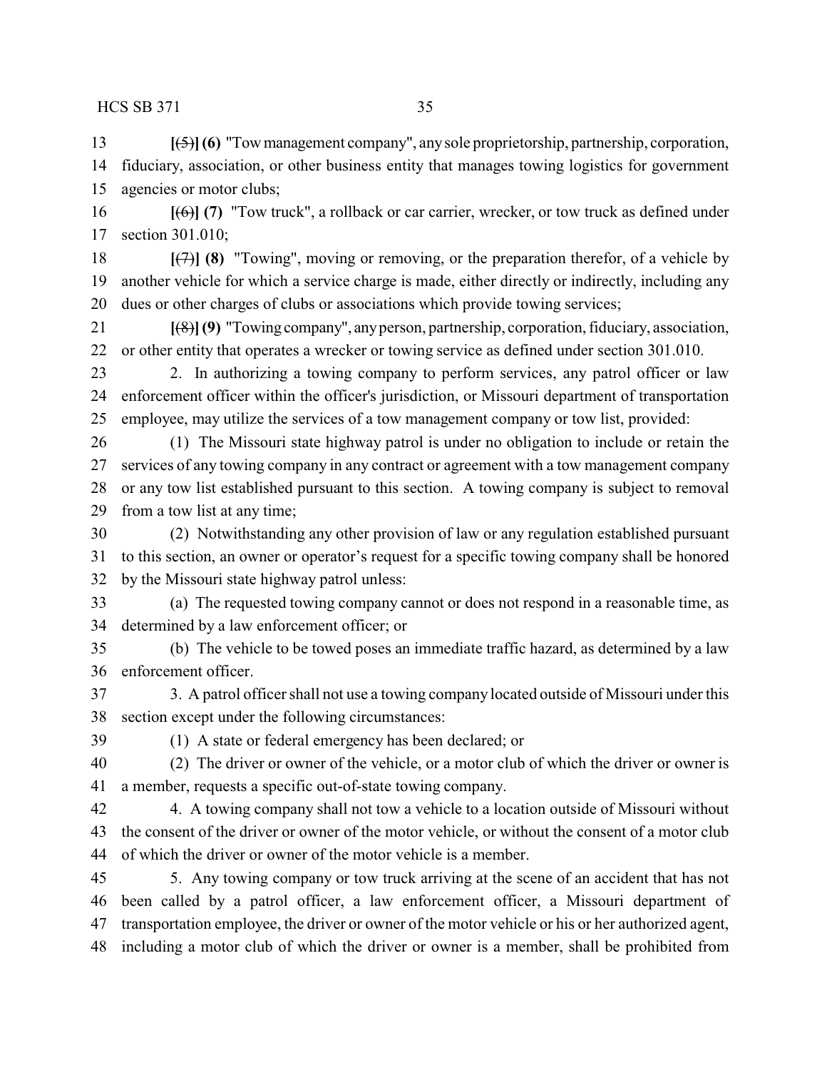**[**~~(5)~~**] (6)** "Tow management company", any sole proprietorship, partnership, corporation, fiduciary, association, or other business entity that manages towing logistics for government agencies or motor clubs;

**[**~~(6)~~**] (7)** "Tow truck", a rollback or car carrier, wrecker, or tow truck as defined under section 301.010;

**[**~~(7)~~**] (8)** "Towing", moving or removing, or the preparation therefor, of a vehicle by another vehicle for which a service charge is made, either directly or indirectly, including any dues or other charges of clubs or associations which provide towing services;

**[**~~(8)~~**] (9)** "Towing company", any person, partnership, corporation, fiduciary, association, or other entity that operates a wrecker or towing service as defined under section 301.010.

2. In authorizing a towing company to perform services, any patrol officer or law enforcement officer within the officer's jurisdiction, or Missouri department of transportation employee, may utilize the services of a tow management company or tow list, provided:

(1) The Missouri state highway patrol is under no obligation to include or retain the services of any towing company in any contract or agreement with a tow management company or any tow list established pursuant to this section. A towing company is subject to removal from a tow list at any time;

(2) Notwithstanding any other provision of law or any regulation established pursuant to this section, an owner or operator's request for a specific towing company shall be honored by the Missouri state highway patrol unless:

(a) The requested towing company cannot or does not respond in a reasonable time, as determined by a law enforcement officer; or

(b) The vehicle to be towed poses an immediate traffic hazard, as determined by a law enforcement officer.

3. A patrol officer shall not use a towing company located outside of Missouri under this section except under the following circumstances:

(1) A state or federal emergency has been declared; or

(2) The driver or owner of the vehicle, or a motor club of which the driver or owner is a member, requests a specific out-of-state towing company.

4. A towing company shall not tow a vehicle to a location outside of Missouri without the consent of the driver or owner of the motor vehicle, or without the consent of a motor club of which the driver or owner of the motor vehicle is a member.

5. Any towing company or tow truck arriving at the scene of an accident that has not been called by a patrol officer, a law enforcement officer, a Missouri department of transportation employee, the driver or owner of the motor vehicle or his or her authorized agent, including a motor club of which the driver or owner is a member, shall be prohibited from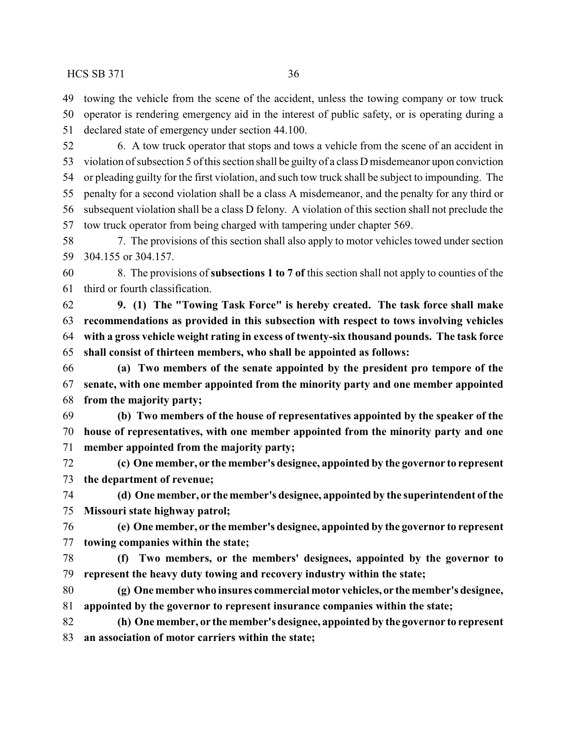towing the vehicle from the scene of the accident, unless the towing company or tow truck operator is rendering emergency aid in the interest of public safety, or is operating during a declared state of emergency under section 44.100.

6. A tow truck operator that stops and tows a vehicle from the scene of an accident in violation of subsection 5 of this section shall be guilty of a class D misdemeanor upon conviction or pleading guilty for the first violation, and such tow truck shall be subject to impounding. The penalty for a second violation shall be a class A misdemeanor, and the penalty for any third or subsequent violation shall be a class D felony. A violation of this section shall not preclude the tow truck operator from being charged with tampering under chapter 569.

7. The provisions of this section shall also apply to motor vehicles towed under section 304.155 or 304.157.

8. The provisions of **subsections 1 to 7 of** this section shall not apply to counties of the third or fourth classification.

**9. (1) The "Towing Task Force" is hereby created. The task force shall make recommendations as provided in this subsection with respect to tows involving vehicles with a gross vehicle weight rating in excess of twenty-six thousand pounds. The task force shall consist of thirteen members, who shall be appointed as follows:**

**(a) Two members of the senate appointed by the president pro tempore of the senate, with one member appointed from the minority party and one member appointed from the majority party;**

**(b) Two members of the house of representatives appointed by the speaker of the house of representatives, with one member appointed from the minority party and one member appointed from the majority party;**

**(c) One member, or the member's designee, appointed by the governor to represent the department of revenue;**

**(d) One member, or the member's designee, appointed by the superintendent of the Missouri state highway patrol;**

**(e) One member, or the member's designee, appointed by the governor to represent towing companies within the state;**

**(f) Two members, or the members' designees, appointed by the governor to represent the heavy duty towing and recovery industry within the state;**

**(g) One member who insures commercial motor vehicles, or the member's designee, appointed by the governor to represent insurance companies within the state;**

**(h) One member, or the member's designee, appointed by the governor to represent an association of motor carriers within the state;**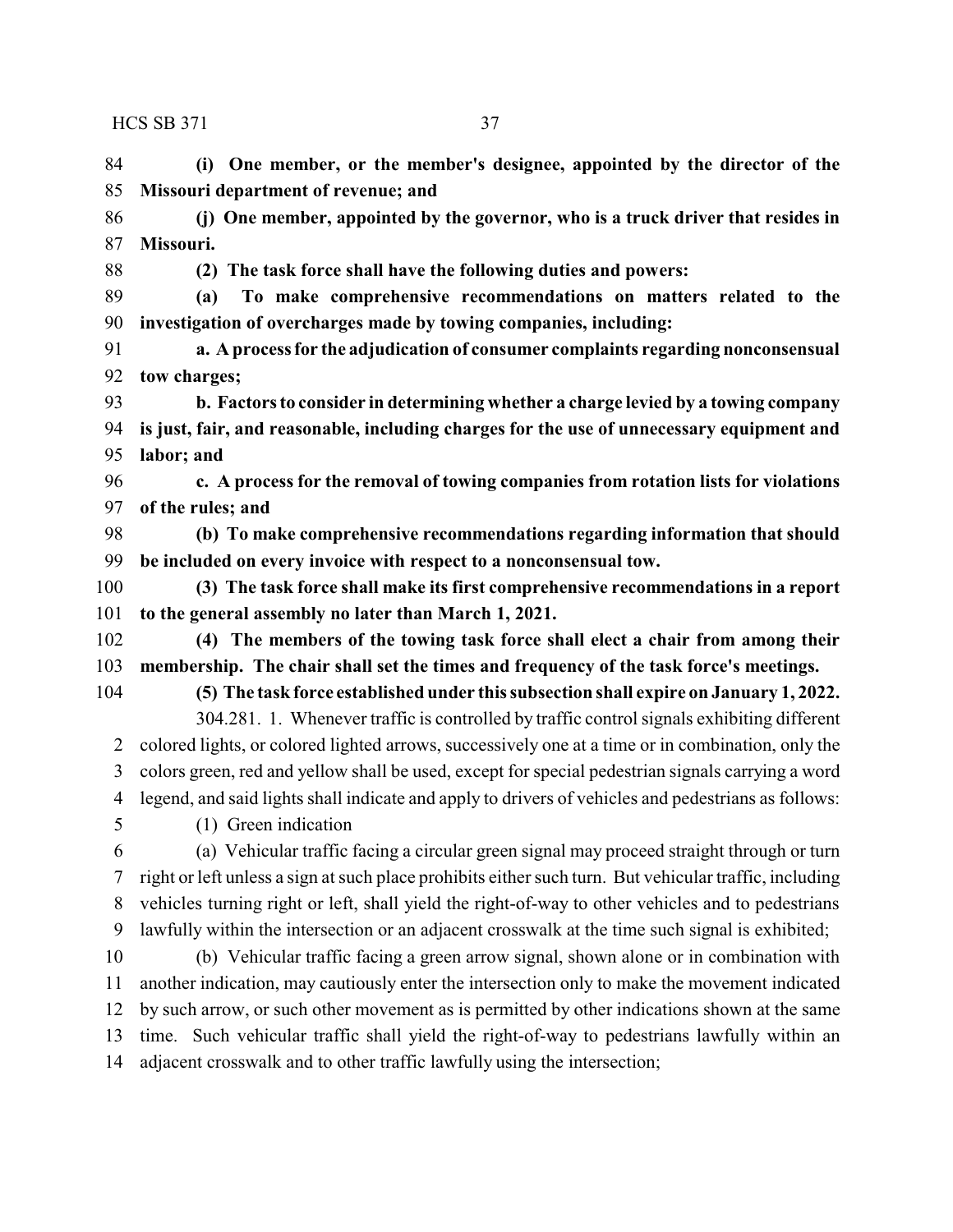**(i) One member, or the member's designee, appointed by the director of the Missouri department of revenue; and**

**(j) One member, appointed by the governor, who is a truck driver that resides in Missouri.**

**(2) The task force shall have the following duties and powers:**

**(a) To make comprehensive recommendations on matters related to the investigation of overcharges made by towing companies, including:**

**a. A process for the adjudication of consumer complaints regarding nonconsensual tow charges;**

**b. Factors to consider in determining whether a charge levied by a towing company is just, fair, and reasonable, including charges for the use of unnecessary equipment and labor; and**

**c. A process for the removal of towing companies from rotation lists for violations of the rules; and**

**(b) To make comprehensive recommendations regarding information that should be included on every invoice with respect to a nonconsensual tow.**

**(3) The task force shall make its first comprehensive recommendations in a report to the general assembly no later than March 1, 2021.**

**(4) The members of the towing task force shall elect a chair from among their membership. The chair shall set the times and frequency of the task force's meetings.**

**(5) The task force established under this subsection shall expire on January 1, 2022.**

304.281. 1. Whenever traffic is controlled by traffic control signals exhibiting different colored lights, or colored lighted arrows, successively one at a time or in combination, only the colors green, red and yellow shall be used, except for special pedestrian signals carrying a word legend, and said lights shall indicate and apply to drivers of vehicles and pedestrians as follows:

(1) Green indication

(a) Vehicular traffic facing a circular green signal may proceed straight through or turn right or left unless a sign at such place prohibits either such turn. But vehicular traffic, including vehicles turning right or left, shall yield the right-of-way to other vehicles and to pedestrians lawfully within the intersection or an adjacent crosswalk at the time such signal is exhibited;

(b) Vehicular traffic facing a green arrow signal, shown alone or in combination with another indication, may cautiously enter the intersection only to make the movement indicated by such arrow, or such other movement as is permitted by other indications shown at the same time. Such vehicular traffic shall yield the right-of-way to pedestrians lawfully within an adjacent crosswalk and to other traffic lawfully using the intersection;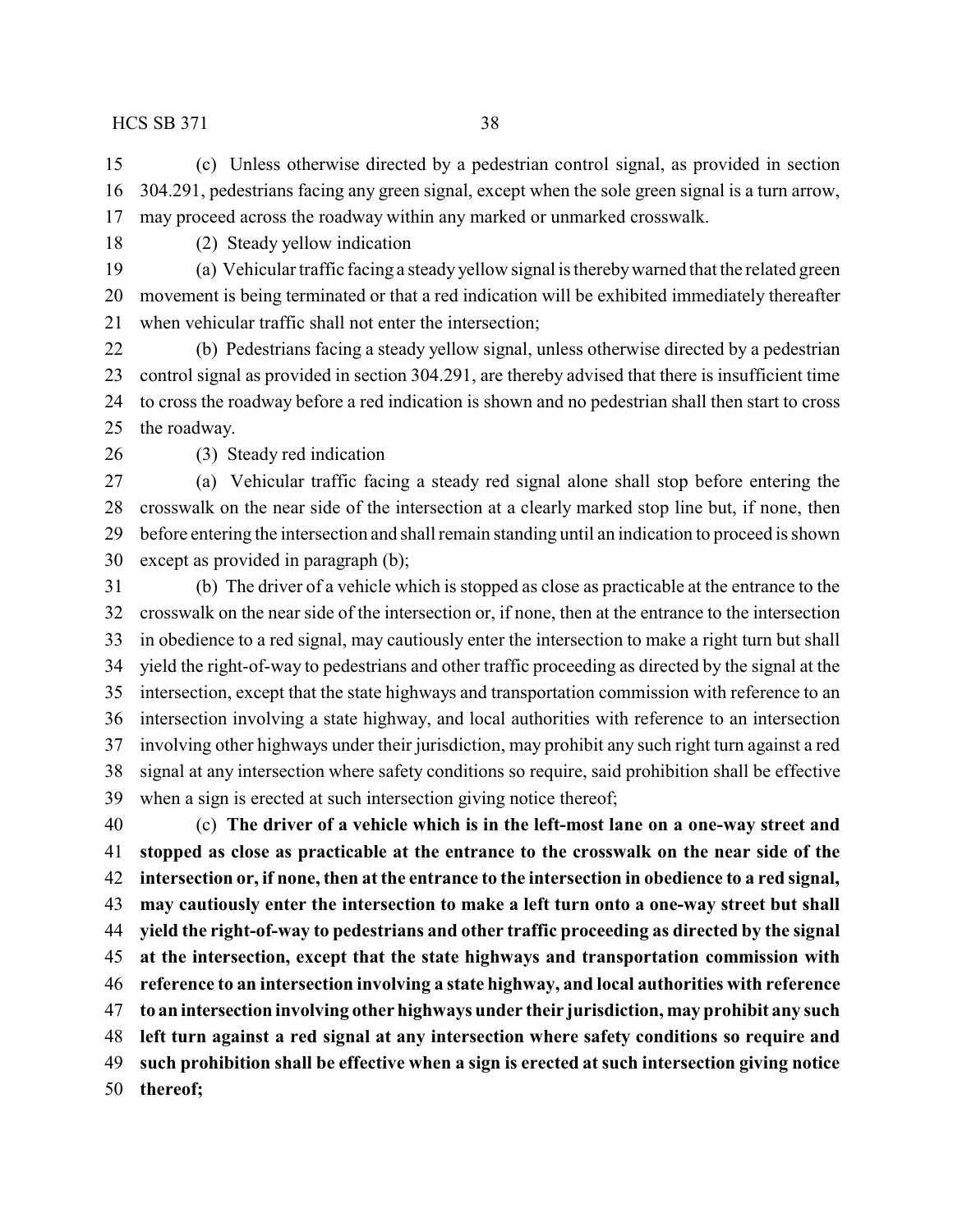(c) Unless otherwise directed by a pedestrian control signal, as provided in section 304.291, pedestrians facing any green signal, except when the sole green signal is a turn arrow, may proceed across the roadway within any marked or unmarked crosswalk.

(2) Steady yellow indication

(a) Vehicular traffic facing a steady yellow signal is thereby warned that the related green movement is being terminated or that a red indication will be exhibited immediately thereafter when vehicular traffic shall not enter the intersection;

(b) Pedestrians facing a steady yellow signal, unless otherwise directed by a pedestrian control signal as provided in section 304.291, are thereby advised that there is insufficient time to cross the roadway before a red indication is shown and no pedestrian shall then start to cross the roadway.

(3) Steady red indication

(a) Vehicular traffic facing a steady red signal alone shall stop before entering the crosswalk on the near side of the intersection at a clearly marked stop line but, if none, then before entering the intersection and shall remain standing until an indication to proceed is shown except as provided in paragraph (b);

(b) The driver of a vehicle which is stopped as close as practicable at the entrance to the crosswalk on the near side of the intersection or, if none, then at the entrance to the intersection in obedience to a red signal, may cautiously enter the intersection to make a right turn but shall yield the right-of-way to pedestrians and other traffic proceeding as directed by the signal at the intersection, except that the state highways and transportation commission with reference to an intersection involving a state highway, and local authorities with reference to an intersection involving other highways under their jurisdiction, may prohibit any such right turn against a red signal at any intersection where safety conditions so require, said prohibition shall be effective when a sign is erected at such intersection giving notice thereof;

(c) **The driver of a vehicle which is in the left-most lane on a one-way street and stopped as close as practicable at the entrance to the crosswalk on the near side of the intersection or, if none, then at the entrance to the intersection in obedience to a red signal, may cautiously enter the intersection to make a left turn onto a one-way street but shall yield the right-of-way to pedestrians and other traffic proceeding as directed by the signal at the intersection, except that the state highways and transportation commission with reference to an intersection involving a state highway, and local authorities with reference to an intersection involving other highways under their jurisdiction, may prohibit any such left turn against a red signal at any intersection where safety conditions so require and such prohibition shall be effective when a sign is erected at such intersection giving notice thereof;**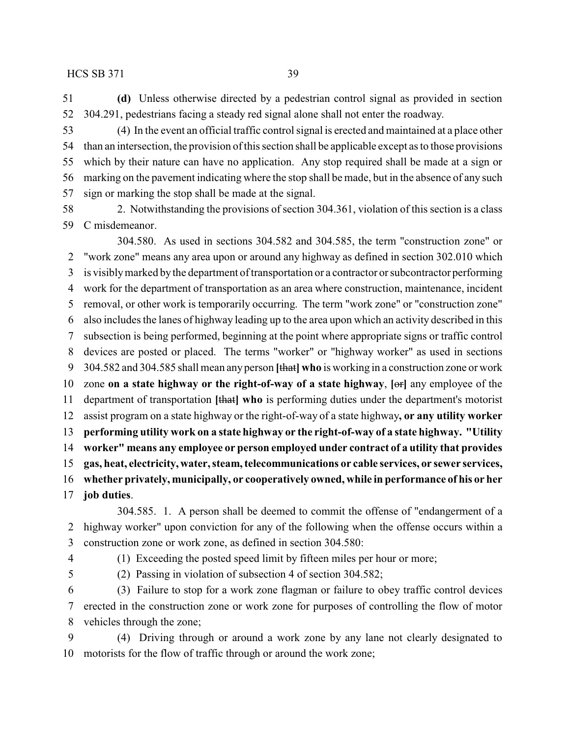**(d)** Unless otherwise directed by a pedestrian control signal as provided in section 304.291, pedestrians facing a steady red signal alone shall not enter the roadway.

(4) In the event an official traffic control signal is erected and maintained at a place other than an intersection, the provision of this section shall be applicable except as to those provisions which by their nature can have no application. Any stop required shall be made at a sign or marking on the pavement indicating where the stop shall be made, but in the absence of any such sign or marking the stop shall be made at the signal.

2. Notwithstanding the provisions of section 304.361, violation of this section is a class C misdemeanor.

304.580. As used in sections 304.582 and 304.585, the term "construction zone" or "work zone" means any area upon or around any highway as defined in section 302.010 which is visibly marked by the department of transportation or a contractor or subcontractor performing work for the department of transportation as an area where construction, maintenance, incident removal, or other work is temporarily occurring. The term "work zone" or "construction zone" also includes the lanes of highway leading up to the area upon which an activity described in this subsection is being performed, beginning at the point where appropriate signs or traffic control devices are posted or placed. The terms "worker" or "highway worker" as used in sections 304.582 and 304.585 shall mean any person **[**~~that~~**] who** is working in a construction zone or work zone **on a state highway or the right-of-way of a state highway**, **[**~~or~~**]** any employee of the department of transportation **[**~~that~~**] who** is performing duties under the department's motorist assist program on a state highway or the right-of-way of a state highway**, or any utility worker performing utility work on a state highway or the right-of-way of a state highway. "Utility worker" means any employee or person employed under contract of a utility that provides gas, heat, electricity, water, steam, telecommunications or cable services, or sewer services, whether privately, municipally, or cooperatively owned, while in performance of his or her job duties**.

304.585. 1. A person shall be deemed to commit the offense of "endangerment of a highway worker" upon conviction for any of the following when the offense occurs within a construction zone or work zone, as defined in section 304.580:

(1) Exceeding the posted speed limit by fifteen miles per hour or more;

(2) Passing in violation of subsection 4 of section 304.582;

(3) Failure to stop for a work zone flagman or failure to obey traffic control devices erected in the construction zone or work zone for purposes of controlling the flow of motor vehicles through the zone;

(4) Driving through or around a work zone by any lane not clearly designated to motorists for the flow of traffic through or around the work zone;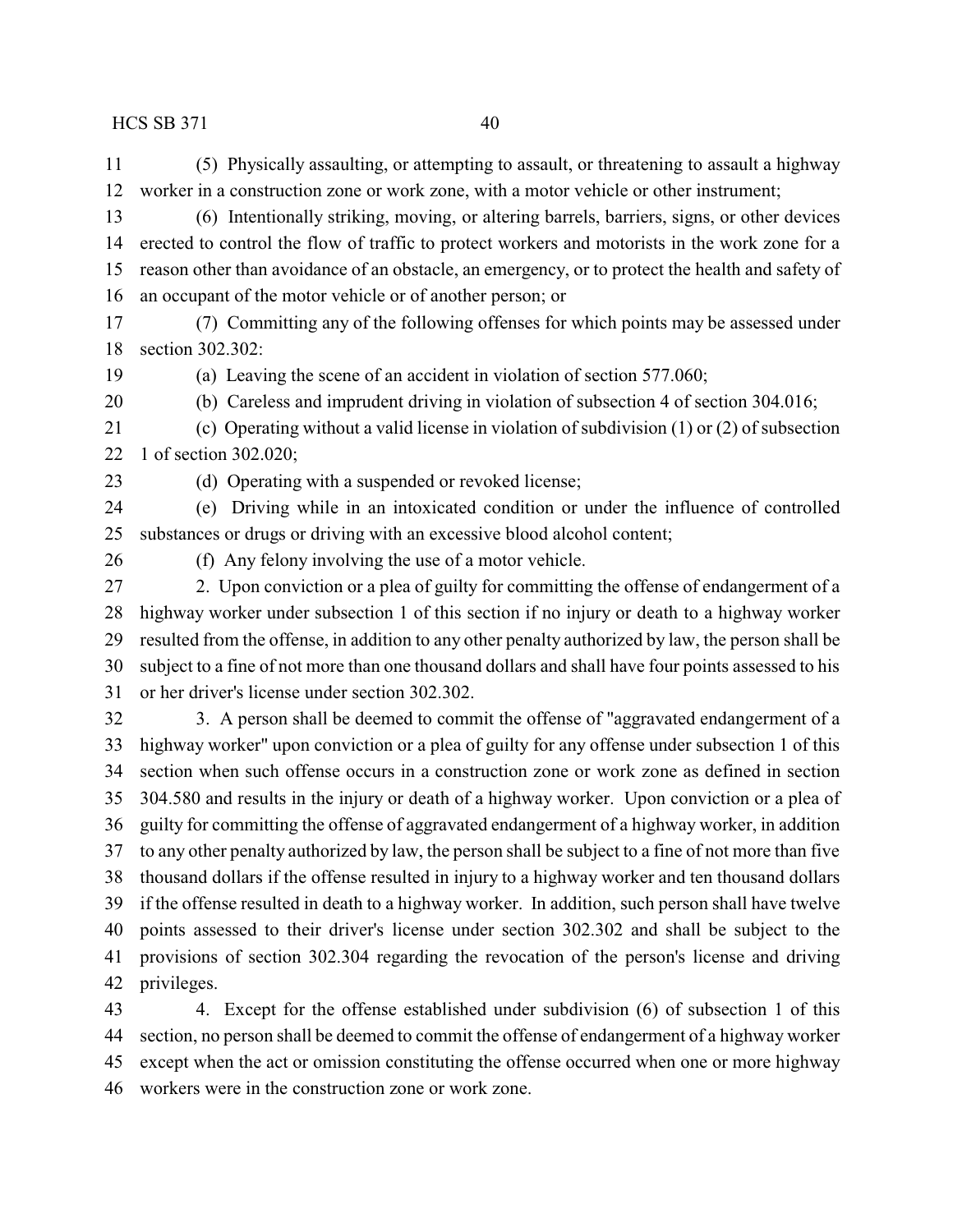(5) Physically assaulting, or attempting to assault, or threatening to assault a highway worker in a construction zone or work zone, with a motor vehicle or other instrument;

(6) Intentionally striking, moving, or altering barrels, barriers, signs, or other devices erected to control the flow of traffic to protect workers and motorists in the work zone for a reason other than avoidance of an obstacle, an emergency, or to protect the health and safety of an occupant of the motor vehicle or of another person; or

(7) Committing any of the following offenses for which points may be assessed under section 302.302:

(a) Leaving the scene of an accident in violation of section 577.060;

(b) Careless and imprudent driving in violation of subsection 4 of section 304.016;

(c) Operating without a valid license in violation of subdivision (1) or (2) of subsection 1 of section 302.020;

(d) Operating with a suspended or revoked license;

(e) Driving while in an intoxicated condition or under the influence of controlled substances or drugs or driving with an excessive blood alcohol content;

(f) Any felony involving the use of a motor vehicle.

2. Upon conviction or a plea of guilty for committing the offense of endangerment of a highway worker under subsection 1 of this section if no injury or death to a highway worker resulted from the offense, in addition to any other penalty authorized by law, the person shall be subject to a fine of not more than one thousand dollars and shall have four points assessed to his or her driver's license under section 302.302.

3. A person shall be deemed to commit the offense of "aggravated endangerment of a highway worker" upon conviction or a plea of guilty for any offense under subsection 1 of this section when such offense occurs in a construction zone or work zone as defined in section 304.580 and results in the injury or death of a highway worker. Upon conviction or a plea of guilty for committing the offense of aggravated endangerment of a highway worker, in addition to any other penalty authorized by law, the person shall be subject to a fine of not more than five thousand dollars if the offense resulted in injury to a highway worker and ten thousand dollars if the offense resulted in death to a highway worker. In addition, such person shall have twelve points assessed to their driver's license under section 302.302 and shall be subject to the provisions of section 302.304 regarding the revocation of the person's license and driving privileges.

4. Except for the offense established under subdivision (6) of subsection 1 of this section, no person shall be deemed to commit the offense of endangerment of a highway worker except when the act or omission constituting the offense occurred when one or more highway workers were in the construction zone or work zone.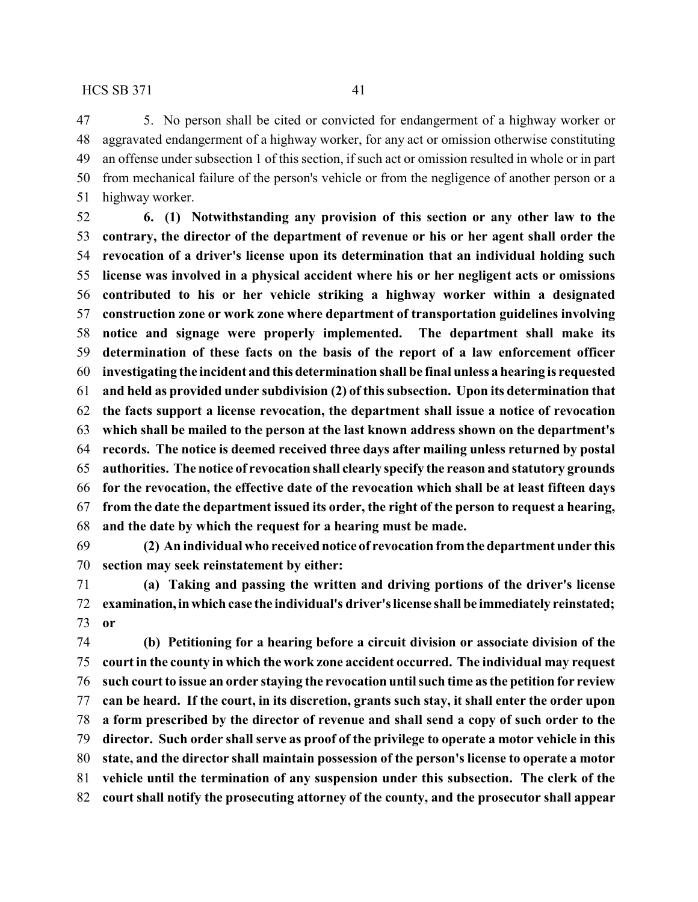5. No person shall be cited or convicted for endangerment of a highway worker or aggravated endangerment of a highway worker, for any act or omission otherwise constituting an offense under subsection 1 of this section, if such act or omission resulted in whole or in part from mechanical failure of the person's vehicle or from the negligence of another person or a highway worker.

**6. (1) Notwithstanding any provision of this section or any other law to the contrary, the director of the department of revenue or his or her agent shall order the revocation of a driver's license upon its determination that an individual holding such license was involved in a physical accident where his or her negligent acts or omissions contributed to his or her vehicle striking a highway worker within a designated construction zone or work zone where department of transportation guidelines involving notice and signage were properly implemented. The department shall make its determination of these facts on the basis of the report of a law enforcement officer investigating the incident and this determination shall be final unless a hearing is requested and held as provided under subdivision (2) of this subsection. Upon its determination that the facts support a license revocation, the department shall issue a notice of revocation which shall be mailed to the person at the last known address shown on the department's records. The notice is deemed received three days after mailing unless returned by postal authorities. The notice of revocation shall clearly specify the reason and statutory grounds for the revocation, the effective date of the revocation which shall be at least fifteen days from the date the department issued its order, the right of the person to request a hearing, and the date by which the request for a hearing must be made.**

**(2) An individual who received notice of revocation from the department under this section may seek reinstatement by either:**

**(a) Taking and passing the written and driving portions of the driver's license examination, in which case the individual's driver's license shall be immediately reinstated; or**

**(b) Petitioning for a hearing before a circuit division or associate division of the court in the county in which the work zone accident occurred. The individual may request such court to issue an order staying the revocation until such time as the petition for review can be heard. If the court, in its discretion, grants such stay, it shall enter the order upon a form prescribed by the director of revenue and shall send a copy of such order to the director. Such order shall serve as proof of the privilege to operate a motor vehicle in this state, and the director shall maintain possession of the person's license to operate a motor vehicle until the termination of any suspension under this subsection. The clerk of the court shall notify the prosecuting attorney of the county, and the prosecutor shall appear**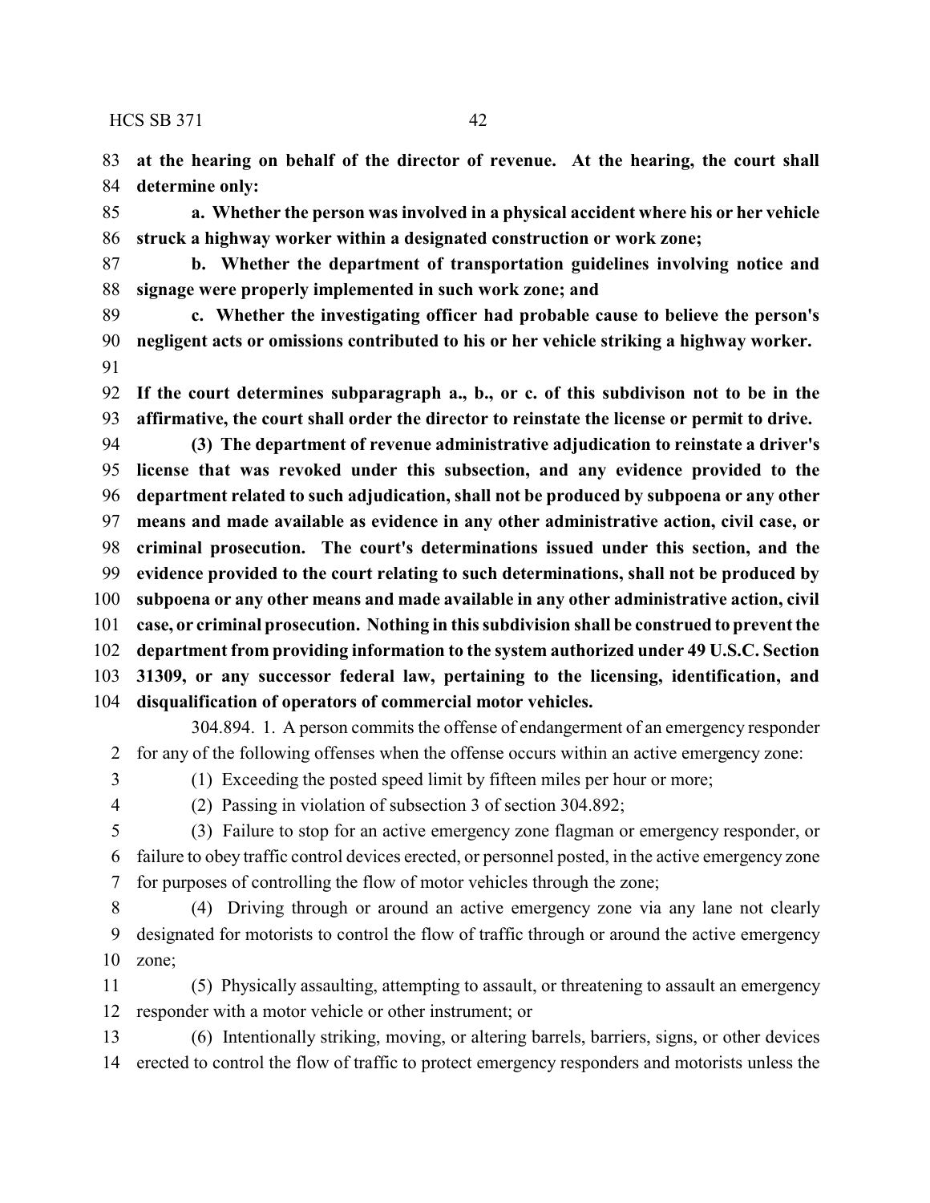**at the hearing on behalf of the director of revenue. At the hearing, the court shall determine only:**

**a. Whether the person was involved in a physical accident where his or her vehicle struck a highway worker within a designated construction or work zone;**

**b. Whether the department of transportation guidelines involving notice and signage were properly implemented in such work zone; and**

**c. Whether the investigating officer had probable cause to believe the person's negligent acts or omissions contributed to his or her vehicle striking a highway worker.**

**If the court determines subparagraph a., b., or c. of this subdivison not to be in the affirmative, the court shall order the director to reinstate the license or permit to drive.**

**(3) The department of revenue administrative adjudication to reinstate a driver's license that was revoked under this subsection, and any evidence provided to the department related to such adjudication, shall not be produced by subpoena or any other means and made available as evidence in any other administrative action, civil case, or criminal prosecution. The court's determinations issued under this section, and the evidence provided to the court relating to such determinations, shall not be produced by subpoena or any other means and made available in any other administrative action, civil case, or criminal prosecution. Nothing in this subdivision shall be construed to prevent the department from providing information to the system authorized under 49 U.S.C. Section 31309, or any successor federal law, pertaining to the licensing, identification, and disqualification of operators of commercial motor vehicles.**

304.894. 1. A person commits the offense of endangerment of an emergency responder for any of the following offenses when the offense occurs within an active emergency zone:

(1) Exceeding the posted speed limit by fifteen miles per hour or more;

(2) Passing in violation of subsection 3 of section 304.892;

(3) Failure to stop for an active emergency zone flagman or emergency responder, or failure to obey traffic control devices erected, or personnel posted, in the active emergency zone for purposes of controlling the flow of motor vehicles through the zone;

(4) Driving through or around an active emergency zone via any lane not clearly designated for motorists to control the flow of traffic through or around the active emergency zone;

(5) Physically assaulting, attempting to assault, or threatening to assault an emergency responder with a motor vehicle or other instrument; or

(6) Intentionally striking, moving, or altering barrels, barriers, signs, or other devices erected to control the flow of traffic to protect emergency responders and motorists unless the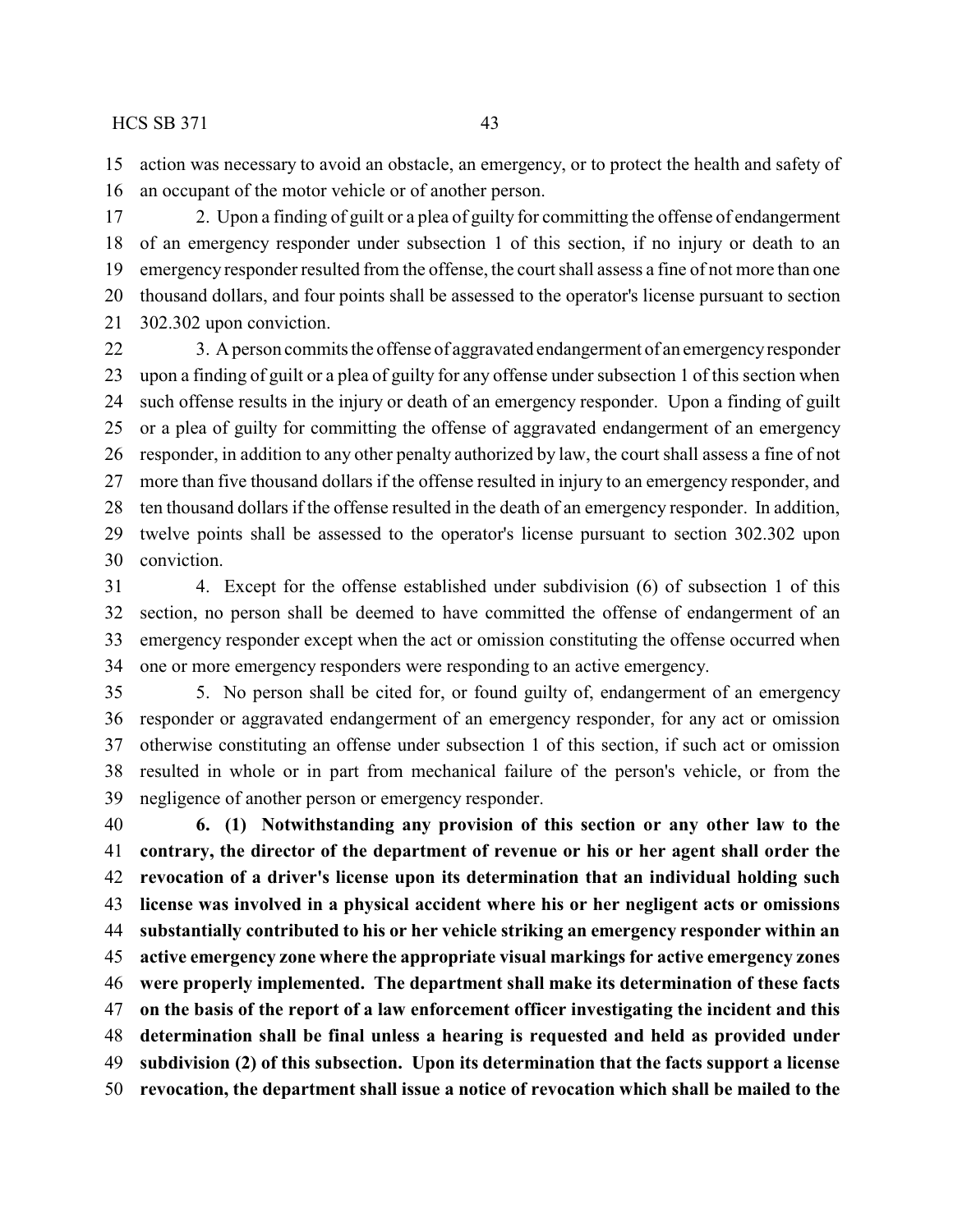action was necessary to avoid an obstacle, an emergency, or to protect the health and safety of an occupant of the motor vehicle or of another person.

2. Upon a finding of guilt or a plea of guilty for committing the offense of endangerment of an emergency responder under subsection 1 of this section, if no injury or death to an emergency responder resulted from the offense, the court shall assess a fine of not more than one thousand dollars, and four points shall be assessed to the operator's license pursuant to section 302.302 upon conviction.

3. A person commits the offense of aggravated endangerment of an emergency responder upon a finding of guilt or a plea of guilty for any offense under subsection 1 of this section when such offense results in the injury or death of an emergency responder. Upon a finding of guilt or a plea of guilty for committing the offense of aggravated endangerment of an emergency responder, in addition to any other penalty authorized by law, the court shall assess a fine of not more than five thousand dollars if the offense resulted in injury to an emergency responder, and ten thousand dollars if the offense resulted in the death of an emergency responder. In addition, twelve points shall be assessed to the operator's license pursuant to section 302.302 upon conviction.

4. Except for the offense established under subdivision (6) of subsection 1 of this section, no person shall be deemed to have committed the offense of endangerment of an emergency responder except when the act or omission constituting the offense occurred when one or more emergency responders were responding to an active emergency.

5. No person shall be cited for, or found guilty of, endangerment of an emergency responder or aggravated endangerment of an emergency responder, for any act or omission otherwise constituting an offense under subsection 1 of this section, if such act or omission resulted in whole or in part from mechanical failure of the person's vehicle, or from the negligence of another person or emergency responder.

**6. (1) Notwithstanding any provision of this section or any other law to the contrary, the director of the department of revenue or his or her agent shall order the revocation of a driver's license upon its determination that an individual holding such license was involved in a physical accident where his or her negligent acts or omissions substantially contributed to his or her vehicle striking an emergency responder within an active emergency zone where the appropriate visual markings for active emergency zones were properly implemented. The department shall make its determination of these facts on the basis of the report of a law enforcement officer investigating the incident and this determination shall be final unless a hearing is requested and held as provided under subdivision (2) of this subsection. Upon its determination that the facts support a license revocation, the department shall issue a notice of revocation which shall be mailed to the**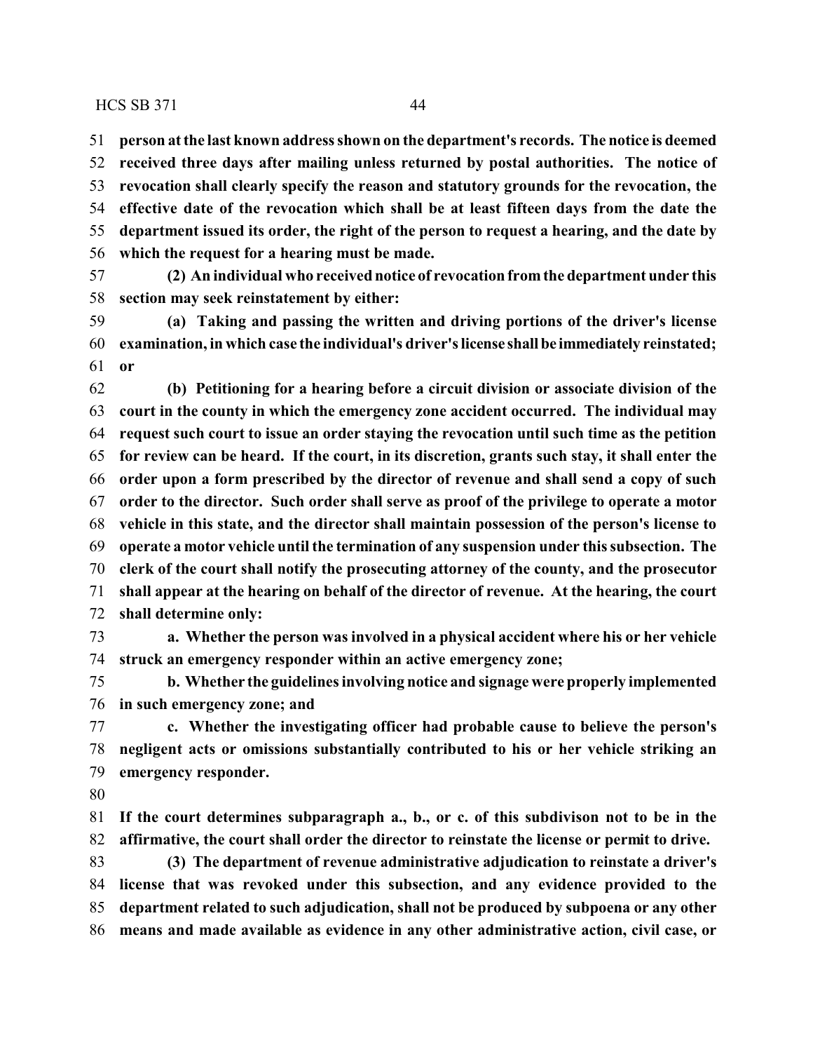**person at the last known address shown on the department's records. The notice is deemed received three days after mailing unless returned by postal authorities. The notice of revocation shall clearly specify the reason and statutory grounds for the revocation, the effective date of the revocation which shall be at least fifteen days from the date the department issued its order, the right of the person to request a hearing, and the date by which the request for a hearing must be made.**

**(2) An individual who received notice of revocation from the department under this section may seek reinstatement by either:**

**(a) Taking and passing the written and driving portions of the driver's license examination, in which case the individual's driver's license shall be immediately reinstated; or**

**(b) Petitioning for a hearing before a circuit division or associate division of the court in the county in which the emergency zone accident occurred. The individual may request such court to issue an order staying the revocation until such time as the petition for review can be heard. If the court, in its discretion, grants such stay, it shall enter the order upon a form prescribed by the director of revenue and shall send a copy of such order to the director. Such order shall serve as proof of the privilege to operate a motor vehicle in this state, and the director shall maintain possession of the person's license to operate a motor vehicle until the termination of any suspension under this subsection. The clerk of the court shall notify the prosecuting attorney of the county, and the prosecutor shall appear at the hearing on behalf of the director of revenue. At the hearing, the court shall determine only:**

**a. Whether the person was involved in a physical accident where his or her vehicle struck an emergency responder within an active emergency zone;**

**b. Whether the guidelines involving notice and signage were properly implemented in such emergency zone; and**

**c. Whether the investigating officer had probable cause to believe the person's negligent acts or omissions substantially contributed to his or her vehicle striking an emergency responder.**

**If the court determines subparagraph a., b., or c. of this subdivison not to be in the affirmative, the court shall order the director to reinstate the license or permit to drive.**

**(3) The department of revenue administrative adjudication to reinstate a driver's license that was revoked under this subsection, and any evidence provided to the department related to such adjudication, shall not be produced by subpoena or any other means and made available as evidence in any other administrative action, civil case, or**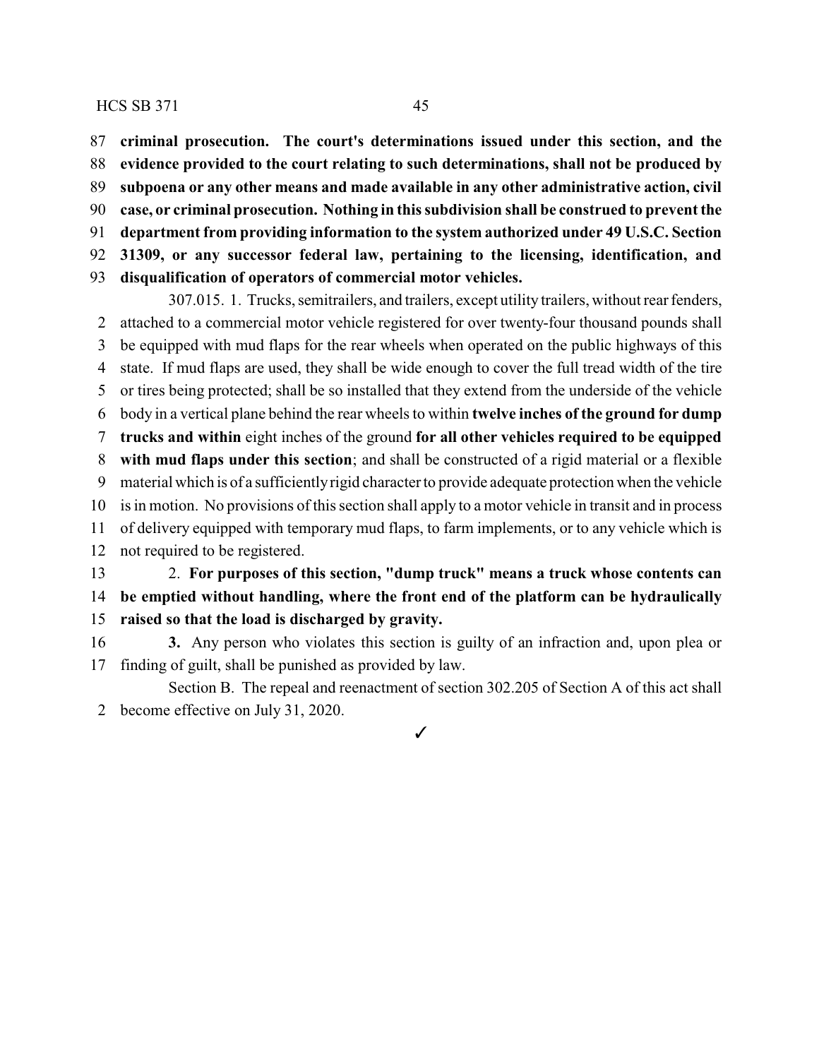**criminal prosecution. The court's determinations issued under this section, and the evidence provided to the court relating to such determinations, shall not be produced by subpoena or any other means and made available in any other administrative action, civil case, or criminal prosecution. Nothing in this subdivision shall be construed to prevent the department from providing information to the system authorized under 49 U.S.C. Section 31309, or any successor federal law, pertaining to the licensing, identification, and disqualification of operators of commercial motor vehicles.**

307.015. 1. Trucks, semitrailers, and trailers, except utility trailers, without rear fenders, attached to a commercial motor vehicle registered for over twenty-four thousand pounds shall be equipped with mud flaps for the rear wheels when operated on the public highways of this state. If mud flaps are used, they shall be wide enough to cover the full tread width of the tire or tires being protected; shall be so installed that they extend from the underside of the vehicle body in a vertical plane behind the rear wheels to within **twelve inches of the ground for dump trucks and within** eight inches of the ground **for all other vehicles required to be equipped with mud flaps under this section**; and shall be constructed of a rigid material or a flexible material which is of a sufficiently rigid character to provide adequate protection when the vehicle is in motion. No provisions of this section shall apply to a motor vehicle in transit and in process of delivery equipped with temporary mud flaps, to farm implements, or to any vehicle which is not required to be registered.

2. **For purposes of this section, "dump truck" means a truck whose contents can be emptied without handling, where the front end of the platform can be hydraulically raised so that the load is discharged by gravity.**

**3.** Any person who violates this section is guilty of an infraction and, upon plea or finding of guilt, shall be punished as provided by law.

Section B. The repeal and reenactment of section 302.205 of Section A of this act shall become effective on July 31, 2020.

✓